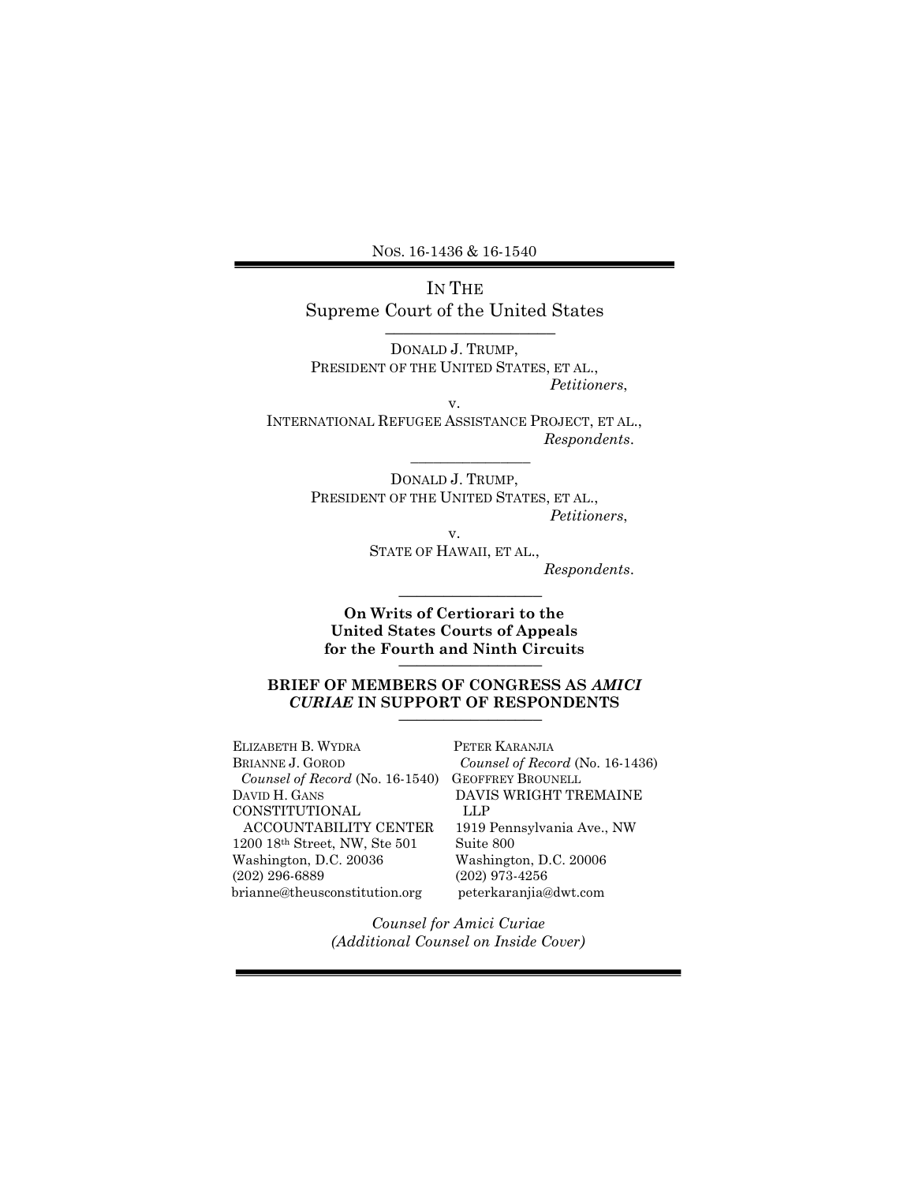NOS. 16-1436 & 16-1540

IN THE
Supreme Court of the United States

DONALD J. TRUMP,
PRESIDENT OF THE UNITED STATES, ET AL.,
*Petitioners*,
v.
INTERNATIONAL REFUGEE ASSISTANCE PROJECT, ET AL.,
*Respondents*.

DONALD J. TRUMP,
PRESIDENT OF THE UNITED STATES, ET AL.,
*Petitioners*,
v.
STATE OF HAWAII, ET AL.,
*Respondents*.

**On Writs of Certiorari to the United States Courts of Appeals for the Fourth and Ninth Circuits**

**BRIEF OF MEMBERS OF CONGRESS AS *AMICI CURIAE* IN SUPPORT OF RESPONDENTS**

ELIZABETH B. WYDRA
BRIANNE J. GOROD
*Counsel of Record* (No. 16-1540)
DAVID H. GANS
CONSTITUTIONAL ACCOUNTABILITY CENTER
1200 18th Street, NW, Ste 501
Washington, D.C. 20036
(202) 296-6889
brianne@theusconstitution.org

PETER KARANJIA
*Counsel of Record* (No. 16-1436)
GEOFFREY BROUNELL
DAVIS WRIGHT TREMAINE LLP
1919 Pennsylvania Ave., NW
Suite 800
Washington, D.C. 20006
(202) 973-4256
peterkaranjia@dwt.com

*Counsel for Amici Curiae*
*(Additional Counsel on Inside Cover)*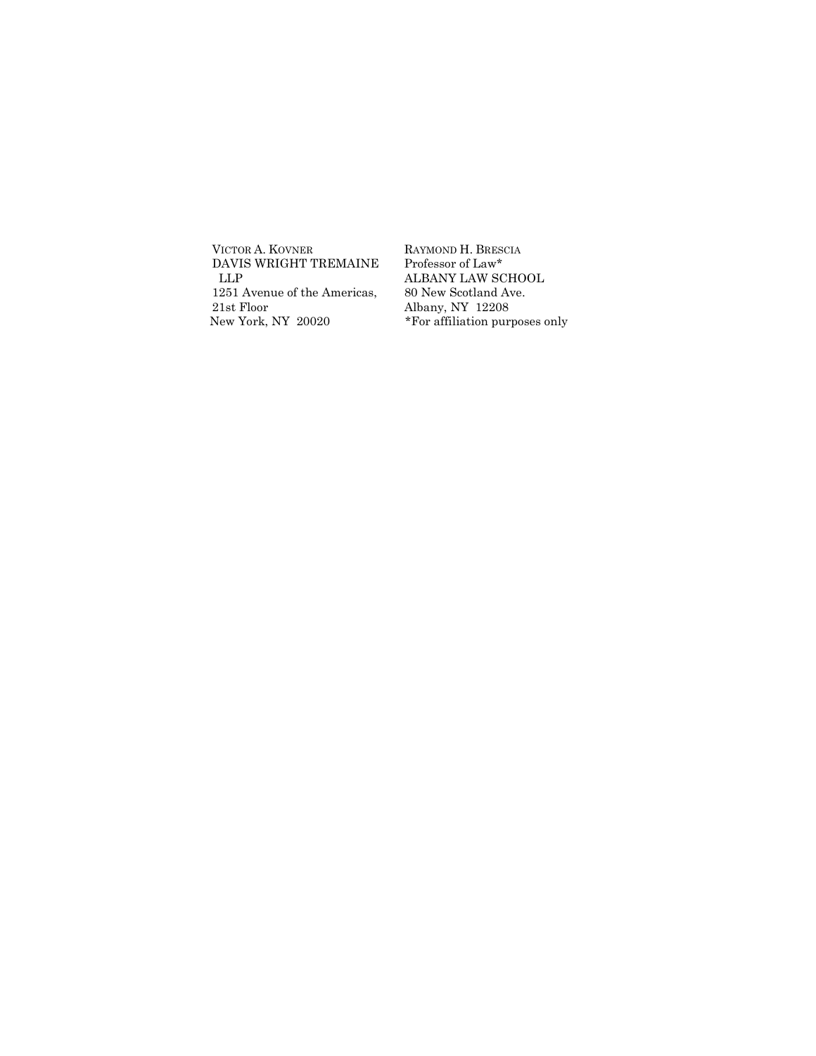VICTOR A. KOVNER
DAVIS WRIGHT TREMAINE LLP
1251 Avenue of the Americas, 21st Floor
New York, NY 20020

RAYMOND H. BRESCIA
Professor of Law*
ALBANY LAW SCHOOL
80 New Scotland Ave.
Albany, NY 12208
*For affiliation purposes only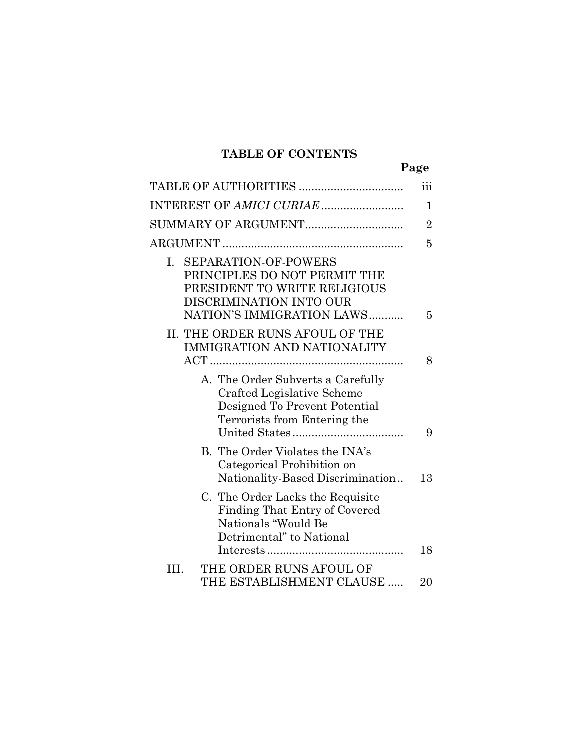## TABLE OF CONTENTS

| | Page |
|---|---|
| TABLE OF AUTHORITIES | iii |
| INTEREST OF *AMICI CURIAE* | 1 |
| SUMMARY OF ARGUMENT | 2 |
| ARGUMENT | 5 |
| I. SEPARATION-OF-POWERS PRINCIPLES DO NOT PERMIT THE PRESIDENT TO WRITE RELIGIOUS DISCRIMINATION INTO OUR NATION'S IMMIGRATION LAWS | 5 |
| II. THE ORDER RUNS AFOUL OF THE IMMIGRATION AND NATIONALITY ACT | 8 |
| A. The Order Subverts a Carefully Crafted Legislative Scheme Designed To Prevent Potential Terrorists from Entering the United States | 9 |
| B. The Order Violates the INA's Categorical Prohibition on Nationality-Based Discrimination | 13 |
| C. The Order Lacks the Requisite Finding That Entry of Covered Nationals "Would Be Detrimental" to National Interests | 18 |
| III. THE ORDER RUNS AFOUL OF THE ESTABLISHMENT CLAUSE | 20 |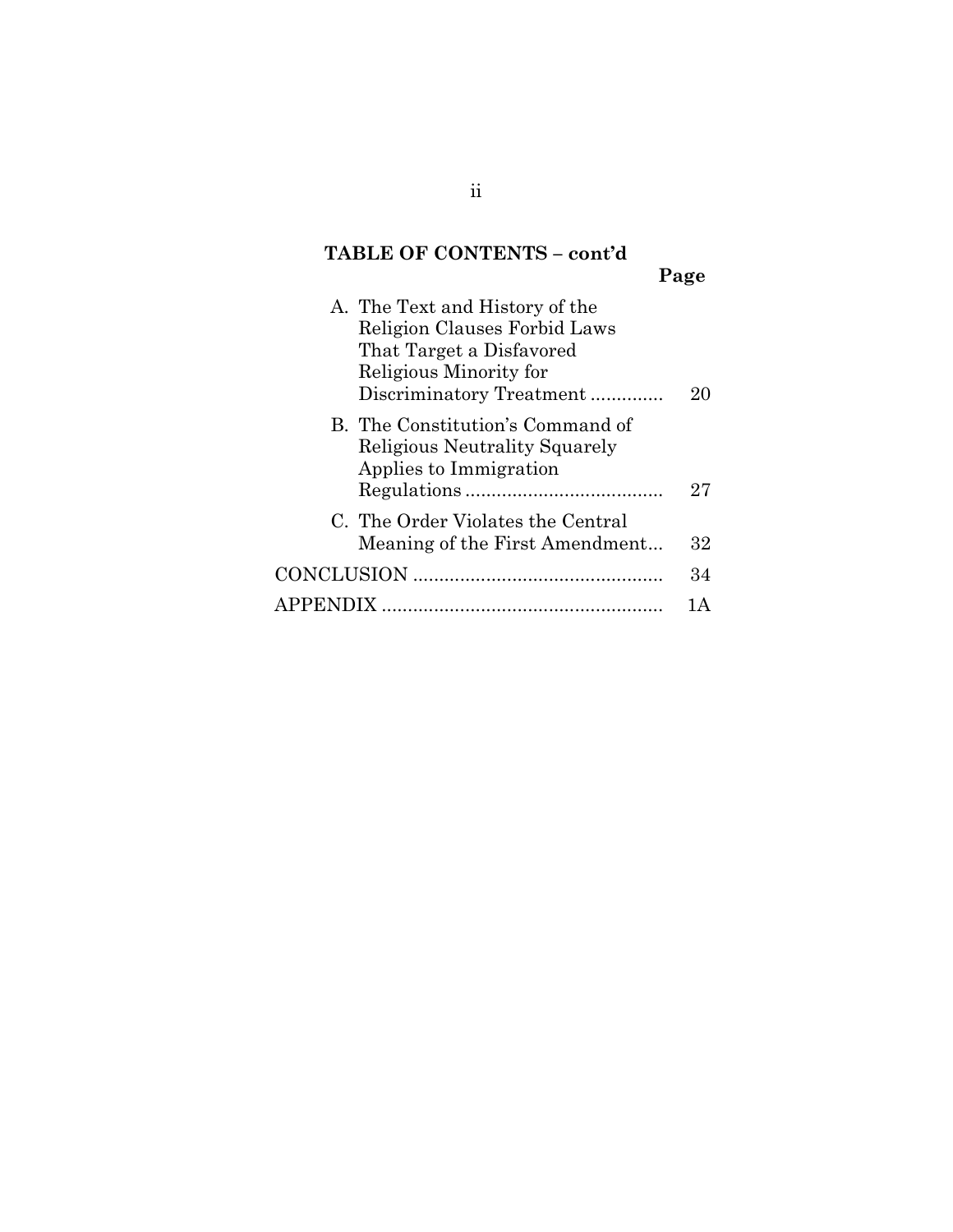## TABLE OF CONTENTS – cont'd

| | Page |
|---|---|
| A. The Text and History of the Religion Clauses Forbid Laws That Target a Disfavored Religious Minority for Discriminatory Treatment | 20 |
| B. The Constitution's Command of Religious Neutrality Squarely Applies to Immigration Regulations | 27 |
| C. The Order Violates the Central Meaning of the First Amendment | 32 |
| CONCLUSION | 34 |
| APPENDIX | 1A |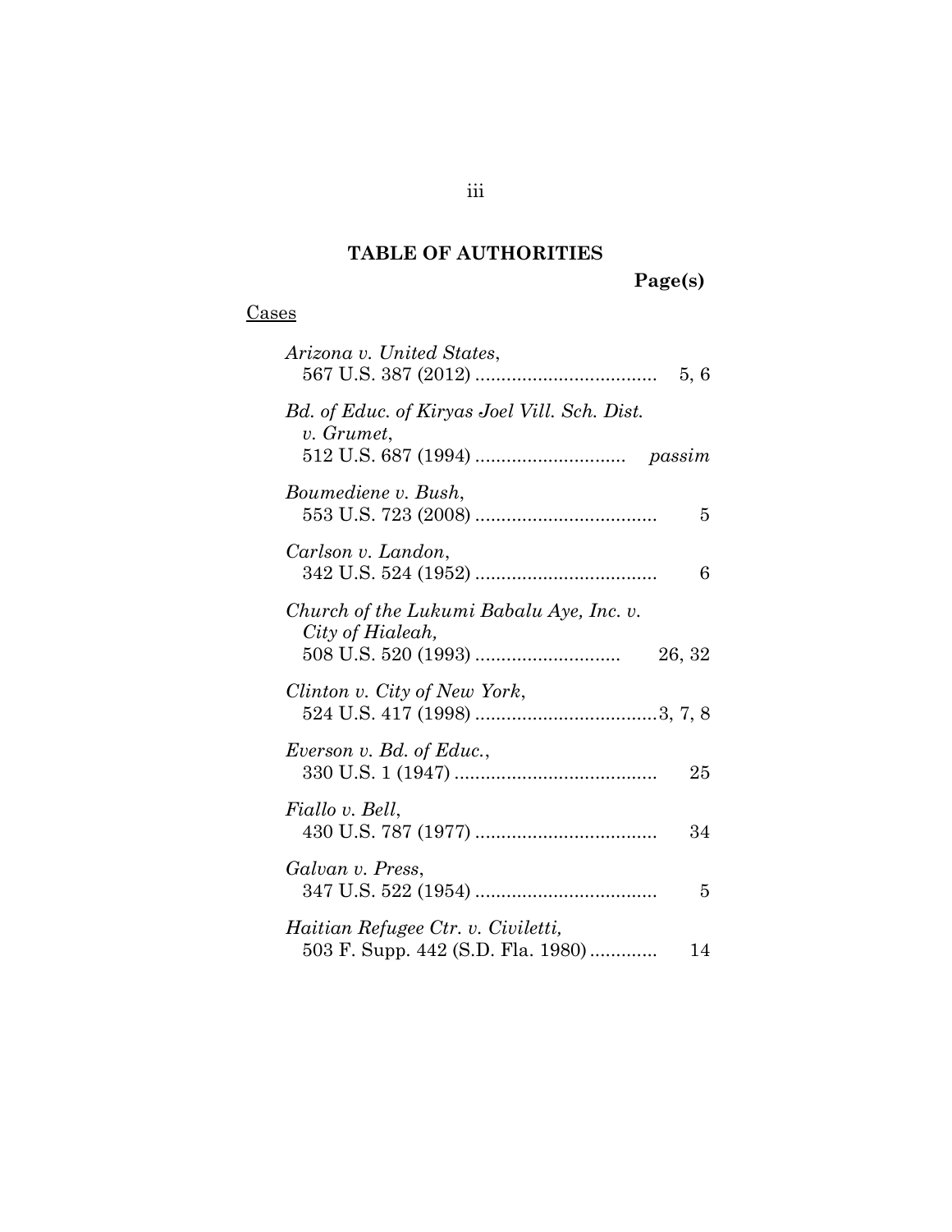## TABLE OF AUTHORITIES

**Page(s)**

Cases

*Arizona v. United States*,
567 U.S. 387 (2012) .................................. 5, 6

*Bd. of Educ. of Kiryas Joel Vill. Sch. Dist. v. Grumet*,
512 U.S. 687 (1994) ............................ *passim*

*Boumediene v. Bush*,
553 U.S. 723 (2008) .................................. 5

*Carlson v. Landon*,
342 U.S. 524 (1952) .................................. 6

*Church of the Lukumi Babalu Aye, Inc. v. City of Hialeah,*
508 U.S. 520 (1993) ........................... 26, 32

*Clinton v. City of New York*,
524 U.S. 417 (1998) ..................................3, 7, 8

*Everson v. Bd. of Educ.*,
330 U.S. 1 (1947) ...................................... 25

*Fiallo v. Bell*,
430 U.S. 787 (1977) .................................. 34

*Galvan v. Press*,
347 U.S. 522 (1954) .................................. 5

*Haitian Refugee Ctr. v. Civiletti,*
503 F. Supp. 442 (S.D. Fla. 1980) ............ 14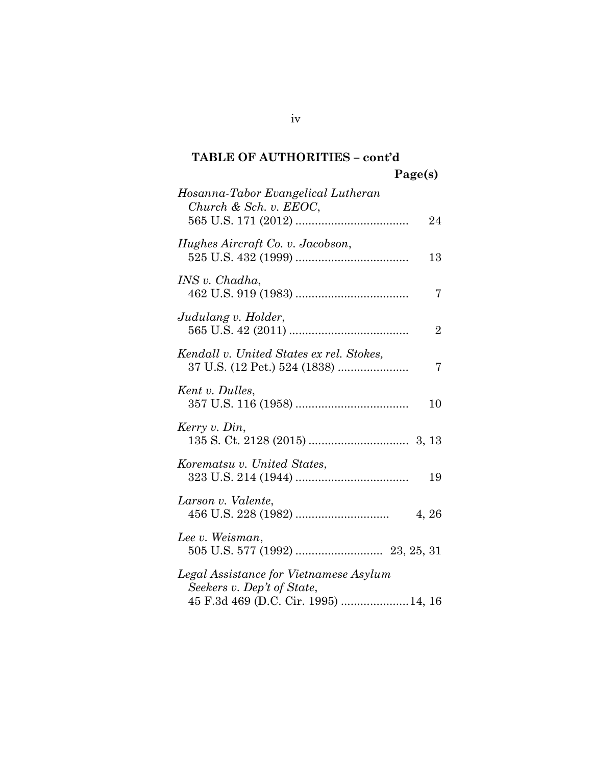**TABLE OF AUTHORITIES – cont'd**

**Page(s)**

*Hosanna-Tabor Evangelical Lutheran Church & Sch. v. EEOC*, 565 U.S. 171 (2012) .................................... 24

*Hughes Aircraft Co. v. Jacobson*, 525 U.S. 432 (1999) .................................... 13

*INS v. Chadha*, 462 U.S. 919 (1983) .................................... 7

*Judulang v. Holder*, 565 U.S. 42 (2011) ..................................... 2

*Kendall v. United States ex rel. Stokes,* 37 U.S. (12 Pet.) 524 (1838) ...................... 7

*Kent v. Dulles*, 357 U.S. 116 (1958) .................................... 10

*Kerry v. Din*, 135 S. Ct. 2128 (2015) ............................... 3, 13

*Korematsu v. United States*, 323 U.S. 214 (1944) .................................... 19

*Larson v. Valente*, 456 U.S. 228 (1982) ............................ 4, 26

*Lee v. Weisman*, 505 U.S. 577 (1992) ........................... 23, 25, 31

*Legal Assistance for Vietnamese Asylum Seekers v. Dep't of State*, 45 F.3d 469 (D.C. Cir. 1995) .....................14, 16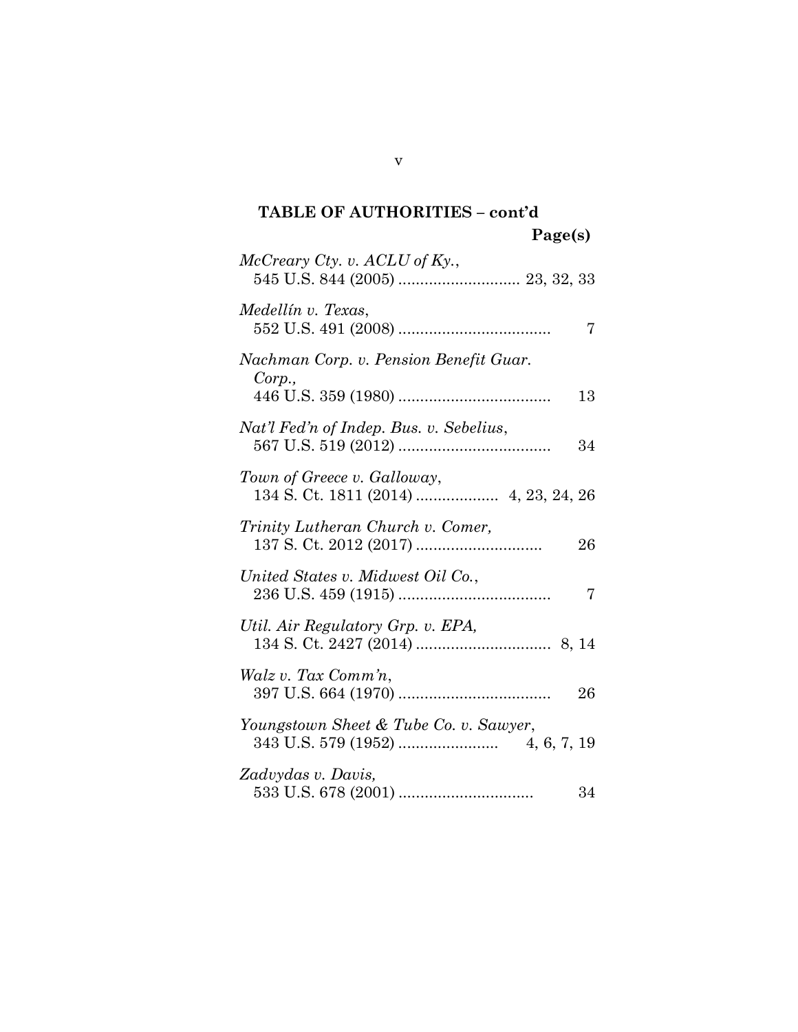**TABLE OF AUTHORITIES – cont'd**

**Page(s)**

*McCreary Cty. v. ACLU of Ky.*,
545 U.S. 844 (2005) ............................ 23, 32, 33

*Medellín v. Texas*,
552 U.S. 491 (2008) ................................... 7

*Nachman Corp. v. Pension Benefit Guar. Corp.*,
446 U.S. 359 (1980) ................................... 13

*Nat'l Fed'n of Indep. Bus. v. Sebelius*,
567 U.S. 519 (2012) ................................... 34

*Town of Greece v. Galloway*,
134 S. Ct. 1811 (2014) .................. 4, 23, 24, 26

*Trinity Lutheran Church v. Comer,*
137 S. Ct. 2012 (2017) ............................. 26

*United States v. Midwest Oil Co.*,
236 U.S. 459 (1915) ................................... 7

*Util. Air Regulatory Grp. v. EPA,*
134 S. Ct. 2427 (2014) ............................... 8, 14

*Walz v. Tax Comm'n*,
397 U.S. 664 (1970) ................................... 26

*Youngstown Sheet & Tube Co. v. Sawyer*,
343 U.S. 579 (1952) ....................... 4, 6, 7, 19

*Zadvydas v. Davis,*
533 U.S. 678 (2001) ............................... 34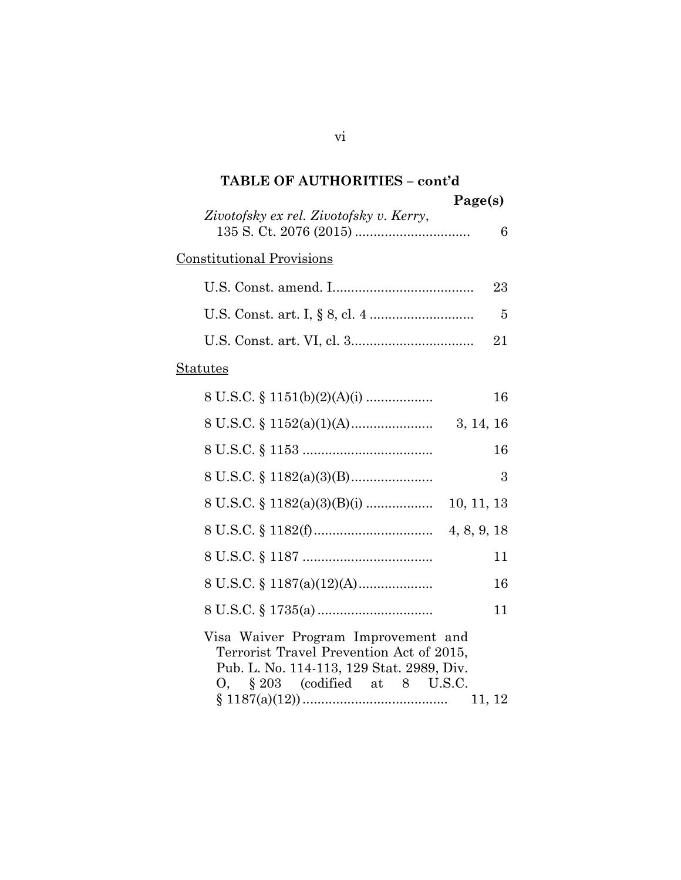## TABLE OF AUTHORITIES – cont'd

**Page(s)**

*Zivotofsky ex rel. Zivotofsky v. Kerry*, 135 S. Ct. 2076 (2015) .............................. 6

Constitutional Provisions

U.S. Const. amend. I...................................... 23

U.S. Const. art. I, § 8, cl. 4 ............................ 5

U.S. Const. art. VI, cl. 3................................. 21

Statutes

8 U.S.C. § 1151(b)(2)(A)(i) .................. 16

8 U.S.C. § 1152(a)(1)(A)...................... 3, 14, 16

8 U.S.C. § 1153 ................................... 16

8 U.S.C. § 1182(a)(3)(B)...................... 3

8 U.S.C. § 1182(a)(3)(B)(i) .................. 10, 11, 13

8 U.S.C. § 1182(f)................................ 4, 8, 9, 18

8 U.S.C. § 1187 ................................... 11

8 U.S.C. § 1187(a)(12)(A).................... 16

8 U.S.C. § 1735(a) ............................... 11

Visa Waiver Program Improvement and Terrorist Travel Prevention Act of 2015, Pub. L. No. 114-113, 129 Stat. 2989, Div. O, § 203 (codified at 8 U.S.C. § 1187(a)(12)) ....................................... 11, 12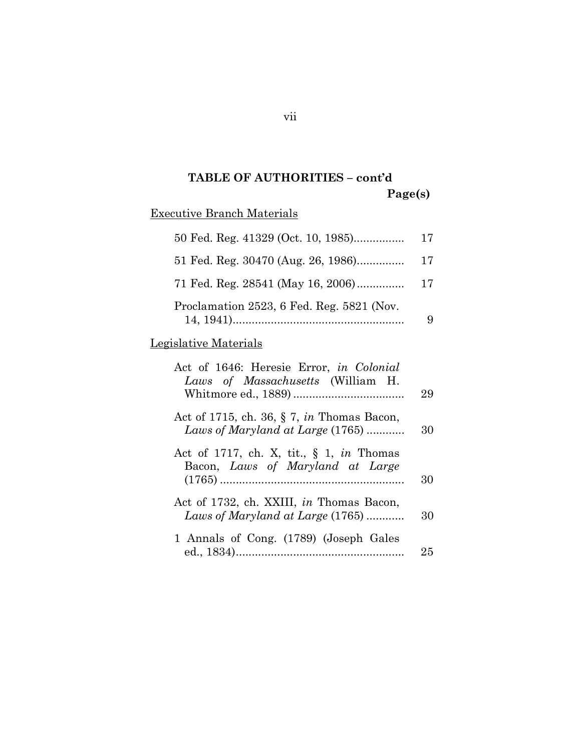## TABLE OF AUTHORITIES – cont'd

**Page(s)**

Executive Branch Materials

| | |
|---|---|
| 50 Fed. Reg. 41329 (Oct. 10, 1985)................ | 17 |
| 51 Fed. Reg. 30470 (Aug. 26, 1986)............... | 17 |
| 71 Fed. Reg. 28541 (May 16, 2006)............... | 17 |
| Proclamation 2523, 6 Fed. Reg. 5821 (Nov. 14, 1941)...................................................... | 9 |

Legislative Materials

| | |
|---|---|
| Act of 1646: Heresie Error, *in Colonial Laws of Massachusetts* (William H. Whitmore ed., 1889) .................................. | 29 |
| Act of 1715, ch. 36, § 7, *in* Thomas Bacon, *Laws of Maryland at Large* (1765) ............ | 30 |
| Act of 1717, ch. X, tit., § 1, *in* Thomas Bacon, *Laws of Maryland at Large* (1765) .......................................................... | 30 |
| Act of 1732, ch. XXIII, *in* Thomas Bacon, *Laws of Maryland at Large* (1765) ............ | 30 |
| 1 Annals of Cong. (1789) (Joseph Gales ed., 1834)..................................................... | 25 |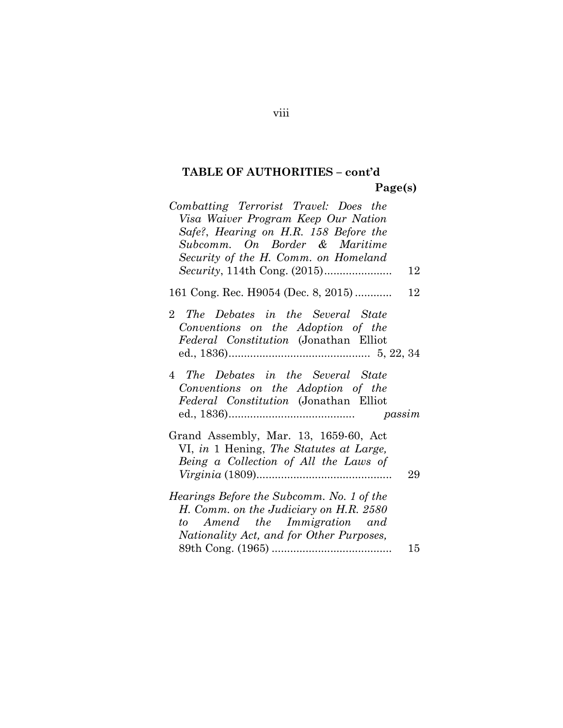**TABLE OF AUTHORITIES – cont'd**

**Page(s)**

*Combatting Terrorist Travel: Does the Visa Waiver Program Keep Our Nation Safe?*, *Hearing on H.R. 158 Before the Subcomm. On Border & Maritime Security of the H. Comm. on Homeland Security*, 114th Cong. (2015) ...................... 12

161 Cong. Rec. H9054 (Dec. 8, 2015) ............ 12

2 *The Debates in the Several State Conventions on the Adoption of the Federal Constitution* (Jonathan Elliot ed., 1836) ............................................. 5, 22, 34

4 *The Debates in the Several State Conventions on the Adoption of the Federal Constitution* (Jonathan Elliot ed., 1836) ......................................... *passim*

Grand Assembly, Mar. 13, 1659-60, Act VI, *in* 1 Hening, *The Statutes at Large, Being a Collection of All the Laws of Virginia* (1809) ............................................ 29

*Hearings Before the Subcomm. No. 1 of the H. Comm. on the Judiciary on H.R. 2580 to Amend the Immigration and Nationality Act, and for Other Purposes*, 89th Cong. (1965) ....................................... 15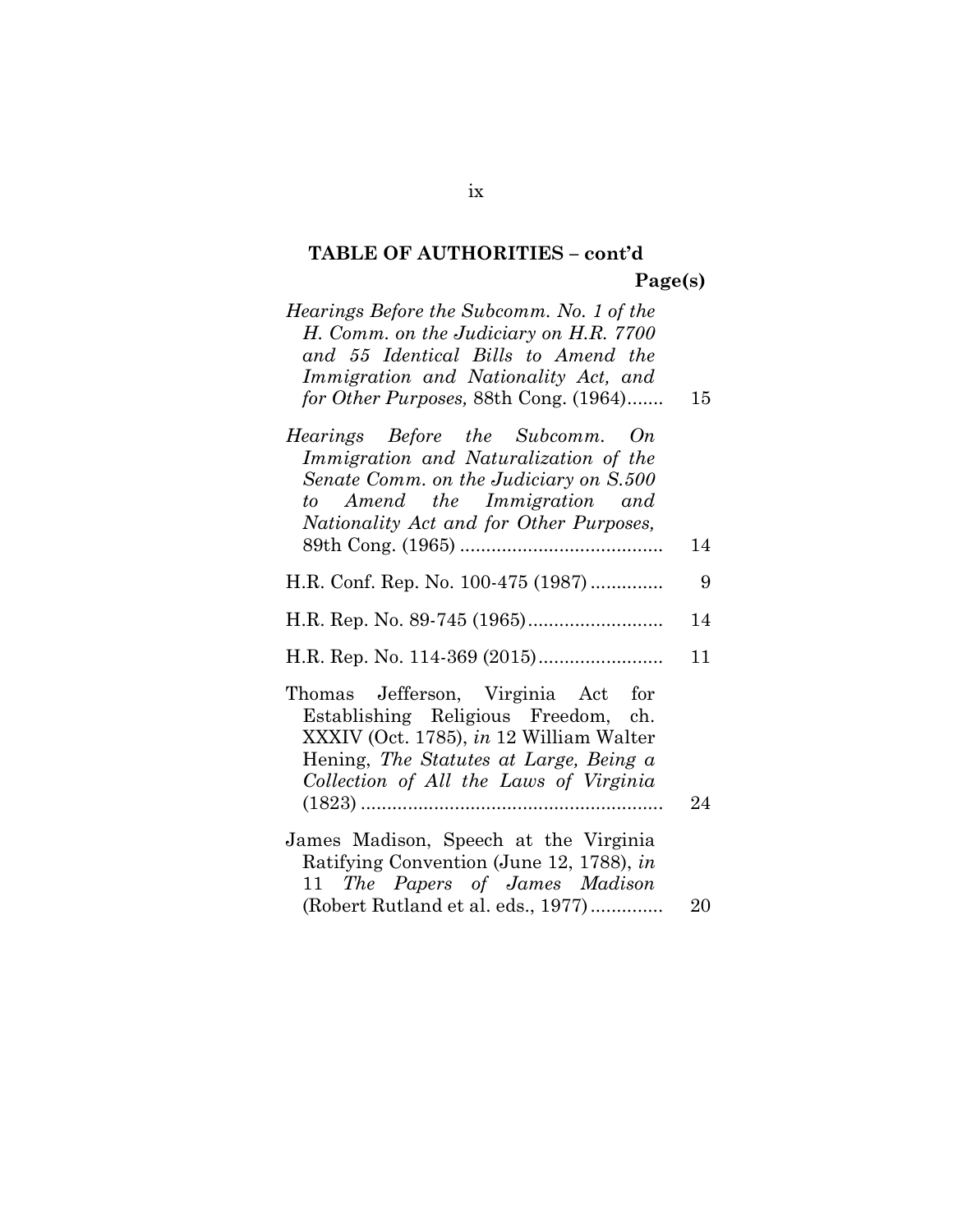## TABLE OF AUTHORITIES – cont'd

| | Page(s) |
|---|---|
| *Hearings Before the Subcomm. No. 1 of the H. Comm. on the Judiciary on H.R. 7700 and 55 Identical Bills to Amend the Immigration and Nationality Act, and for Other Purposes,* 88th Cong. (1964) | 15 |
| *Hearings Before the Subcomm. On Immigration and Naturalization of the Senate Comm. on the Judiciary on S.500 to Amend the Immigration and Nationality Act and for Other Purposes,* 89th Cong. (1965) | 14 |
| H.R. Conf. Rep. No. 100-475 (1987) | 9 |
| H.R. Rep. No. 89-745 (1965) | 14 |
| H.R. Rep. No. 114-369 (2015) | 11 |
| Thomas Jefferson, Virginia Act for Establishing Religious Freedom, ch. XXXIV (Oct. 1785), *in* 12 William Walter Hening, *The Statutes at Large, Being a Collection of All the Laws of Virginia* (1823) | 24 |
| James Madison, Speech at the Virginia Ratifying Convention (June 12, 1788), *in* 11 *The Papers of James Madison* (Robert Rutland et al. eds., 1977) | 20 |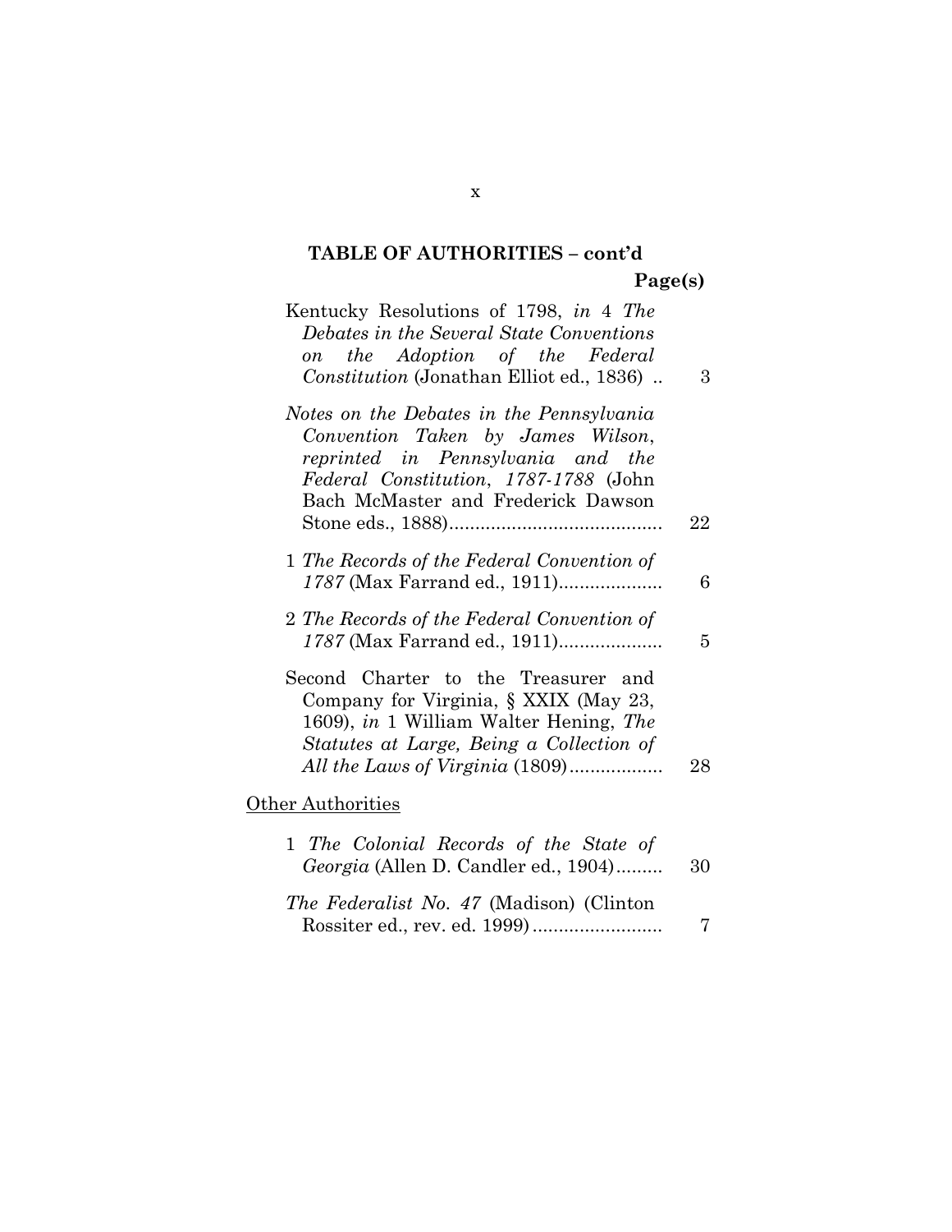**TABLE OF AUTHORITIES – cont'd**

**Page(s)**

Kentucky Resolutions of 1798, *in* 4 *The Debates in the Several State Conventions on the Adoption of the Federal Constitution* (Jonathan Elliot ed., 1836) .. 3

*Notes on the Debates in the Pennsylvania Convention Taken by James Wilson*, *reprinted in Pennsylvania and the Federal Constitution*, *1787-1788* (John Bach McMaster and Frederick Dawson Stone eds., 1888)......................................... 22

1 *The Records of the Federal Convention of 1787* (Max Farrand ed., 1911).................... 6

2 *The Records of the Federal Convention of 1787* (Max Farrand ed., 1911).................... 5

Second Charter to the Treasurer and Company for Virginia, § XXIX (May 23, 1609), *in* 1 William Walter Hening, *The Statutes at Large, Being a Collection of All the Laws of Virginia* (1809).................. 28

Other Authorities

1 *The Colonial Records of the State of Georgia* (Allen D. Candler ed., 1904)......... 30

*The Federalist No. 47* (Madison) (Clinton Rossiter ed., rev. ed. 1999)......................... 7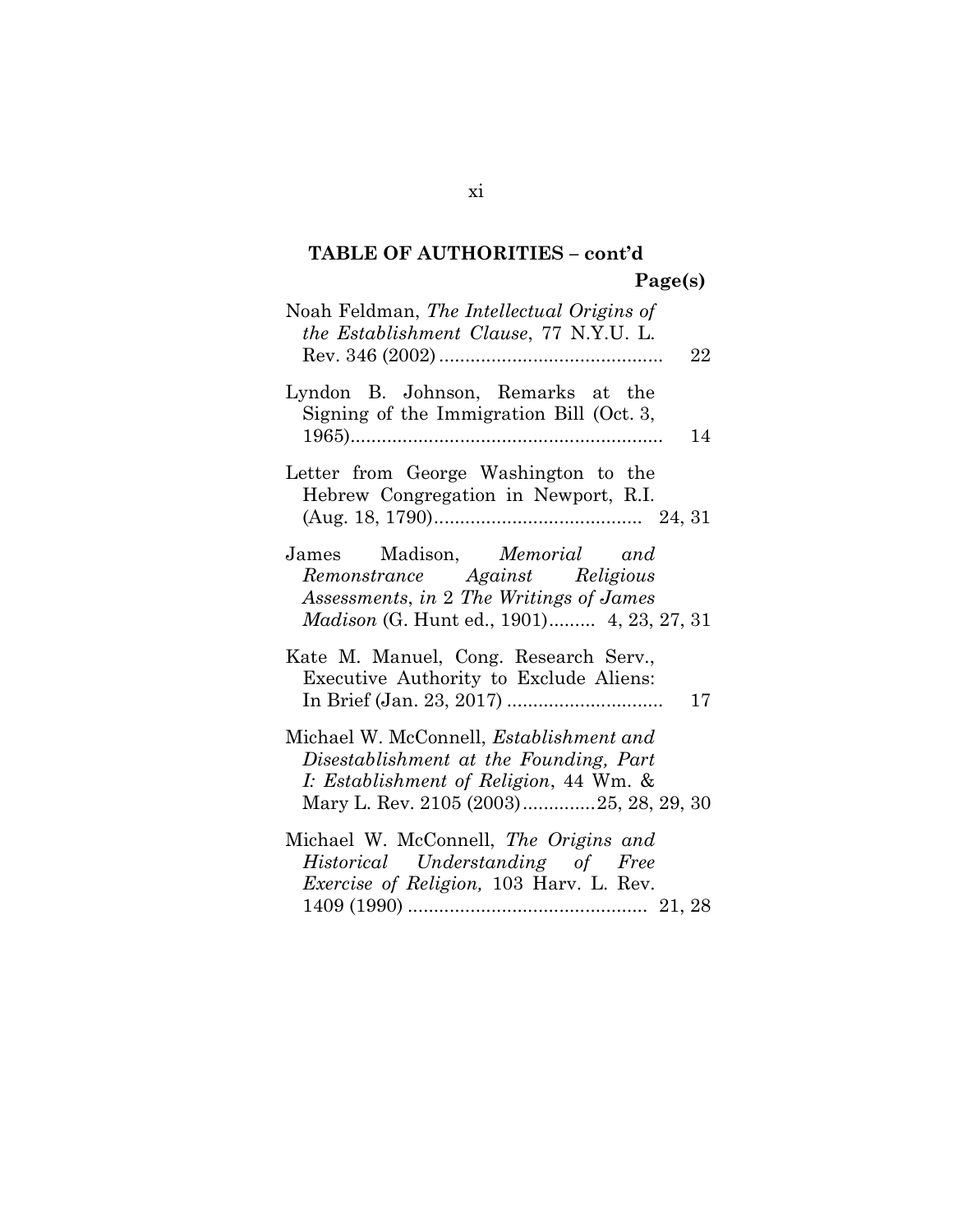**TABLE OF AUTHORITIES – cont'd**

**Page(s)**

Noah Feldman, *The Intellectual Origins of the Establishment Clause*, 77 N.Y.U. L. Rev. 346 (2002) .......................................... 22

Lyndon B. Johnson, Remarks at the Signing of the Immigration Bill (Oct. 3, 1965)........................................................... 14

Letter from George Washington to the Hebrew Congregation in Newport, R.I. (Aug. 18, 1790)....................................... 24, 31

James Madison, *Memorial and Remonstrance Against Religious Assessments*, *in* 2 *The Writings of James Madison* (G. Hunt ed., 1901)......... 4, 23, 27, 31

Kate M. Manuel, Cong. Research Serv., Executive Authority to Exclude Aliens: In Brief (Jan. 23, 2017) ............................. 17

Michael W. McConnell, *Establishment and Disestablishment at the Founding, Part I: Establishment of Religion*, 44 Wm. & Mary L. Rev. 2105 (2003).............25, 28, 29, 30

Michael W. McConnell, *The Origins and Historical Understanding of Free Exercise of Religion,* 103 Harv. L. Rev. 1409 (1990) ............................................. 21, 28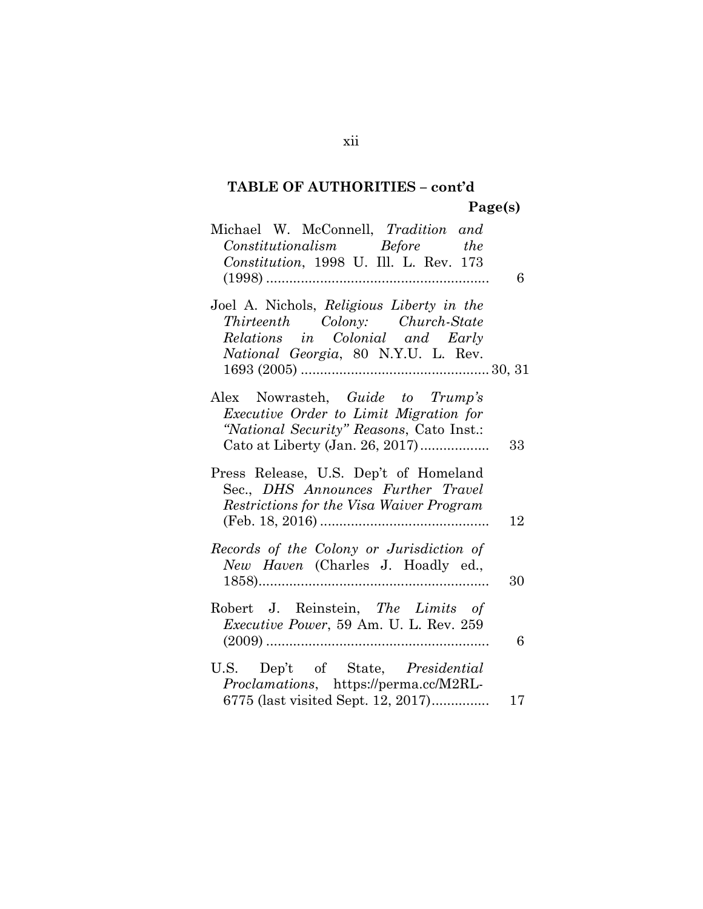**TABLE OF AUTHORITIES – cont'd**

**Page(s)**

Michael W. McConnell, *Tradition and Constitutionalism Before the Constitution*, 1998 U. Ill. L. Rev. 173 (1998) .......................................................... 6

Joel A. Nichols, *Religious Liberty in the Thirteenth Colony: Church-State Relations in Colonial and Early National Georgia*, 80 N.Y.U. L. Rev. 1693 (2005) ................................................. 30, 31

Alex Nowrasteh, *Guide to Trump's Executive Order to Limit Migration for "National Security" Reasons*, Cato Inst.: Cato at Liberty (Jan. 26, 2017) .................. 33

Press Release, U.S. Dep't of Homeland Sec., *DHS Announces Further Travel Restrictions for the Visa Waiver Program* (Feb. 18, 2016) ............................................ 12

*Records of the Colony or Jurisdiction of New Haven* (Charles J. Hoadly ed., 1858)............................................................ 30

Robert J. Reinstein, *The Limits of Executive Power*, 59 Am. U. L. Rev. 259 (2009) .......................................................... 6

U.S. Dep't of State, *Presidential Proclamations*, https://perma.cc/M2RL-6775 (last visited Sept. 12, 2017)............... 17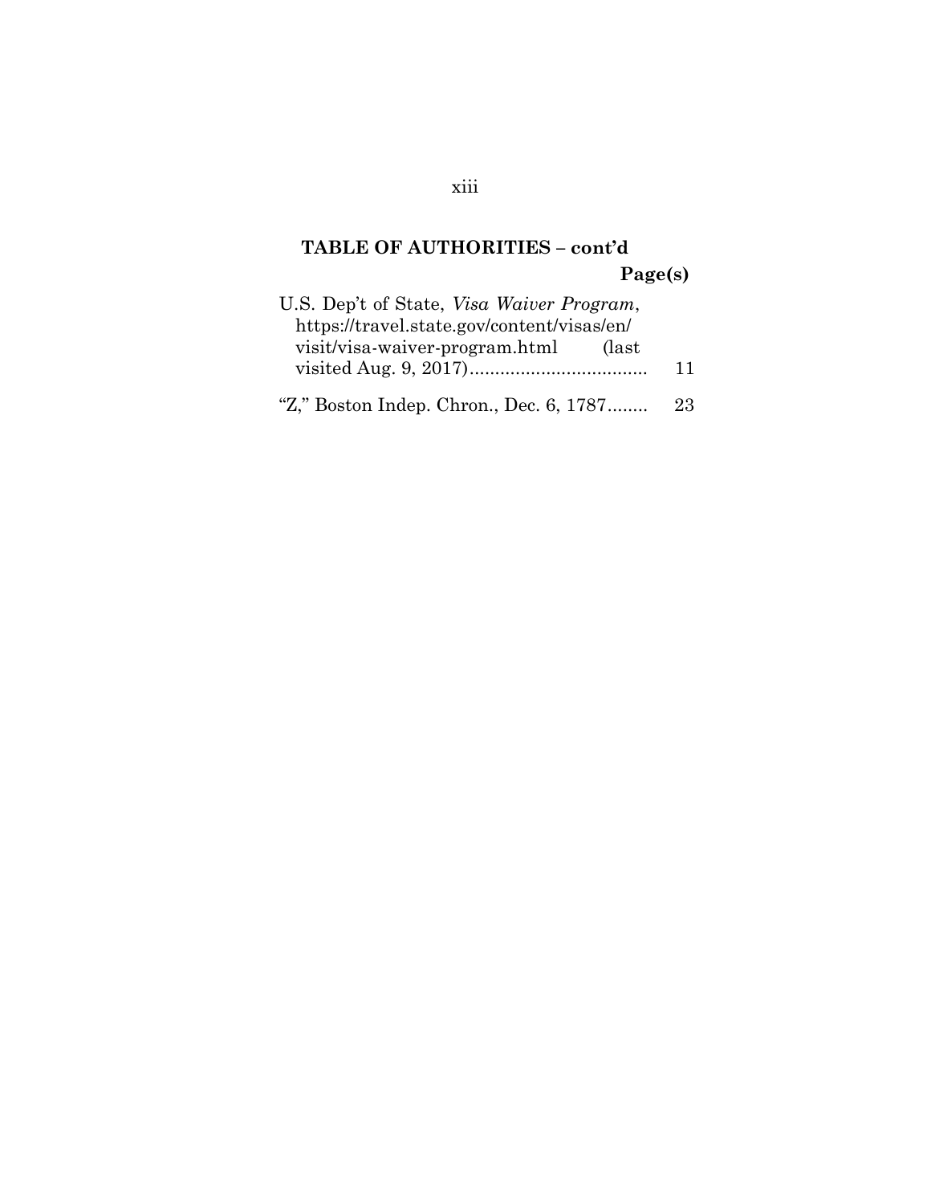## TABLE OF AUTHORITIES – cont'd

| | Page(s) |
|---|---|
| U.S. Dep't of State, *Visa Waiver Program*, https://travel.state.gov/content/visas/en/visit/visa-waiver-program.html (last visited Aug. 9, 2017) | 11 |
| "Z," Boston Indep. Chron., Dec. 6, 1787 | 23 |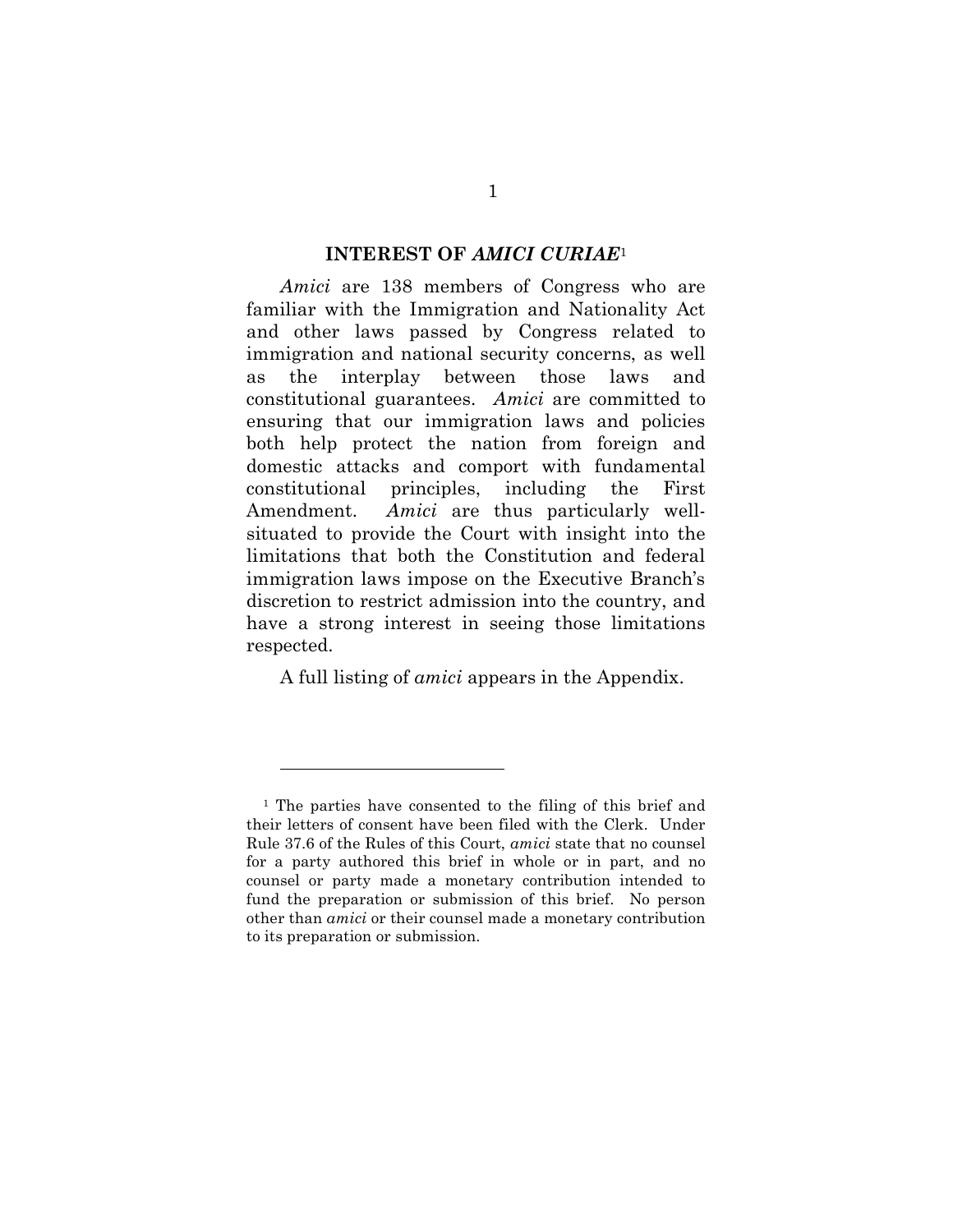## INTEREST OF *AMICI CURIAE*[1]

*Amici* are 138 members of Congress who are familiar with the Immigration and Nationality Act and other laws passed by Congress related to immigration and national security concerns, as well as the interplay between those laws and constitutional guarantees. *Amici* are committed to ensuring that our immigration laws and policies both help protect the nation from foreign and domestic attacks and comport with fundamental constitutional principles, including the First Amendment. *Amici* are thus particularly well-situated to provide the Court with insight into the limitations that both the Constitution and federal immigration laws impose on the Executive Branch's discretion to restrict admission into the country, and have a strong interest in seeing those limitations respected.

A full listing of *amici* appears in the Appendix.

---

[1] The parties have consented to the filing of this brief and their letters of consent have been filed with the Clerk. Under Rule 37.6 of the Rules of this Court, *amici* state that no counsel for a party authored this brief in whole or in part, and no counsel or party made a monetary contribution intended to fund the preparation or submission of this brief. No person other than *amici* or their counsel made a monetary contribution to its preparation or submission.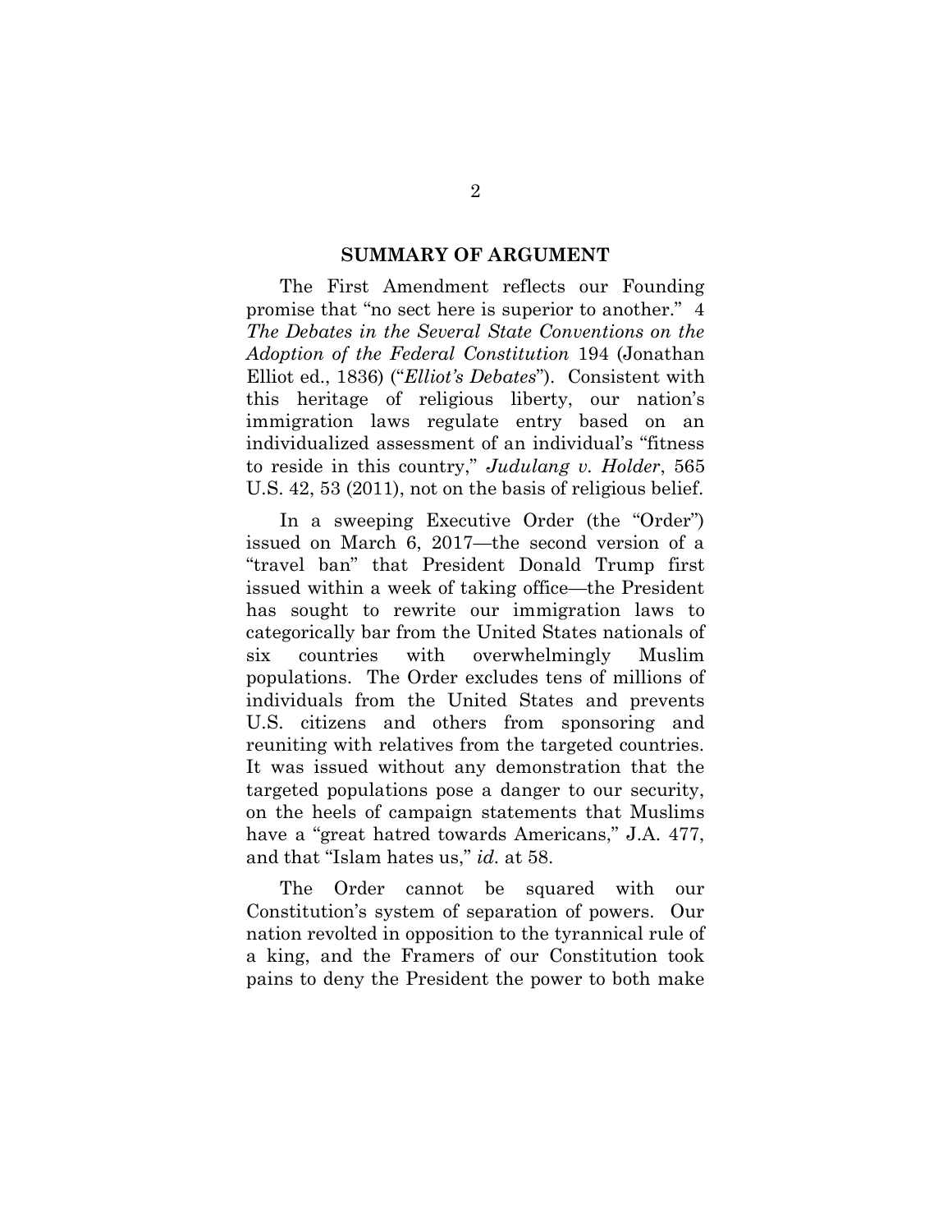## SUMMARY OF ARGUMENT

The First Amendment reflects our Founding promise that "no sect here is superior to another." 4 *The Debates in the Several State Conventions on the Adoption of the Federal Constitution* 194 (Jonathan Elliot ed., 1836) ("*Elliot's Debates*"). Consistent with this heritage of religious liberty, our nation's immigration laws regulate entry based on an individualized assessment of an individual's "fitness to reside in this country," *Judulang v. Holder*, 565 U.S. 42, 53 (2011), not on the basis of religious belief.

In a sweeping Executive Order (the "Order") issued on March 6, 2017—the second version of a "travel ban" that President Donald Trump first issued within a week of taking office—the President has sought to rewrite our immigration laws to categorically bar from the United States nationals of six countries with overwhelmingly Muslim populations. The Order excludes tens of millions of individuals from the United States and prevents U.S. citizens and others from sponsoring and reuniting with relatives from the targeted countries. It was issued without any demonstration that the targeted populations pose a danger to our security, on the heels of campaign statements that Muslims have a "great hatred towards Americans," J.A. 477, and that "Islam hates us," *id.* at 58.

The Order cannot be squared with our Constitution's system of separation of powers. Our nation revolted in opposition to the tyrannical rule of a king, and the Framers of our Constitution took pains to deny the President the power to both make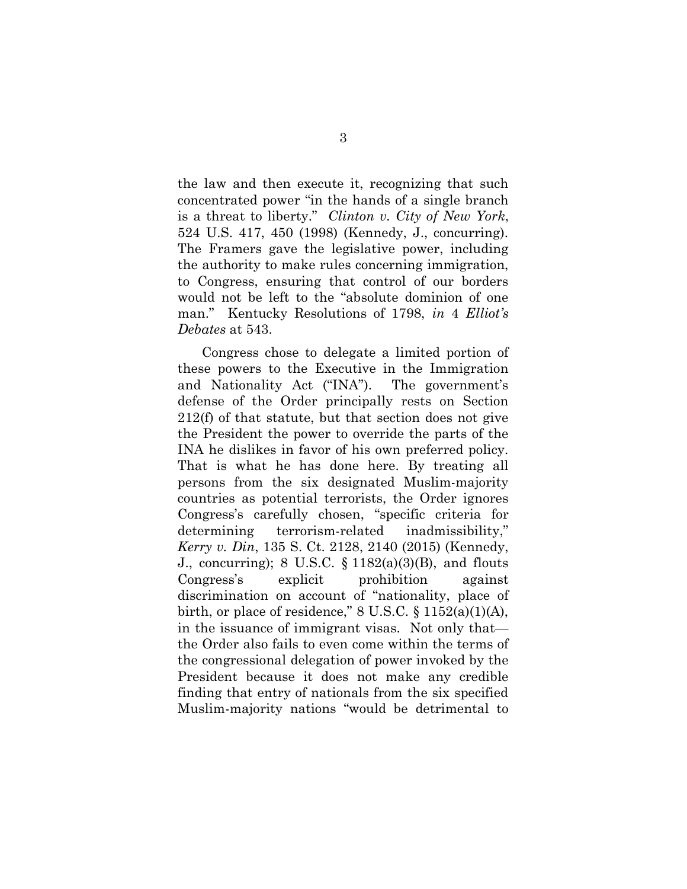the law and then execute it, recognizing that such concentrated power "in the hands of a single branch is a threat to liberty." *Clinton v. City of New York*, 524 U.S. 417, 450 (1998) (Kennedy, J., concurring). The Framers gave the legislative power, including the authority to make rules concerning immigration, to Congress, ensuring that control of our borders would not be left to the "absolute dominion of one man." Kentucky Resolutions of 1798, *in* 4 *Elliot's Debates* at 543.

Congress chose to delegate a limited portion of these powers to the Executive in the Immigration and Nationality Act ("INA"). The government's defense of the Order principally rests on Section 212(f) of that statute, but that section does not give the President the power to override the parts of the INA he dislikes in favor of his own preferred policy. That is what he has done here. By treating all persons from the six designated Muslim-majority countries as potential terrorists, the Order ignores Congress's carefully chosen, "specific criteria for determining terrorism-related inadmissibility," *Kerry v. Din*, 135 S. Ct. 2128, 2140 (2015) (Kennedy, J., concurring); 8 U.S.C. § 1182(a)(3)(B), and flouts Congress's explicit prohibition against discrimination on account of "nationality, place of birth, or place of residence," 8 U.S.C. § 1152(a)(1)(A), in the issuance of immigrant visas. Not only that—the Order also fails to even come within the terms of the congressional delegation of power invoked by the President because it does not make any credible finding that entry of nationals from the six specified Muslim-majority nations "would be detrimental to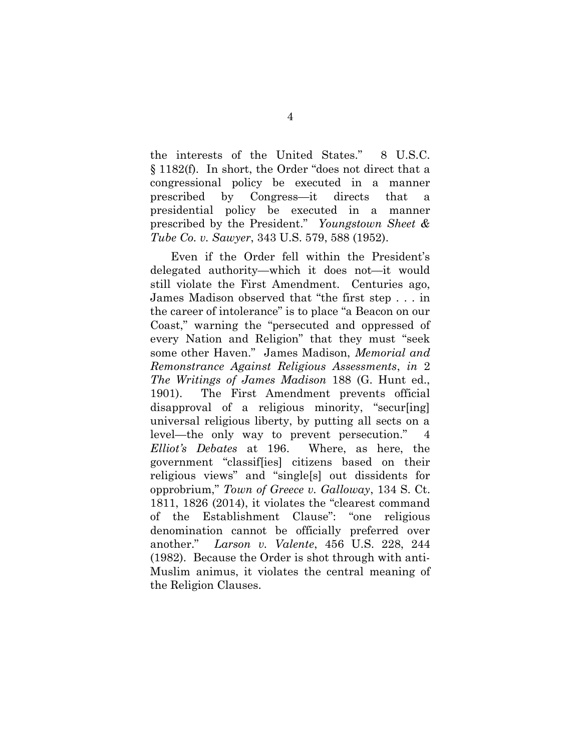the interests of the United States." 8 U.S.C. § 1182(f). In short, the Order "does not direct that a congressional policy be executed in a manner prescribed by Congress—it directs that a presidential policy be executed in a manner prescribed by the President." *Youngstown Sheet & Tube Co. v. Sawyer*, 343 U.S. 579, 588 (1952).

Even if the Order fell within the President's delegated authority—which it does not—it would still violate the First Amendment. Centuries ago, James Madison observed that "the first step . . . in the career of intolerance" is to place "a Beacon on our Coast," warning the "persecuted and oppressed of every Nation and Religion" that they must "seek some other Haven." James Madison, *Memorial and Remonstrance Against Religious Assessments*, *in* 2 *The Writings of James Madison* 188 (G. Hunt ed., 1901). The First Amendment prevents official disapproval of a religious minority, "secur[ing] universal religious liberty, by putting all sects on a level—the only way to prevent persecution." 4 *Elliot's Debates* at 196. Where, as here, the government "classif[ies] citizens based on their religious views" and "single[s] out dissidents for opprobrium," *Town of Greece v. Galloway*, 134 S. Ct. 1811, 1826 (2014), it violates the "clearest command of the Establishment Clause": "one religious denomination cannot be officially preferred over another." *Larson v. Valente*, 456 U.S. 228, 244 (1982). Because the Order is shot through with anti-Muslim animus, it violates the central meaning of the Religion Clauses.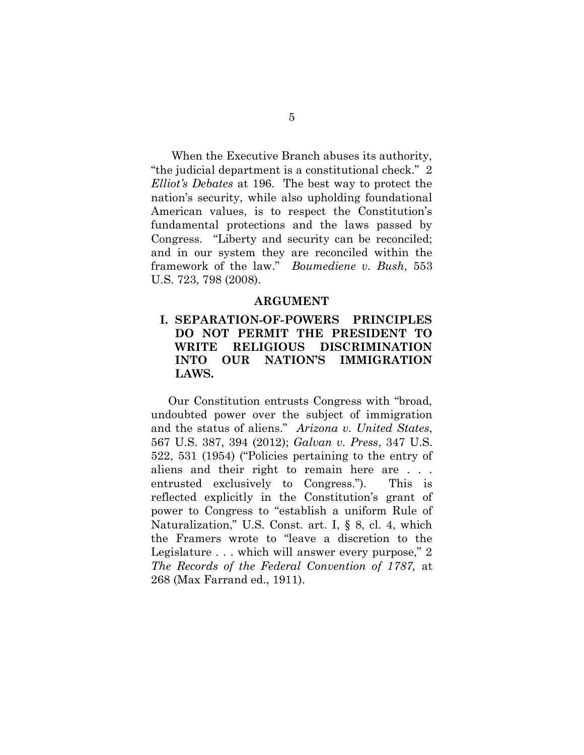When the Executive Branch abuses its authority, "the judicial department is a constitutional check." 2 *Elliot's Debates* at 196. The best way to protect the nation's security, while also upholding foundational American values, is to respect the Constitution's fundamental protections and the laws passed by Congress. "Liberty and security can be reconciled; and in our system they are reconciled within the framework of the law." *Boumediene v. Bush*, 553 U.S. 723, 798 (2008).

## ARGUMENT

### I. SEPARATION-OF-POWERS PRINCIPLES DO NOT PERMIT THE PRESIDENT TO WRITE RELIGIOUS DISCRIMINATION INTO OUR NATION'S IMMIGRATION LAWS.

Our Constitution entrusts Congress with "broad, undoubted power over the subject of immigration and the status of aliens." *Arizona v. United States*, 567 U.S. 387, 394 (2012); *Galvan v. Press*, 347 U.S. 522, 531 (1954) ("Policies pertaining to the entry of aliens and their right to remain here are . . . entrusted exclusively to Congress."). This is reflected explicitly in the Constitution's grant of power to Congress to "establish a uniform Rule of Naturalization," U.S. Const. art. I, § 8, cl. 4, which the Framers wrote to "leave a discretion to the Legislature . . . which will answer every purpose," 2 *The Records of the Federal Convention of 1787,* at 268 (Max Farrand ed., 1911).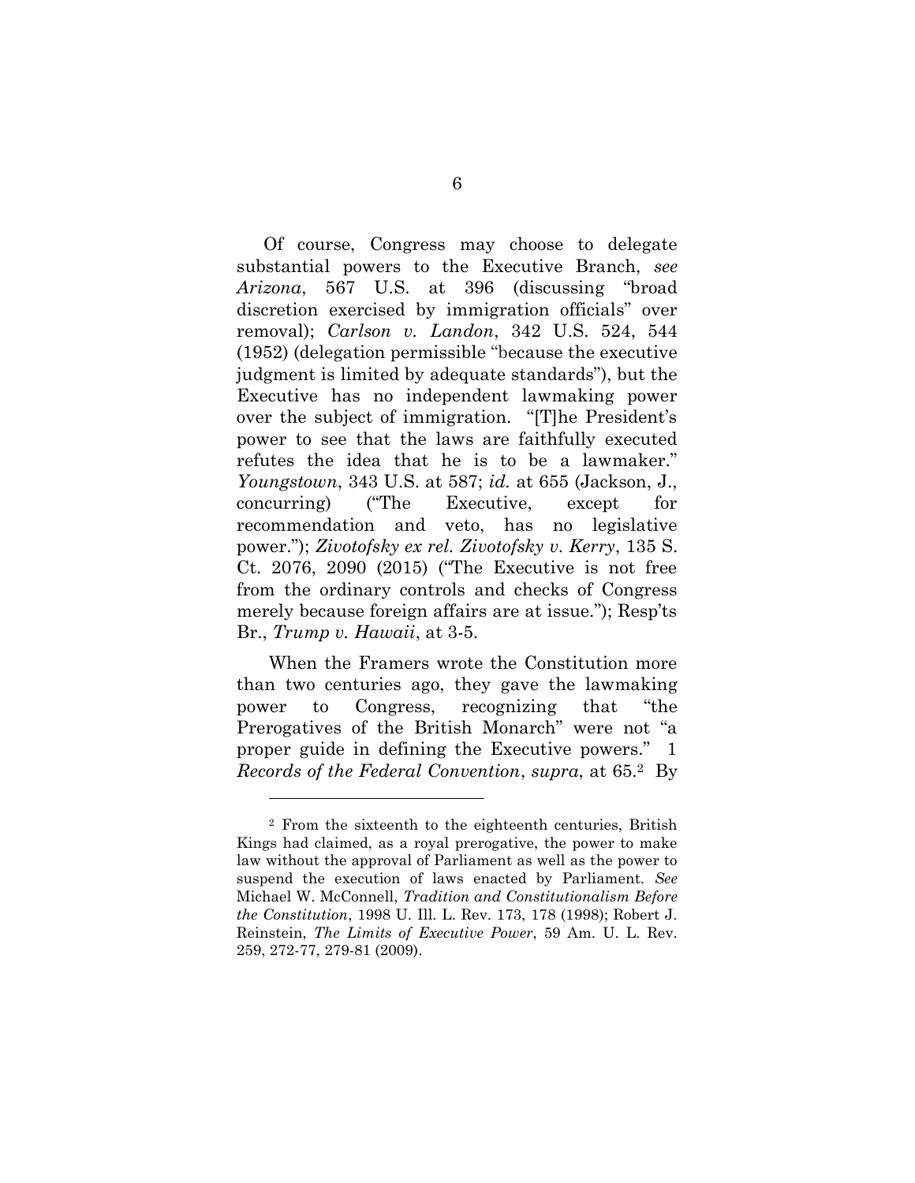Of course, Congress may choose to delegate substantial powers to the Executive Branch, *see Arizona*, 567 U.S. at 396 (discussing "broad discretion exercised by immigration officials" over removal); *Carlson v. Landon*, 342 U.S. 524, 544 (1952) (delegation permissible "because the executive judgment is limited by adequate standards"), but the Executive has no independent lawmaking power over the subject of immigration. "[T]he President's power to see that the laws are faithfully executed refutes the idea that he is to be a lawmaker." *Youngstown*, 343 U.S. at 587; *id.* at 655 (Jackson, J., concurring) ("The Executive, except for recommendation and veto, has no legislative power."); *Zivotofsky ex rel. Zivotofsky v. Kerry*, 135 S. Ct. 2076, 2090 (2015) ("The Executive is not free from the ordinary controls and checks of Congress merely because foreign affairs are at issue."); Resp'ts Br., *Trump v. Hawaii*, at 3-5.

When the Framers wrote the Constitution more than two centuries ago, they gave the lawmaking power to Congress, recognizing that "the Prerogatives of the British Monarch" were not "a proper guide in defining the Executive powers." 1 *Records of the Federal Convention*, *supra*, at 65.[2] By

---

[2] From the sixteenth to the eighteenth centuries, British Kings had claimed, as a royal prerogative, the power to make law without the approval of Parliament as well as the power to suspend the execution of laws enacted by Parliament. *See* Michael W. McConnell, *Tradition and Constitutionalism Before the Constitution*, 1998 U. Ill. L. Rev. 173, 178 (1998); Robert J. Reinstein, *The Limits of Executive Power*, 59 Am. U. L. Rev. 259, 272-77, 279-81 (2009).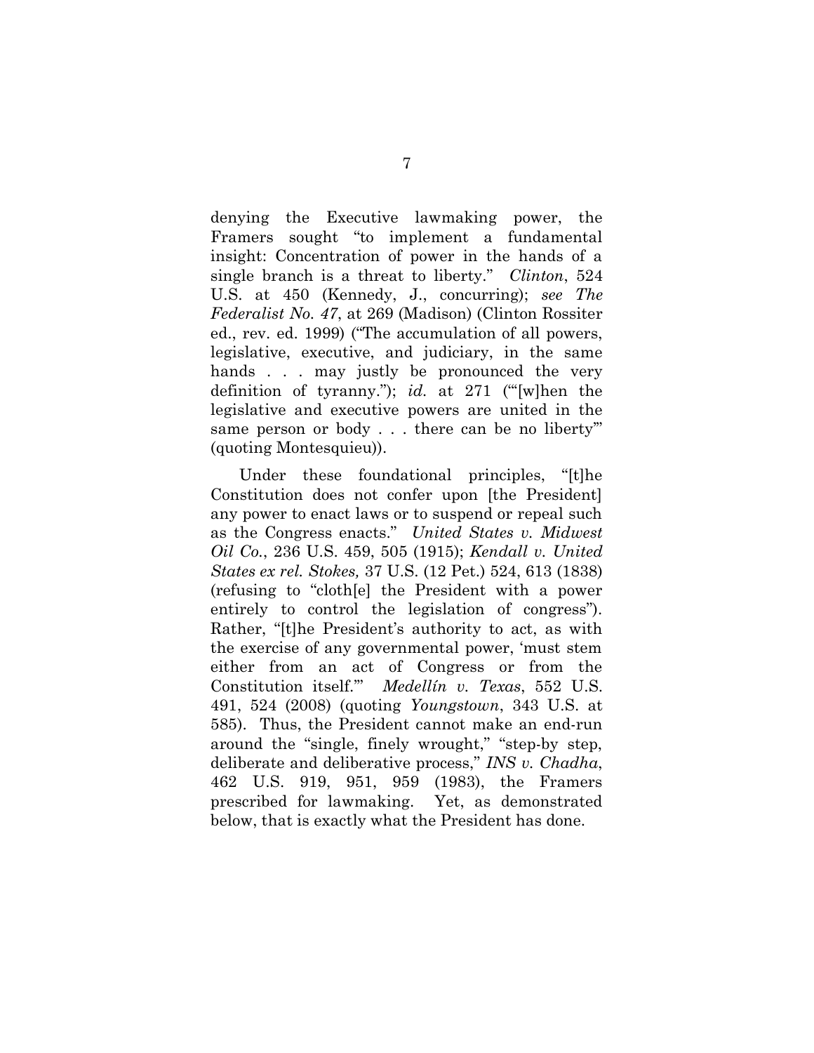denying the Executive lawmaking power, the Framers sought "to implement a fundamental insight: Concentration of power in the hands of a single branch is a threat to liberty." *Clinton*, 524 U.S. at 450 (Kennedy, J., concurring); *see The Federalist No. 47*, at 269 (Madison) (Clinton Rossiter ed., rev. ed. 1999) ("The accumulation of all powers, legislative, executive, and judiciary, in the same hands . . . may justly be pronounced the very definition of tyranny."); *id.* at 271 ("'[w]hen the legislative and executive powers are united in the same person or body . . . there can be no liberty'" (quoting Montesquieu)).

Under these foundational principles, "[t]he Constitution does not confer upon [the President] any power to enact laws or to suspend or repeal such as the Congress enacts." *United States v. Midwest Oil Co.*, 236 U.S. 459, 505 (1915); *Kendall v. United States ex rel. Stokes,* 37 U.S. (12 Pet.) 524, 613 (1838) (refusing to "cloth[e] the President with a power entirely to control the legislation of congress"). Rather, "[t]he President's authority to act, as with the exercise of any governmental power, 'must stem either from an act of Congress or from the Constitution itself.'" *Medellín v. Texas*, 552 U.S. 491, 524 (2008) (quoting *Youngstown*, 343 U.S. at 585). Thus, the President cannot make an end-run around the "single, finely wrought," "step-by step, deliberate and deliberative process," *INS v. Chadha*, 462 U.S. 919, 951, 959 (1983), the Framers prescribed for lawmaking. Yet, as demonstrated below, that is exactly what the President has done.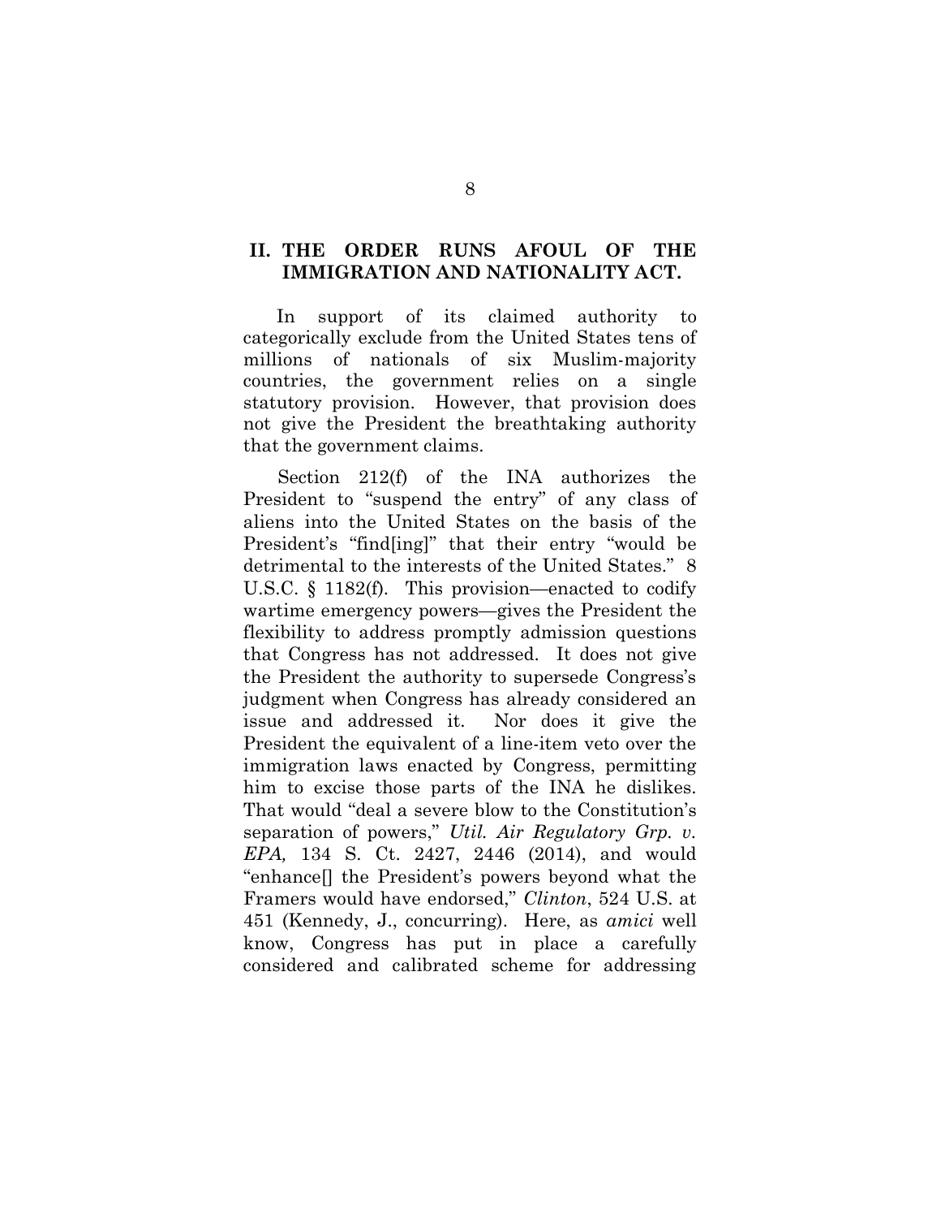## II. THE ORDER RUNS AFOUL OF THE IMMIGRATION AND NATIONALITY ACT.

In support of its claimed authority to categorically exclude from the United States tens of millions of nationals of six Muslim-majority countries, the government relies on a single statutory provision. However, that provision does not give the President the breathtaking authority that the government claims.

Section 212(f) of the INA authorizes the President to "suspend the entry" of any class of aliens into the United States on the basis of the President's "find[ing]" that their entry "would be detrimental to the interests of the United States." 8 U.S.C. § 1182(f). This provision—enacted to codify wartime emergency powers—gives the President the flexibility to address promptly admission questions that Congress has not addressed. It does not give the President the authority to supersede Congress's judgment when Congress has already considered an issue and addressed it. Nor does it give the President the equivalent of a line-item veto over the immigration laws enacted by Congress, permitting him to excise those parts of the INA he dislikes. That would "deal a severe blow to the Constitution's separation of powers," *Util. Air Regulatory Grp. v. EPA,* 134 S. Ct. 2427, 2446 (2014), and would "enhance[] the President's powers beyond what the Framers would have endorsed," *Clinton*, 524 U.S. at 451 (Kennedy, J., concurring). Here, as *amici* well know, Congress has put in place a carefully considered and calibrated scheme for addressing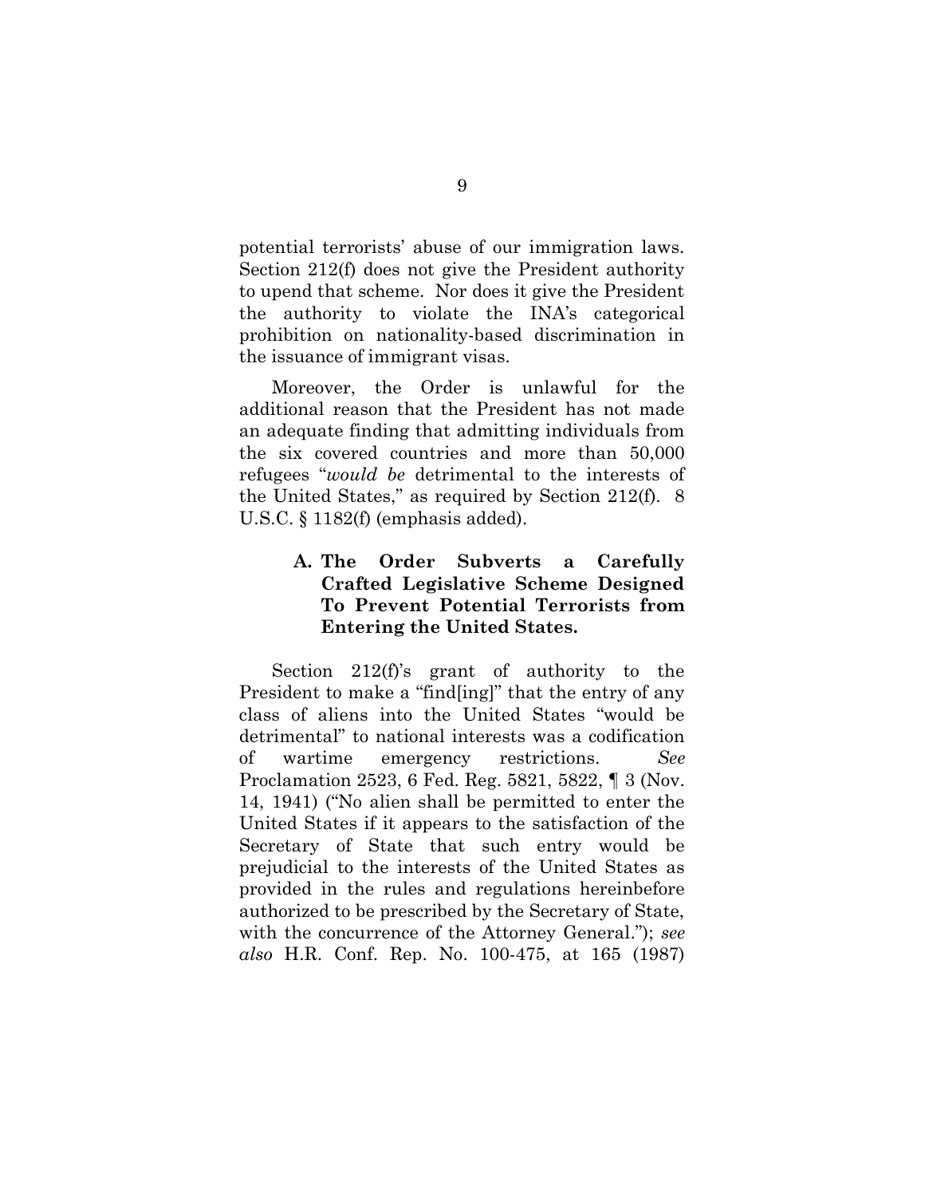potential terrorists' abuse of our immigration laws. Section 212(f) does not give the President authority to upend that scheme. Nor does it give the President the authority to violate the INA's categorical prohibition on nationality-based discrimination in the issuance of immigrant visas.

Moreover, the Order is unlawful for the additional reason that the President has not made an adequate finding that admitting individuals from the six covered countries and more than 50,000 refugees "*would be* detrimental to the interests of the United States," as required by Section 212(f). 8 U.S.C. § 1182(f) (emphasis added).

### A. The Order Subverts a Carefully Crafted Legislative Scheme Designed To Prevent Potential Terrorists from Entering the United States.

Section 212(f)'s grant of authority to the President to make a "find[ing]" that the entry of any class of aliens into the United States "would be detrimental" to national interests was a codification of wartime emergency restrictions. *See* Proclamation 2523, 6 Fed. Reg. 5821, 5822, ¶ 3 (Nov. 14, 1941) ("No alien shall be permitted to enter the United States if it appears to the satisfaction of the Secretary of State that such entry would be prejudicial to the interests of the United States as provided in the rules and regulations hereinbefore authorized to be prescribed by the Secretary of State, with the concurrence of the Attorney General."); *see also* H.R. Conf. Rep. No. 100-475, at 165 (1987)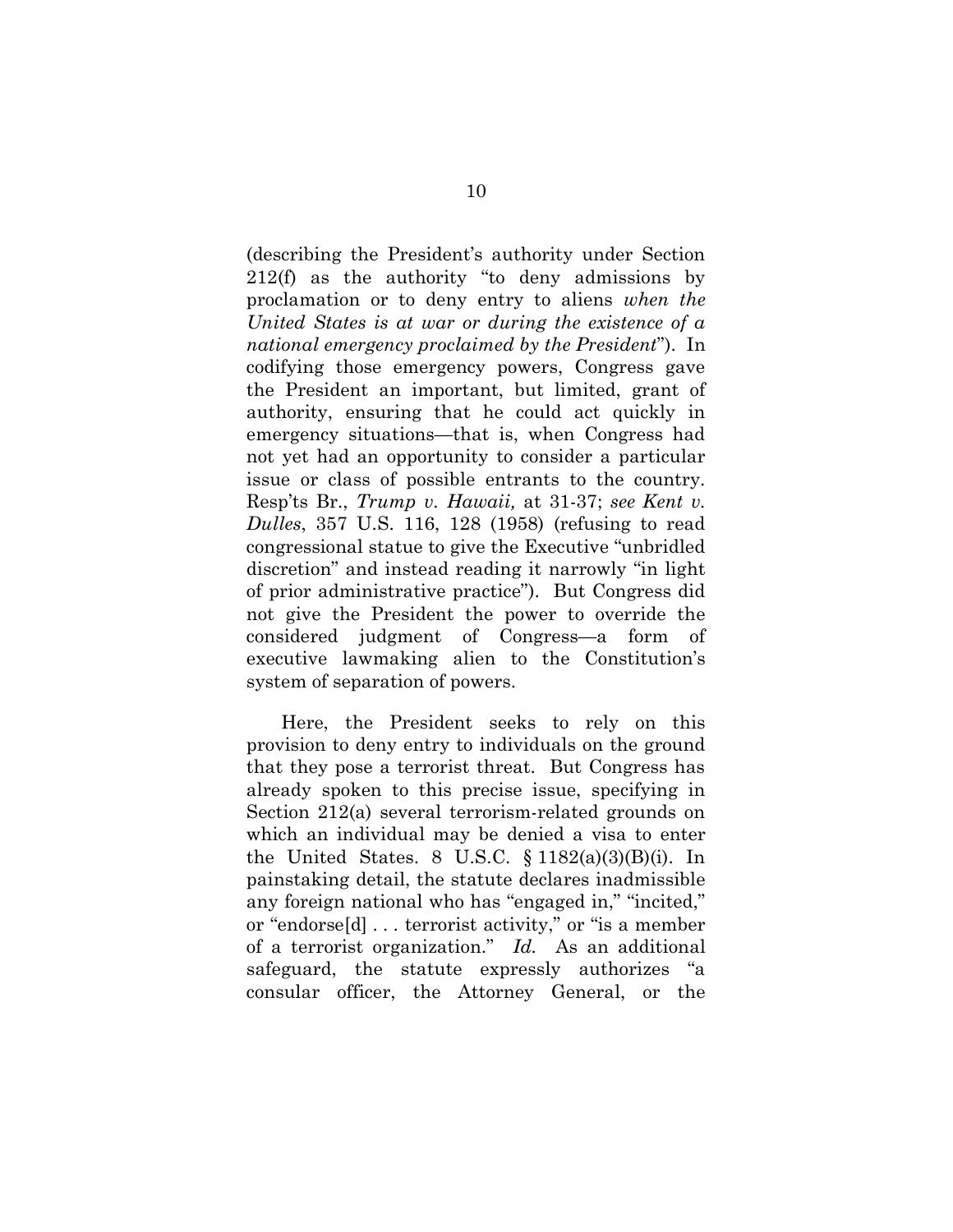(describing the President's authority under Section 212(f) as the authority "to deny admissions by proclamation or to deny entry to aliens *when the United States is at war or during the existence of a national emergency proclaimed by the President*"). In codifying those emergency powers, Congress gave the President an important, but limited, grant of authority, ensuring that he could act quickly in emergency situations—that is, when Congress had not yet had an opportunity to consider a particular issue or class of possible entrants to the country. Resp'ts Br., *Trump v. Hawaii,* at 31-37; *see Kent v. Dulles*, 357 U.S. 116, 128 (1958) (refusing to read congressional statue to give the Executive "unbridled discretion" and instead reading it narrowly "in light of prior administrative practice"). But Congress did not give the President the power to override the considered judgment of Congress—a form of executive lawmaking alien to the Constitution's system of separation of powers.

Here, the President seeks to rely on this provision to deny entry to individuals on the ground that they pose a terrorist threat. But Congress has already spoken to this precise issue, specifying in Section 212(a) several terrorism-related grounds on which an individual may be denied a visa to enter the United States. 8 U.S.C. § 1182(a)(3)(B)(i). In painstaking detail, the statute declares inadmissible any foreign national who has "engaged in," "incited," or "endorse[d] . . . terrorist activity," or "is a member of a terrorist organization." *Id.* As an additional safeguard, the statute expressly authorizes "a consular officer, the Attorney General, or the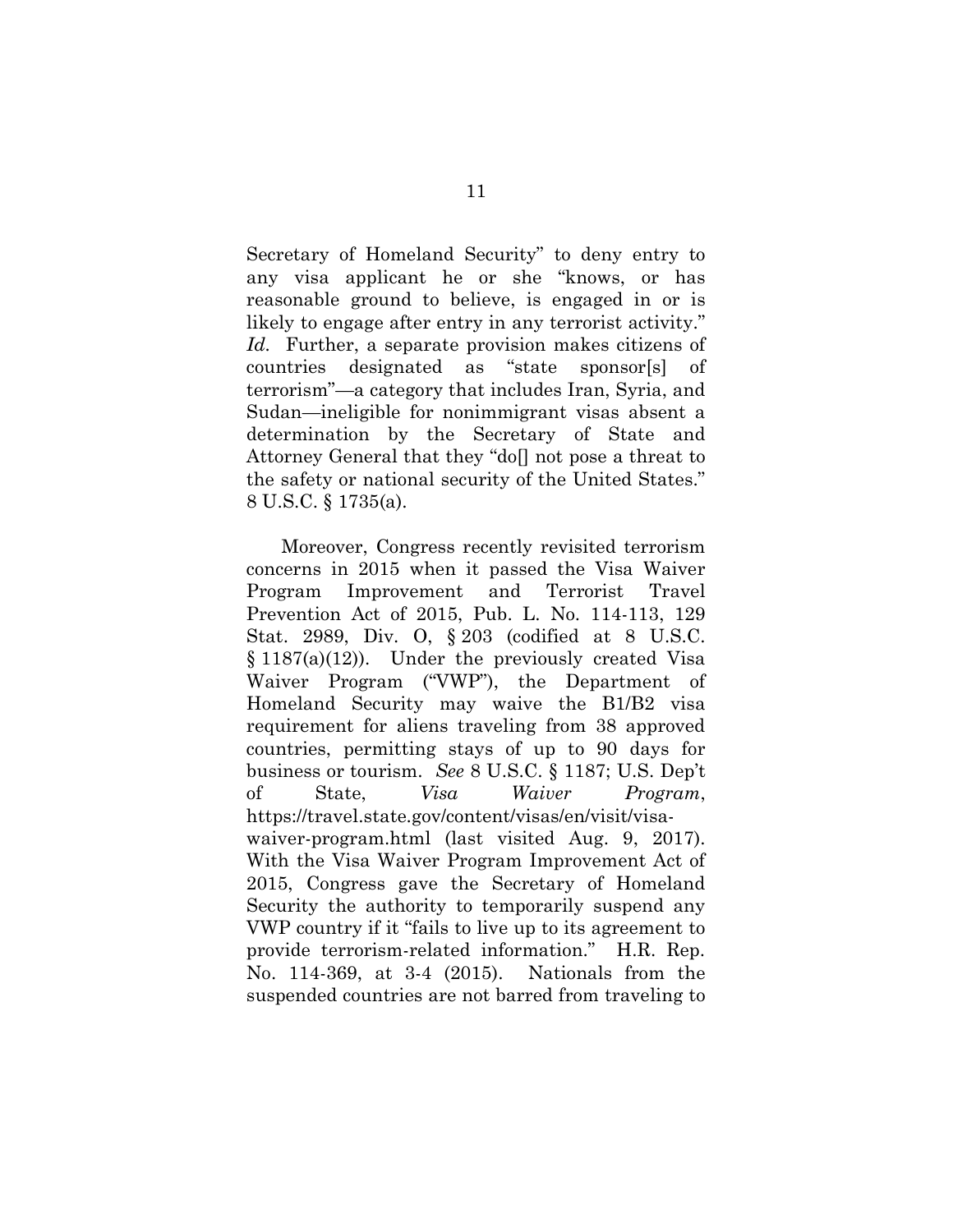Secretary of Homeland Security" to deny entry to any visa applicant he or she "knows, or has reasonable ground to believe, is engaged in or is likely to engage after entry in any terrorist activity." *Id.* Further, a separate provision makes citizens of countries designated as "state sponsor[s] of terrorism"—a category that includes Iran, Syria, and Sudan—ineligible for nonimmigrant visas absent a determination by the Secretary of State and Attorney General that they "do[] not pose a threat to the safety or national security of the United States." 8 U.S.C. § 1735(a).

Moreover, Congress recently revisited terrorism concerns in 2015 when it passed the Visa Waiver Program Improvement and Terrorist Travel Prevention Act of 2015, Pub. L. No. 114-113, 129 Stat. 2989, Div. O, § 203 (codified at 8 U.S.C. § 1187(a)(12)). Under the previously created Visa Waiver Program ("VWP"), the Department of Homeland Security may waive the B1/B2 visa requirement for aliens traveling from 38 approved countries, permitting stays of up to 90 days for business or tourism. *See* 8 U.S.C. § 1187; U.S. Dep't of State, *Visa Waiver Program*, https://travel.state.gov/content/visas/en/visit/visa-waiver-program.html (last visited Aug. 9, 2017). With the Visa Waiver Program Improvement Act of 2015, Congress gave the Secretary of Homeland Security the authority to temporarily suspend any VWP country if it "fails to live up to its agreement to provide terrorism-related information." H.R. Rep. No. 114-369, at 3-4 (2015). Nationals from the suspended countries are not barred from traveling to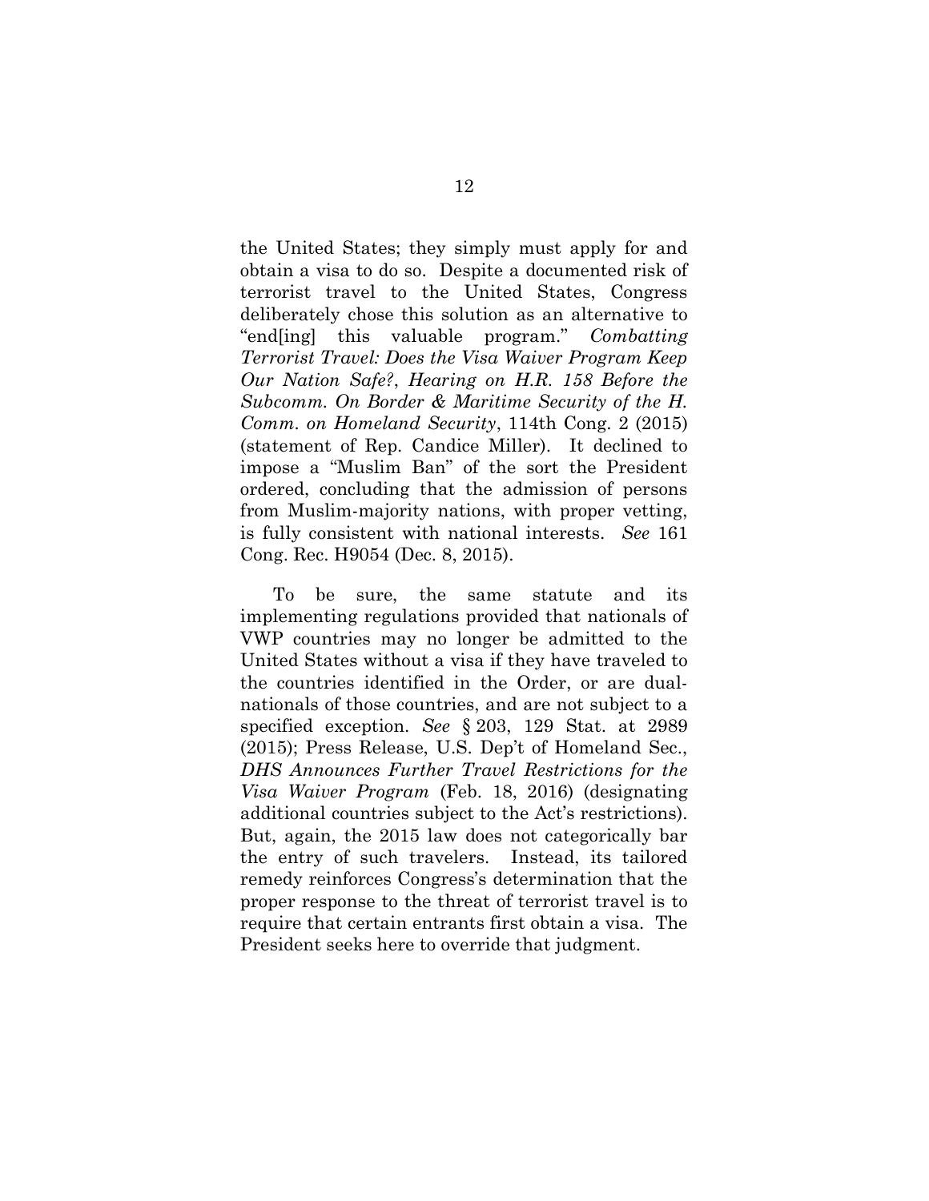the United States; they simply must apply for and obtain a visa to do so. Despite a documented risk of terrorist travel to the United States, Congress deliberately chose this solution as an alternative to "end[ing] this valuable program." *Combatting Terrorist Travel: Does the Visa Waiver Program Keep Our Nation Safe?*, *Hearing on H.R. 158 Before the Subcomm. On Border & Maritime Security of the H. Comm. on Homeland Security*, 114th Cong. 2 (2015) (statement of Rep. Candice Miller). It declined to impose a "Muslim Ban" of the sort the President ordered, concluding that the admission of persons from Muslim-majority nations, with proper vetting, is fully consistent with national interests. *See* 161 Cong. Rec. H9054 (Dec. 8, 2015).

To be sure, the same statute and its implementing regulations provided that nationals of VWP countries may no longer be admitted to the United States without a visa if they have traveled to the countries identified in the Order, or are dual-nationals of those countries, and are not subject to a specified exception. *See* § 203, 129 Stat. at 2989 (2015); Press Release, U.S. Dep't of Homeland Sec., *DHS Announces Further Travel Restrictions for the Visa Waiver Program* (Feb. 18, 2016) (designating additional countries subject to the Act's restrictions). But, again, the 2015 law does not categorically bar the entry of such travelers. Instead, its tailored remedy reinforces Congress's determination that the proper response to the threat of terrorist travel is to require that certain entrants first obtain a visa. The President seeks here to override that judgment.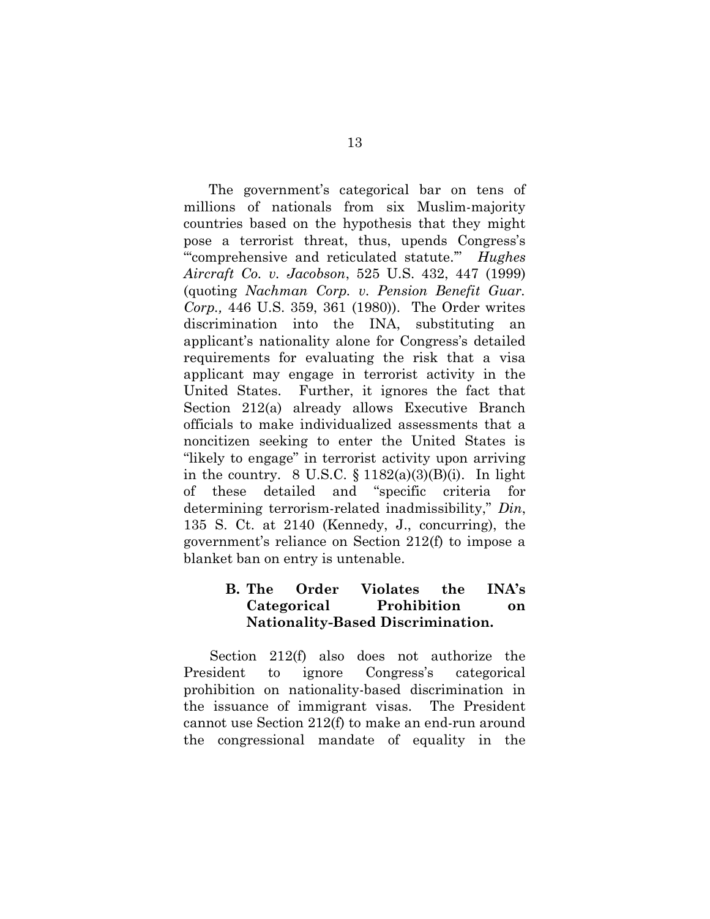The government's categorical bar on tens of millions of nationals from six Muslim-majority countries based on the hypothesis that they might pose a terrorist threat, thus, upends Congress's "'comprehensive and reticulated statute.'" *Hughes Aircraft Co. v. Jacobson*, 525 U.S. 432, 447 (1999) (quoting *Nachman Corp. v. Pension Benefit Guar. Corp.,* 446 U.S. 359, 361 (1980)). The Order writes discrimination into the INA, substituting an applicant's nationality alone for Congress's detailed requirements for evaluating the risk that a visa applicant may engage in terrorist activity in the United States. Further, it ignores the fact that Section 212(a) already allows Executive Branch officials to make individualized assessments that a noncitizen seeking to enter the United States is "likely to engage" in terrorist activity upon arriving in the country. 8 U.S.C. § 1182(a)(3)(B)(i). In light of these detailed and "specific criteria for determining terrorism-related inadmissibility," *Din*, 135 S. Ct. at 2140 (Kennedy, J., concurring), the government's reliance on Section 212(f) to impose a blanket ban on entry is untenable.

### B. The Order Violates the INA's Categorical Prohibition on Nationality-Based Discrimination.

Section 212(f) also does not authorize the President to ignore Congress's categorical prohibition on nationality-based discrimination in the issuance of immigrant visas. The President cannot use Section 212(f) to make an end-run around the congressional mandate of equality in the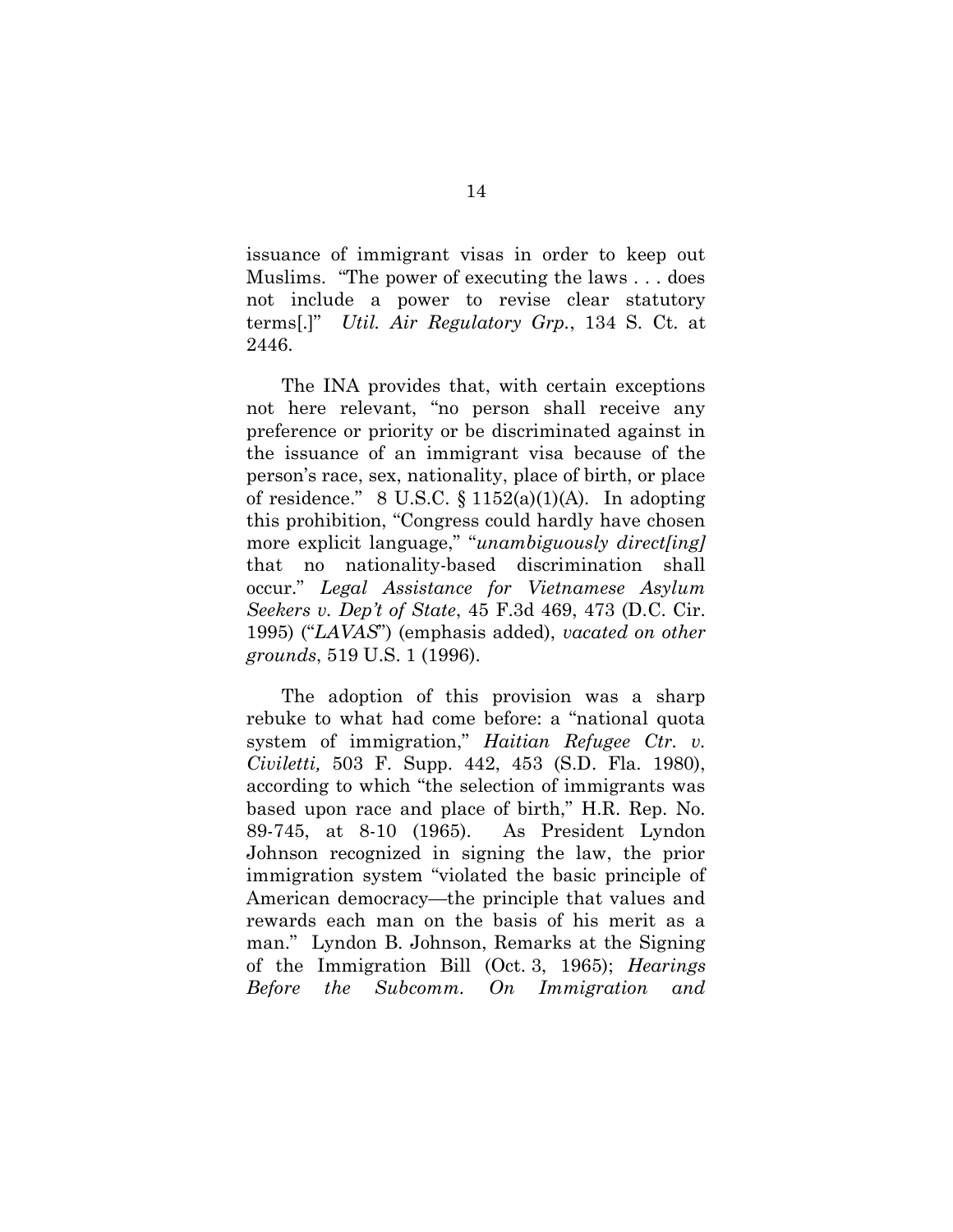issuance of immigrant visas in order to keep out Muslims. "The power of executing the laws . . . does not include a power to revise clear statutory terms[.]" *Util. Air Regulatory Grp.*, 134 S. Ct. at 2446.

The INA provides that, with certain exceptions not here relevant, "no person shall receive any preference or priority or be discriminated against in the issuance of an immigrant visa because of the person's race, sex, nationality, place of birth, or place of residence." 8 U.S.C. § 1152(a)(1)(A). In adopting this prohibition, "Congress could hardly have chosen more explicit language," "*unambiguously direct[ing]* that no nationality-based discrimination shall occur." *Legal Assistance for Vietnamese Asylum Seekers v. Dep't of State*, 45 F.3d 469, 473 (D.C. Cir. 1995) ("*LAVAS*") (emphasis added), *vacated on other grounds*, 519 U.S. 1 (1996).

The adoption of this provision was a sharp rebuke to what had come before: a "national quota system of immigration," *Haitian Refugee Ctr. v. Civiletti,* 503 F. Supp. 442, 453 (S.D. Fla. 1980), according to which "the selection of immigrants was based upon race and place of birth," H.R. Rep. No. 89-745, at 8-10 (1965). As President Lyndon Johnson recognized in signing the law, the prior immigration system "violated the basic principle of American democracy—the principle that values and rewards each man on the basis of his merit as a man." Lyndon B. Johnson, Remarks at the Signing of the Immigration Bill (Oct. 3, 1965); *Hearings Before the Subcomm. On Immigration and*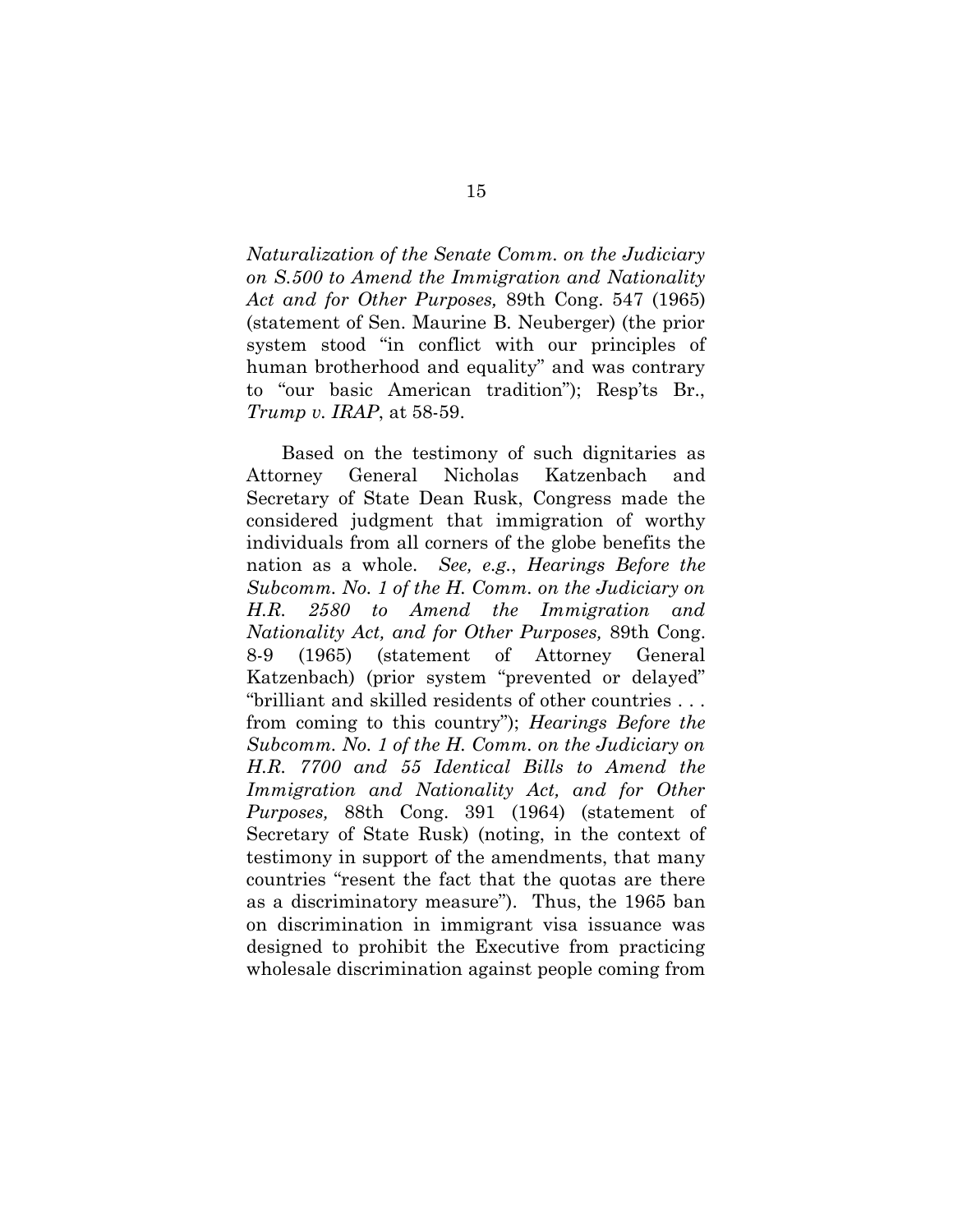*Naturalization of the Senate Comm. on the Judiciary on S.500 to Amend the Immigration and Nationality Act and for Other Purposes,* 89th Cong. 547 (1965) (statement of Sen. Maurine B. Neuberger) (the prior system stood "in conflict with our principles of human brotherhood and equality" and was contrary to "our basic American tradition"); Resp'ts Br., *Trump v. IRAP*, at 58-59.

Based on the testimony of such dignitaries as Attorney General Nicholas Katzenbach and Secretary of State Dean Rusk, Congress made the considered judgment that immigration of worthy individuals from all corners of the globe benefits the nation as a whole. *See, e.g.*, *Hearings Before the Subcomm. No. 1 of the H. Comm. on the Judiciary on H.R. 2580 to Amend the Immigration and Nationality Act, and for Other Purposes,* 89th Cong. 8-9 (1965) (statement of Attorney General Katzenbach) (prior system "prevented or delayed" "brilliant and skilled residents of other countries . . . from coming to this country"); *Hearings Before the Subcomm. No. 1 of the H. Comm. on the Judiciary on H.R. 7700 and 55 Identical Bills to Amend the Immigration and Nationality Act, and for Other Purposes,* 88th Cong. 391 (1964) (statement of Secretary of State Rusk) (noting, in the context of testimony in support of the amendments, that many countries "resent the fact that the quotas are there as a discriminatory measure"). Thus, the 1965 ban on discrimination in immigrant visa issuance was designed to prohibit the Executive from practicing wholesale discrimination against people coming from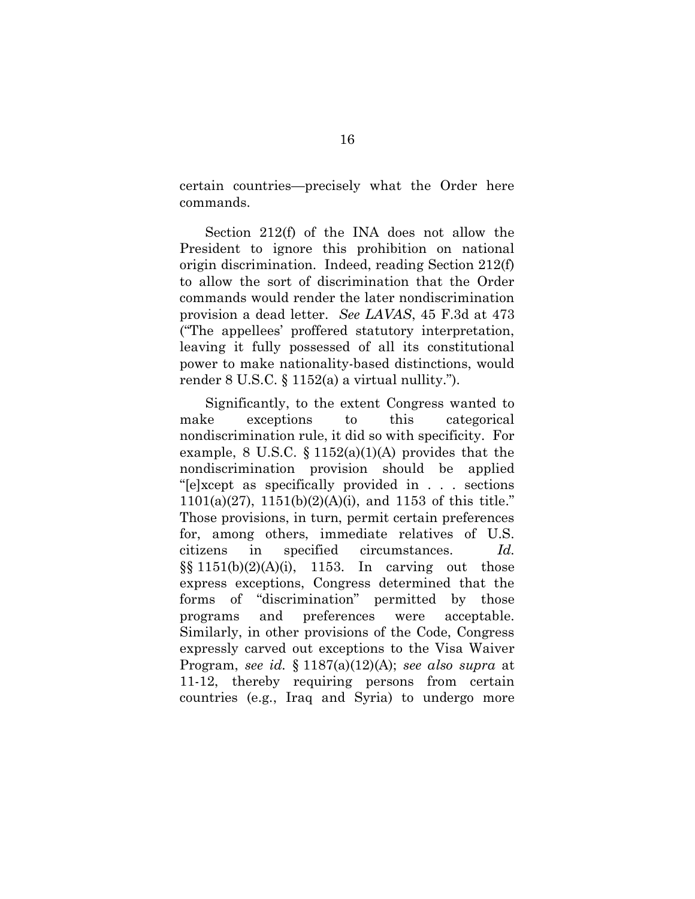certain countries—precisely what the Order here commands.

Section 212(f) of the INA does not allow the President to ignore this prohibition on national origin discrimination. Indeed, reading Section 212(f) to allow the sort of discrimination that the Order commands would render the later nondiscrimination provision a dead letter. *See LAVAS*, 45 F.3d at 473 ("The appellees' proffered statutory interpretation, leaving it fully possessed of all its constitutional power to make nationality-based distinctions, would render 8 U.S.C. § 1152(a) a virtual nullity.").

Significantly, to the extent Congress wanted to make exceptions to this categorical nondiscrimination rule, it did so with specificity. For example, 8 U.S.C. § 1152(a)(1)(A) provides that the nondiscrimination provision should be applied "[e]xcept as specifically provided in . . . sections 1101(a)(27), 1151(b)(2)(A)(i), and 1153 of this title." Those provisions, in turn, permit certain preferences for, among others, immediate relatives of U.S. citizens in specified circumstances. *Id.* §§ 1151(b)(2)(A)(i), 1153. In carving out those express exceptions, Congress determined that the forms of "discrimination" permitted by those programs and preferences were acceptable. Similarly, in other provisions of the Code, Congress expressly carved out exceptions to the Visa Waiver Program, *see id.* § 1187(a)(12)(A); *see also supra* at 11-12, thereby requiring persons from certain countries (e.g., Iraq and Syria) to undergo more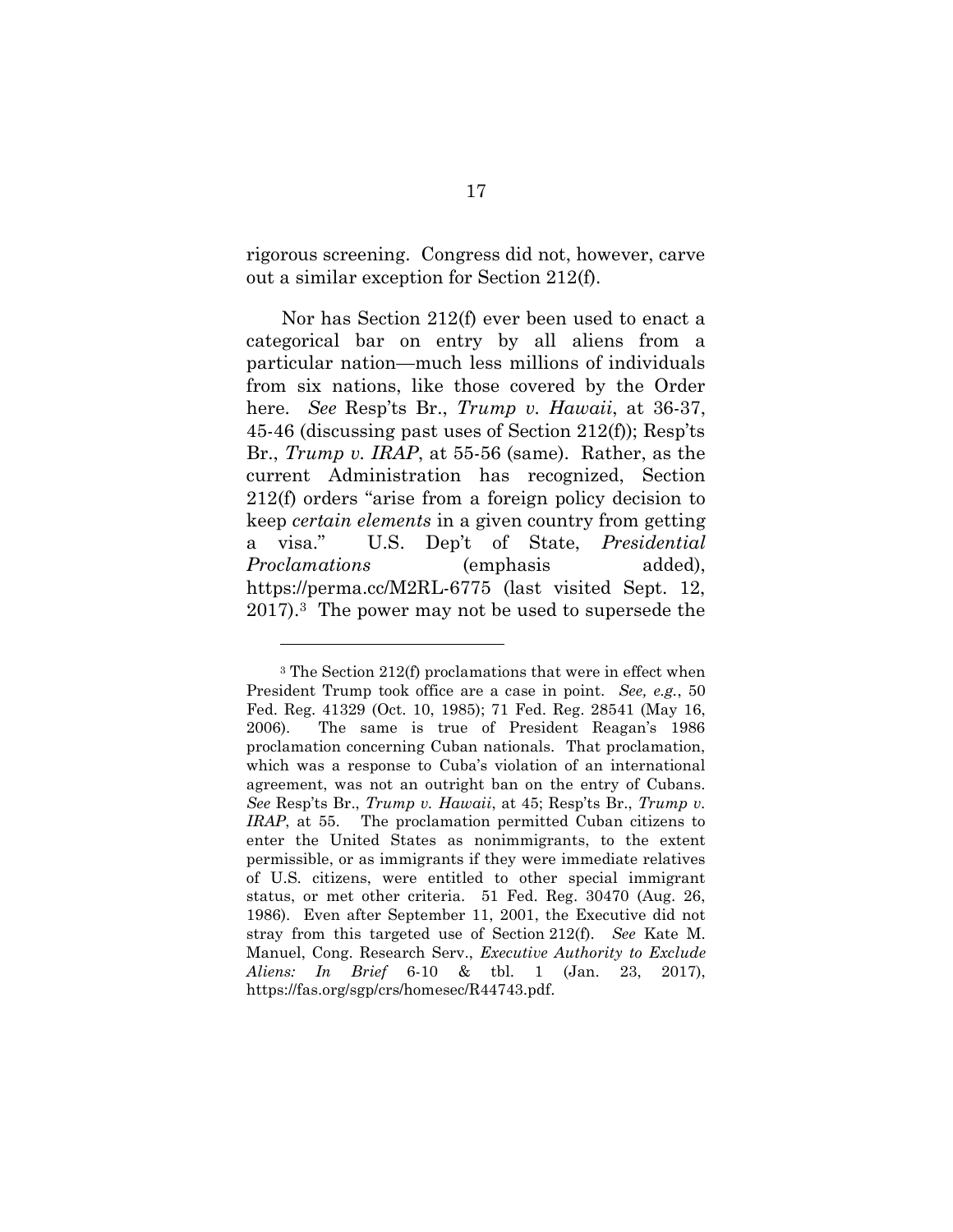rigorous screening. Congress did not, however, carve out a similar exception for Section 212(f).

Nor has Section 212(f) ever been used to enact a categorical bar on entry by all aliens from a particular nation—much less millions of individuals from six nations, like those covered by the Order here. *See* Resp'ts Br., *Trump v. Hawaii*, at 36-37, 45-46 (discussing past uses of Section 212(f)); Resp'ts Br., *Trump v. IRAP*, at 55-56 (same). Rather, as the current Administration has recognized, Section 212(f) orders "arise from a foreign policy decision to keep *certain elements* in a given country from getting a visa." U.S. Dep't of State, *Presidential Proclamations* (emphasis added), https://perma.cc/M2RL-6775 (last visited Sept. 12, 2017).[3] The power may not be used to supersede the

---

[3] The Section 212(f) proclamations that were in effect when President Trump took office are a case in point. *See, e.g.*, 50 Fed. Reg. 41329 (Oct. 10, 1985); 71 Fed. Reg. 28541 (May 16, 2006). The same is true of President Reagan's 1986 proclamation concerning Cuban nationals. That proclamation, which was a response to Cuba's violation of an international agreement, was not an outright ban on the entry of Cubans. *See* Resp'ts Br., *Trump v. Hawaii*, at 45; Resp'ts Br., *Trump v. IRAP*, at 55. The proclamation permitted Cuban citizens to enter the United States as nonimmigrants, to the extent permissible, or as immigrants if they were immediate relatives of U.S. citizens, were entitled to other special immigrant status, or met other criteria. 51 Fed. Reg. 30470 (Aug. 26, 1986). Even after September 11, 2001, the Executive did not stray from this targeted use of Section 212(f). *See* Kate M. Manuel, Cong. Research Serv., *Executive Authority to Exclude Aliens: In Brief* 6-10 & tbl. 1 (Jan. 23, 2017), https://fas.org/sgp/crs/homesec/R44743.pdf.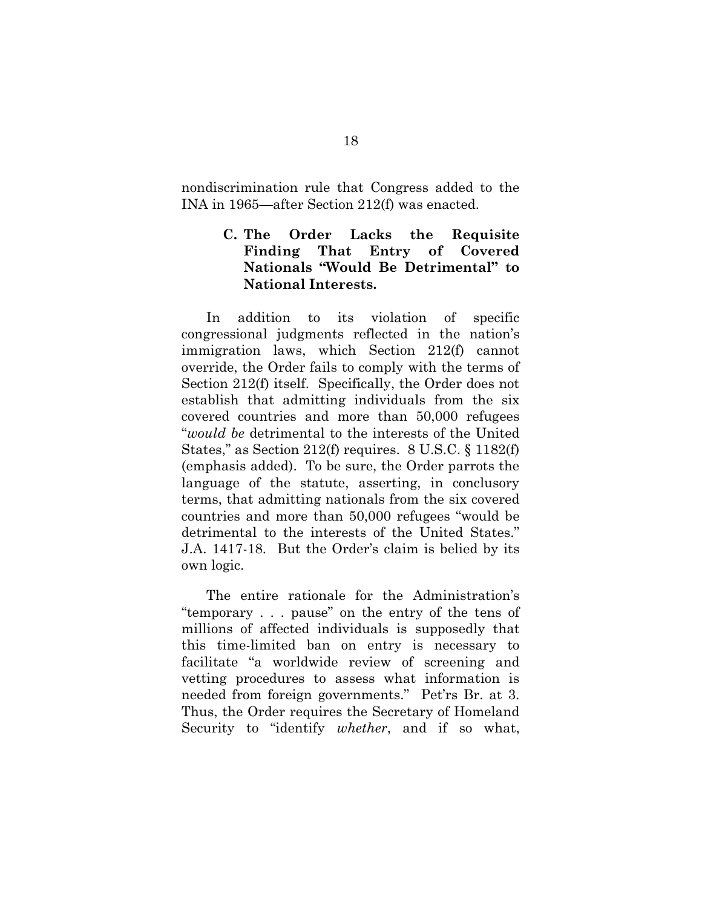nondiscrimination rule that Congress added to the INA in 1965—after Section 212(f) was enacted.

### C. The Order Lacks the Requisite Finding That Entry of Covered Nationals "Would Be Detrimental" to National Interests.

In addition to its violation of specific congressional judgments reflected in the nation's immigration laws, which Section 212(f) cannot override, the Order fails to comply with the terms of Section 212(f) itself. Specifically, the Order does not establish that admitting individuals from the six covered countries and more than 50,000 refugees "*would be* detrimental to the interests of the United States," as Section 212(f) requires. 8 U.S.C. § 1182(f) (emphasis added). To be sure, the Order parrots the language of the statute, asserting, in conclusory terms, that admitting nationals from the six covered countries and more than 50,000 refugees "would be detrimental to the interests of the United States." J.A. 1417-18. But the Order's claim is belied by its own logic.

The entire rationale for the Administration's "temporary . . . pause" on the entry of the tens of millions of affected individuals is supposedly that this time-limited ban on entry is necessary to facilitate "a worldwide review of screening and vetting procedures to assess what information is needed from foreign governments." Pet'rs Br. at 3. Thus, the Order requires the Secretary of Homeland Security to "identify *whether*, and if so what,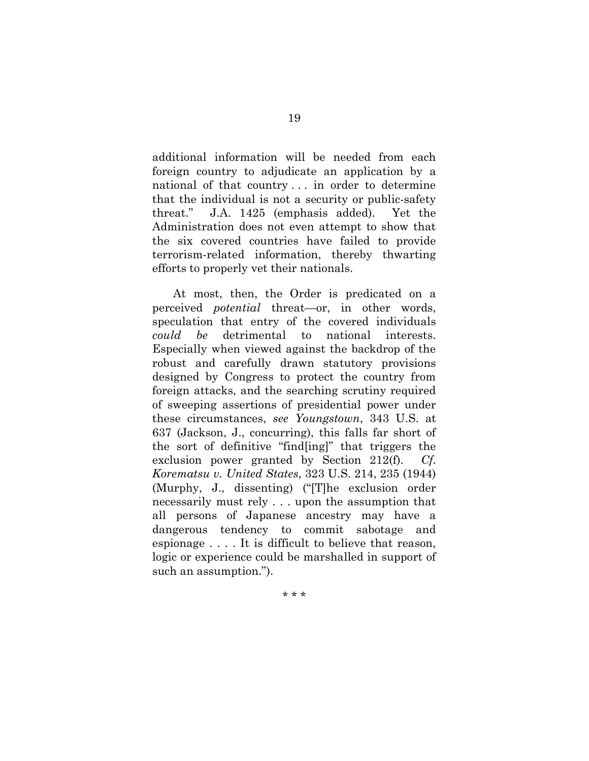additional information will be needed from each foreign country to adjudicate an application by a national of that country . . . in order to determine that the individual is not a security or public-safety threat." J.A. 1425 (emphasis added). Yet the Administration does not even attempt to show that the six covered countries have failed to provide terrorism-related information, thereby thwarting efforts to properly vet their nationals.

At most, then, the Order is predicated on a perceived *potential* threat—or, in other words, speculation that entry of the covered individuals *could be* detrimental to national interests. Especially when viewed against the backdrop of the robust and carefully drawn statutory provisions designed by Congress to protect the country from foreign attacks, and the searching scrutiny required of sweeping assertions of presidential power under these circumstances, *see Youngstown*, 343 U.S. at 637 (Jackson, J., concurring), this falls far short of the sort of definitive "find[ing]" that triggers the exclusion power granted by Section 212(f). *Cf. Korematsu v. United States*, 323 U.S. 214, 235 (1944) (Murphy, J., dissenting) ("[T]he exclusion order necessarily must rely . . . upon the assumption that all persons of Japanese ancestry may have a dangerous tendency to commit sabotage and espionage . . . . It is difficult to believe that reason, logic or experience could be marshalled in support of such an assumption.").

\* \* \*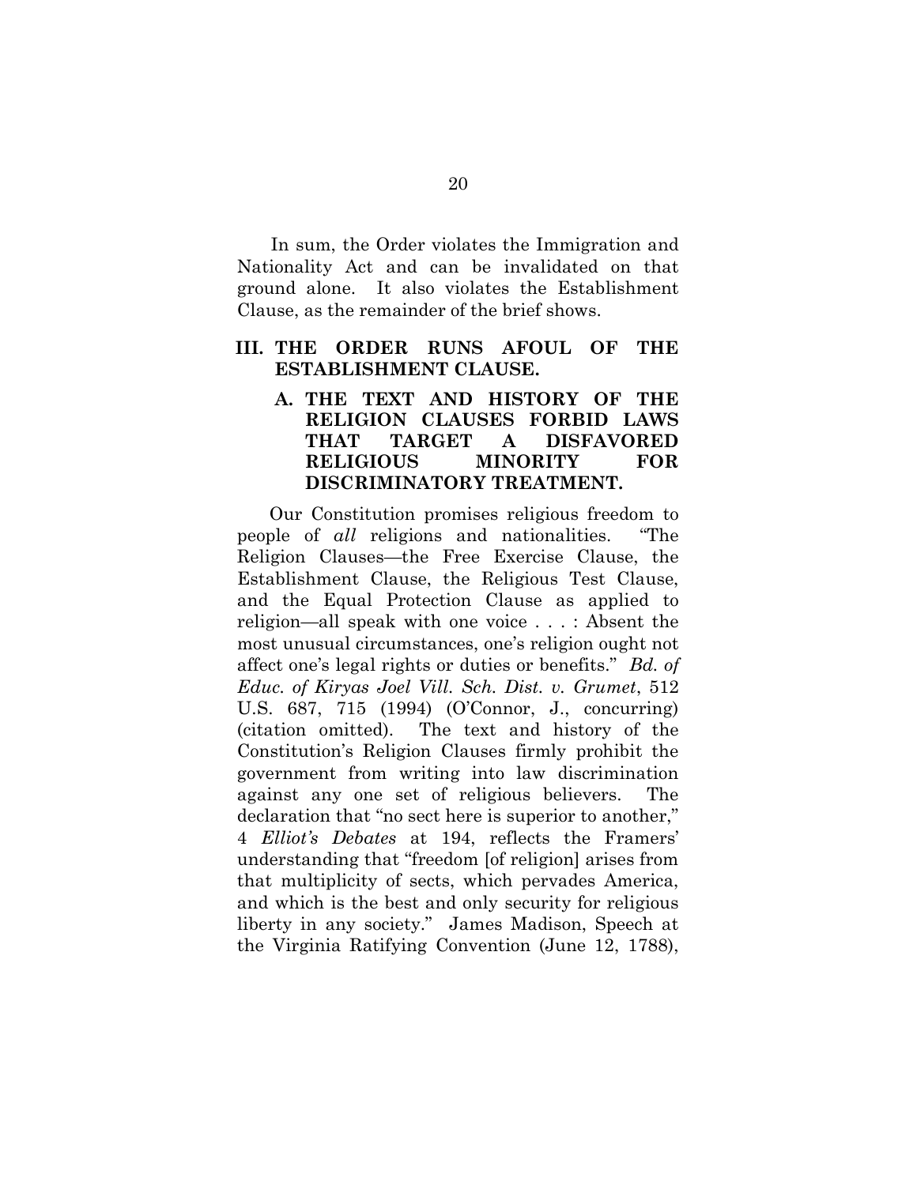In sum, the Order violates the Immigration and Nationality Act and can be invalidated on that ground alone. It also violates the Establishment Clause, as the remainder of the brief shows.

## III. THE ORDER RUNS AFOUL OF THE ESTABLISHMENT CLAUSE.

### A. THE TEXT AND HISTORY OF THE RELIGION CLAUSES FORBID LAWS THAT TARGET A DISFAVORED RELIGIOUS MINORITY FOR DISCRIMINATORY TREATMENT.

Our Constitution promises religious freedom to people of *all* religions and nationalities. "The Religion Clauses—the Free Exercise Clause, the Establishment Clause, the Religious Test Clause, and the Equal Protection Clause as applied to religion—all speak with one voice . . . : Absent the most unusual circumstances, one's religion ought not affect one's legal rights or duties or benefits." *Bd. of Educ. of Kiryas Joel Vill. Sch. Dist. v. Grumet*, 512 U.S. 687, 715 (1994) (O'Connor, J., concurring) (citation omitted). The text and history of the Constitution's Religion Clauses firmly prohibit the government from writing into law discrimination against any one set of religious believers. The declaration that "no sect here is superior to another," 4 *Elliot's Debates* at 194, reflects the Framers' understanding that "freedom [of religion] arises from that multiplicity of sects, which pervades America, and which is the best and only security for religious liberty in any society." James Madison, Speech at the Virginia Ratifying Convention (June 12, 1788),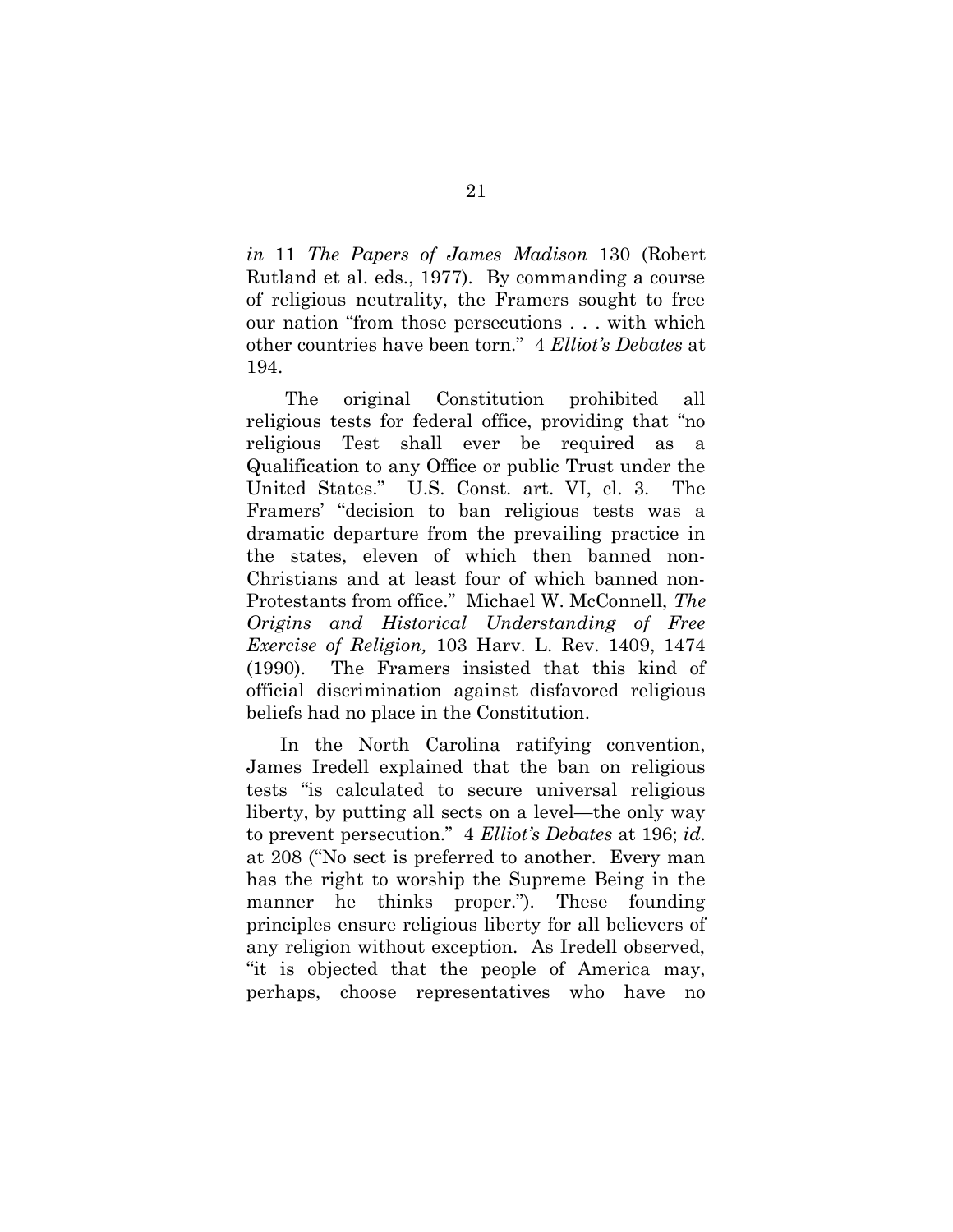*in* 11 *The Papers of James Madison* 130 (Robert Rutland et al. eds., 1977). By commanding a course of religious neutrality, the Framers sought to free our nation "from those persecutions . . . with which other countries have been torn." 4 *Elliot's Debates* at 194.

The original Constitution prohibited all religious tests for federal office, providing that "no religious Test shall ever be required as a Qualification to any Office or public Trust under the United States." U.S. Const. art. VI, cl. 3. The Framers' "decision to ban religious tests was a dramatic departure from the prevailing practice in the states, eleven of which then banned non-Christians and at least four of which banned non-Protestants from office." Michael W. McConnell, *The Origins and Historical Understanding of Free Exercise of Religion,* 103 Harv. L. Rev. 1409, 1474 (1990). The Framers insisted that this kind of official discrimination against disfavored religious beliefs had no place in the Constitution.

In the North Carolina ratifying convention, James Iredell explained that the ban on religious tests "is calculated to secure universal religious liberty, by putting all sects on a level—the only way to prevent persecution." 4 *Elliot's Debates* at 196; *id.* at 208 ("No sect is preferred to another. Every man has the right to worship the Supreme Being in the manner he thinks proper."). These founding principles ensure religious liberty for all believers of any religion without exception. As Iredell observed, "it is objected that the people of America may, perhaps, choose representatives who have no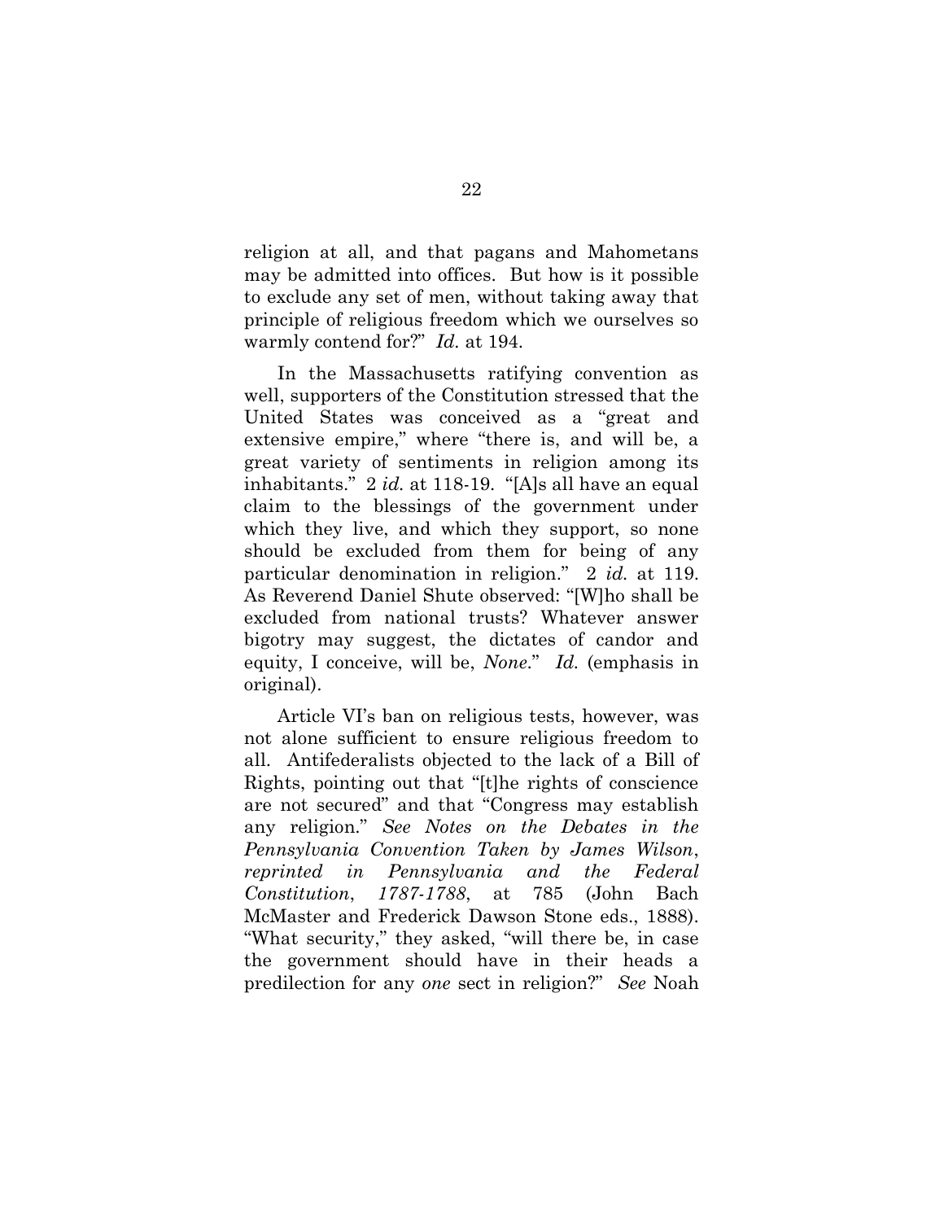religion at all, and that pagans and Mahometans may be admitted into offices. But how is it possible to exclude any set of men, without taking away that principle of religious freedom which we ourselves so warmly contend for?" *Id.* at 194.

In the Massachusetts ratifying convention as well, supporters of the Constitution stressed that the United States was conceived as a "great and extensive empire," where "there is, and will be, a great variety of sentiments in religion among its inhabitants." 2 *id.* at 118-19. "[A]s all have an equal claim to the blessings of the government under which they live, and which they support, so none should be excluded from them for being of any particular denomination in religion." 2 *id.* at 119. As Reverend Daniel Shute observed: "[W]ho shall be excluded from national trusts? Whatever answer bigotry may suggest, the dictates of candor and equity, I conceive, will be, *None*." *Id.* (emphasis in original).

Article VI's ban on religious tests, however, was not alone sufficient to ensure religious freedom to all. Antifederalists objected to the lack of a Bill of Rights, pointing out that "[t]he rights of conscience are not secured" and that "Congress may establish any religion." *See Notes on the Debates in the Pennsylvania Convention Taken by James Wilson*, *reprinted in Pennsylvania and the Federal Constitution*, *1787-1788*, at 785 (John Bach McMaster and Frederick Dawson Stone eds., 1888). "What security," they asked, "will there be, in case the government should have in their heads a predilection for any *one* sect in religion?" *See* Noah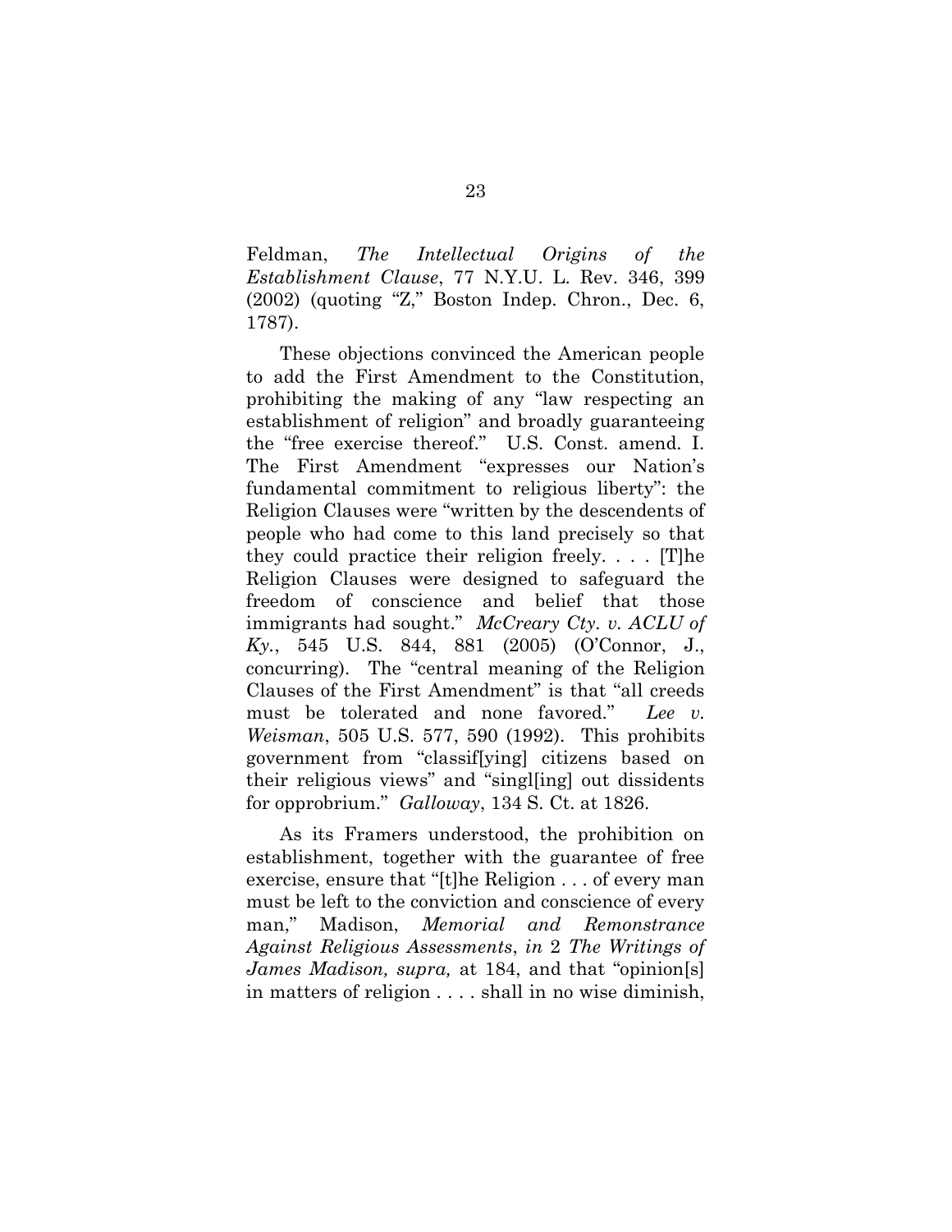Feldman, *The Intellectual Origins of the Establishment Clause*, 77 N.Y.U. L. Rev. 346, 399 (2002) (quoting "Z," Boston Indep. Chron., Dec. 6, 1787).

These objections convinced the American people to add the First Amendment to the Constitution, prohibiting the making of any "law respecting an establishment of religion" and broadly guaranteeing the "free exercise thereof." U.S. Const. amend. I. The First Amendment "expresses our Nation's fundamental commitment to religious liberty": the Religion Clauses were "written by the descendents of people who had come to this land precisely so that they could practice their religion freely. . . . [T]he Religion Clauses were designed to safeguard the freedom of conscience and belief that those immigrants had sought." *McCreary Cty. v. ACLU of Ky.*, 545 U.S. 844, 881 (2005) (O'Connor, J., concurring). The "central meaning of the Religion Clauses of the First Amendment" is that "all creeds must be tolerated and none favored." *Lee v. Weisman*, 505 U.S. 577, 590 (1992). This prohibits government from "classif[ying] citizens based on their religious views" and "singl[ing] out dissidents for opprobrium." *Galloway*, 134 S. Ct. at 1826.

As its Framers understood, the prohibition on establishment, together with the guarantee of free exercise, ensure that "[t]he Religion . . . of every man must be left to the conviction and conscience of every man," Madison, *Memorial and Remonstrance Against Religious Assessments*, *in* 2 *The Writings of James Madison, supra,* at 184, and that "opinion[s] in matters of religion . . . . shall in no wise diminish,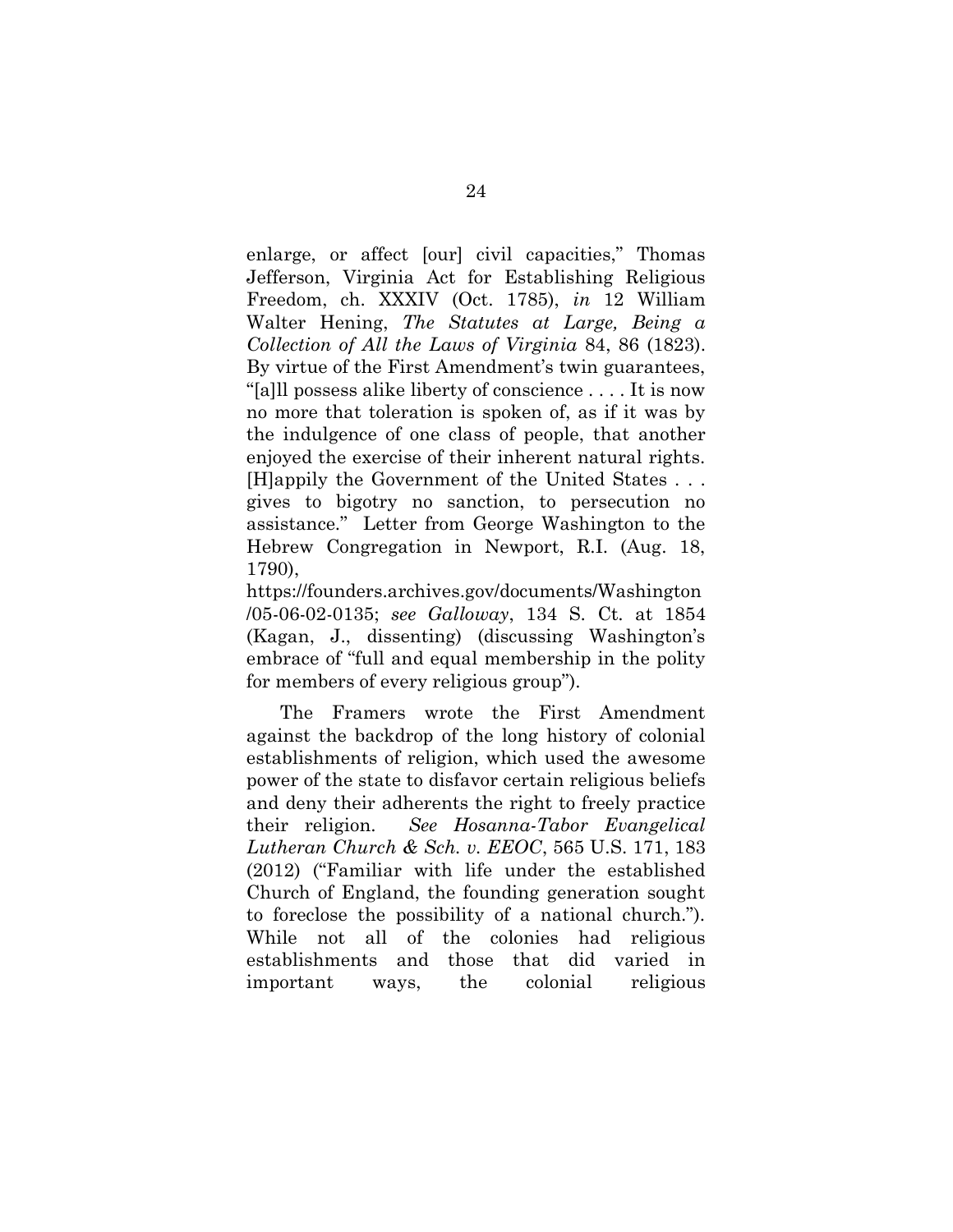enlarge, or affect [our] civil capacities," Thomas Jefferson, Virginia Act for Establishing Religious Freedom, ch. XXXIV (Oct. 1785), *in* 12 William Walter Hening, *The Statutes at Large, Being a Collection of All the Laws of Virginia* 84, 86 (1823). By virtue of the First Amendment's twin guarantees, "[a]ll possess alike liberty of conscience . . . . It is now no more that toleration is spoken of, as if it was by the indulgence of one class of people, that another enjoyed the exercise of their inherent natural rights. [H]appily the Government of the United States . . . gives to bigotry no sanction, to persecution no assistance." Letter from George Washington to the Hebrew Congregation in Newport, R.I. (Aug. 18, 1790), https://founders.archives.gov/documents/Washington/05-06-02-0135; *see Galloway*, 134 S. Ct. at 1854 (Kagan, J., dissenting) (discussing Washington's embrace of "full and equal membership in the polity for members of every religious group").

The Framers wrote the First Amendment against the backdrop of the long history of colonial establishments of religion, which used the awesome power of the state to disfavor certain religious beliefs and deny their adherents the right to freely practice their religion. *See Hosanna-Tabor Evangelical Lutheran Church & Sch. v. EEOC*, 565 U.S. 171, 183 (2012) ("Familiar with life under the established Church of England, the founding generation sought to foreclose the possibility of a national church."). While not all of the colonies had religious establishments and those that did varied in important ways, the colonial religious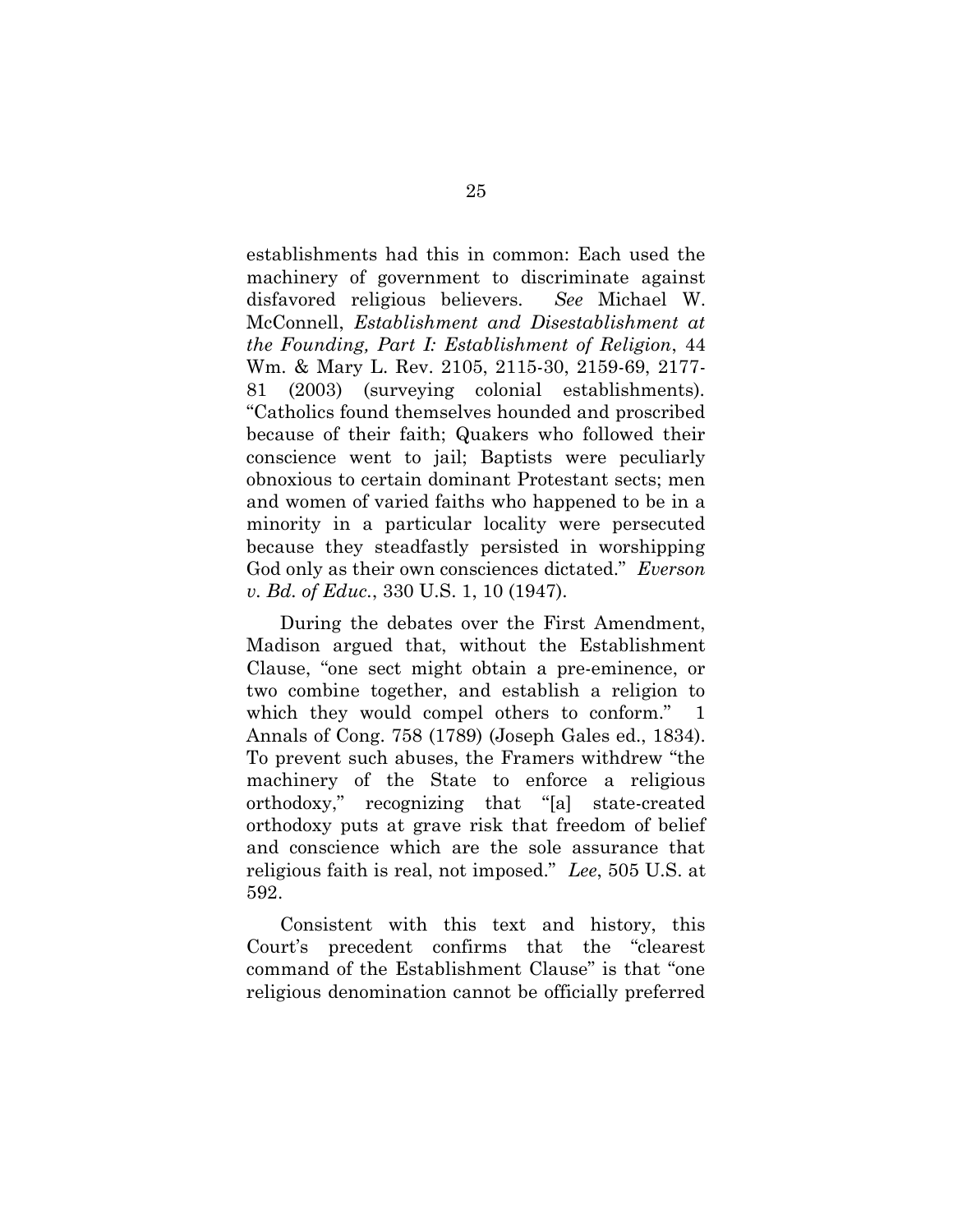establishments had this in common: Each used the machinery of government to discriminate against disfavored religious believers. *See* Michael W. McConnell, *Establishment and Disestablishment at the Founding, Part I: Establishment of Religion*, 44 Wm. & Mary L. Rev. 2105, 2115-30, 2159-69, 2177-81 (2003) (surveying colonial establishments). "Catholics found themselves hounded and proscribed because of their faith; Quakers who followed their conscience went to jail; Baptists were peculiarly obnoxious to certain dominant Protestant sects; men and women of varied faiths who happened to be in a minority in a particular locality were persecuted because they steadfastly persisted in worshipping God only as their own consciences dictated." *Everson v. Bd. of Educ.*, 330 U.S. 1, 10 (1947).

During the debates over the First Amendment, Madison argued that, without the Establishment Clause, "one sect might obtain a pre-eminence, or two combine together, and establish a religion to which they would compel others to conform." 1 Annals of Cong. 758 (1789) (Joseph Gales ed., 1834). To prevent such abuses, the Framers withdrew "the machinery of the State to enforce a religious orthodoxy," recognizing that "[a] state-created orthodoxy puts at grave risk that freedom of belief and conscience which are the sole assurance that religious faith is real, not imposed." *Lee*, 505 U.S. at 592.

Consistent with this text and history, this Court's precedent confirms that the "clearest command of the Establishment Clause" is that "one religious denomination cannot be officially preferred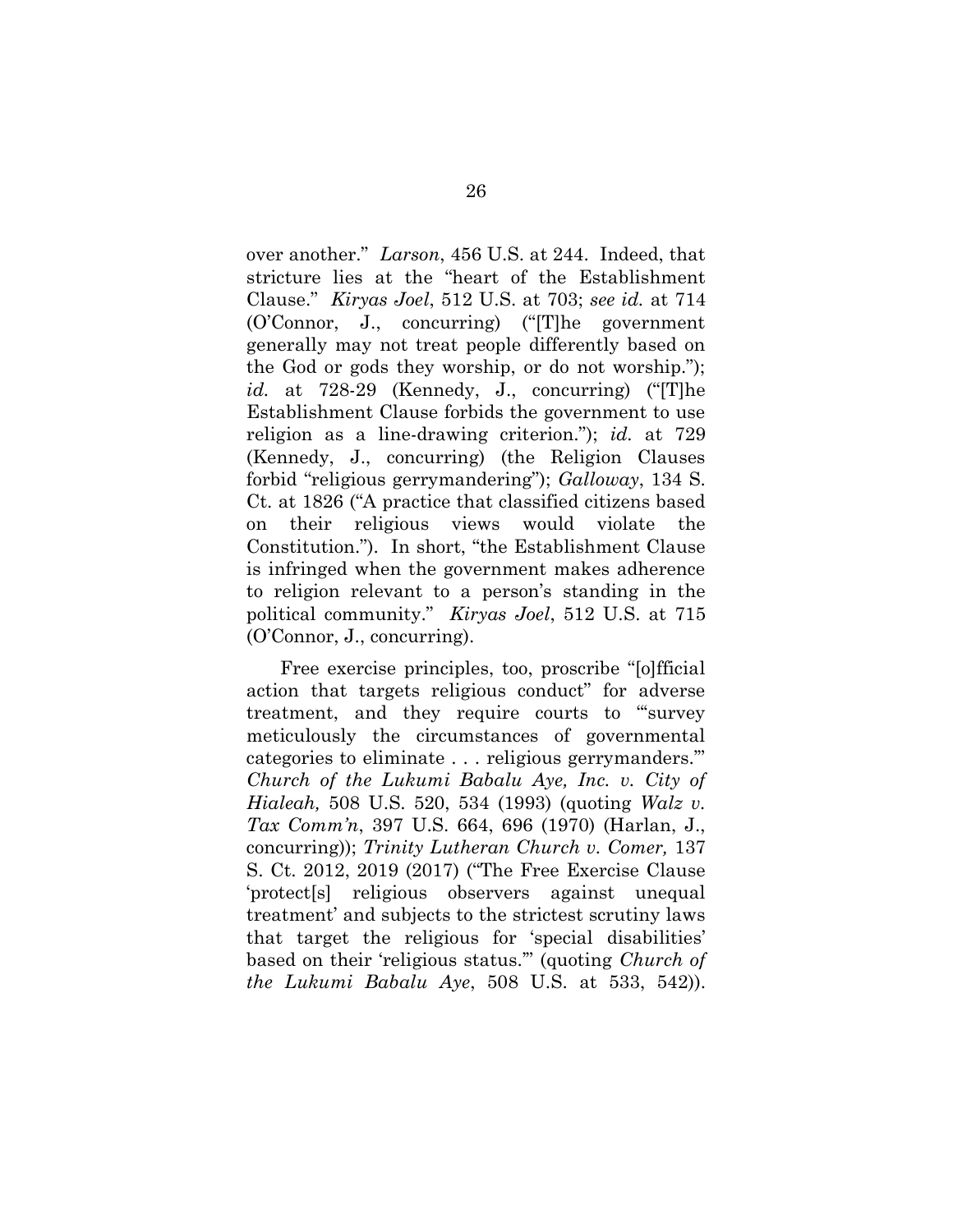over another." *Larson*, 456 U.S. at 244. Indeed, that stricture lies at the "heart of the Establishment Clause." *Kiryas Joel*, 512 U.S. at 703; *see id.* at 714 (O'Connor, J., concurring) ("[T]he government generally may not treat people differently based on the God or gods they worship, or do not worship."); *id.* at 728-29 (Kennedy, J., concurring) ("[T]he Establishment Clause forbids the government to use religion as a line-drawing criterion."); *id.* at 729 (Kennedy, J., concurring) (the Religion Clauses forbid "religious gerrymandering"); *Galloway*, 134 S. Ct. at 1826 ("A practice that classified citizens based on their religious views would violate the Constitution."). In short, "the Establishment Clause is infringed when the government makes adherence to religion relevant to a person's standing in the political community." *Kiryas Joel*, 512 U.S. at 715 (O'Connor, J., concurring).

Free exercise principles, too, proscribe "[o]fficial action that targets religious conduct" for adverse treatment, and they require courts to "'survey meticulously the circumstances of governmental categories to eliminate . . . religious gerrymanders.'" *Church of the Lukumi Babalu Aye, Inc. v. City of Hialeah,* 508 U.S. 520, 534 (1993) (quoting *Walz v. Tax Comm'n*, 397 U.S. 664, 696 (1970) (Harlan, J., concurring)); *Trinity Lutheran Church v. Comer,* 137 S. Ct. 2012, 2019 (2017) ("The Free Exercise Clause 'protect[s] religious observers against unequal treatment' and subjects to the strictest scrutiny laws that target the religious for 'special disabilities' based on their 'religious status.'" (quoting *Church of the Lukumi Babalu Aye*, 508 U.S. at 533, 542)).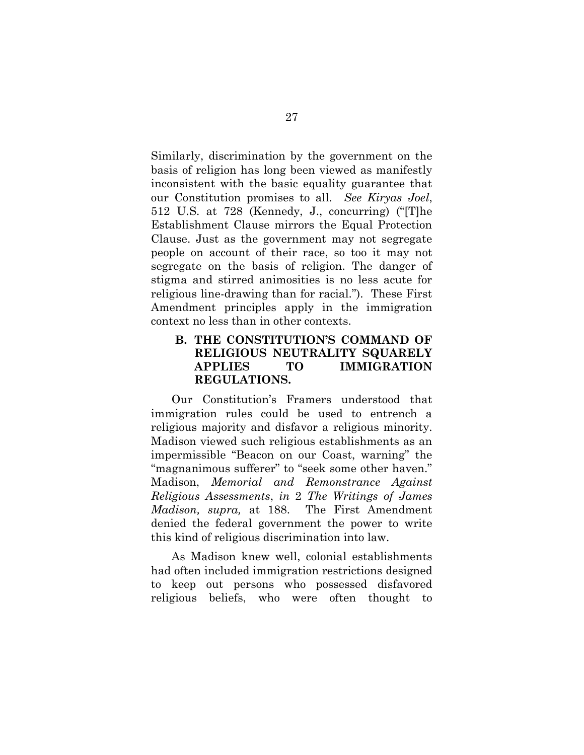Similarly, discrimination by the government on the basis of religion has long been viewed as manifestly inconsistent with the basic equality guarantee that our Constitution promises to all. *See Kiryas Joel*, 512 U.S. at 728 (Kennedy, J., concurring) ("[T]he Establishment Clause mirrors the Equal Protection Clause. Just as the government may not segregate people on account of their race, so too it may not segregate on the basis of religion. The danger of stigma and stirred animosities is no less acute for religious line-drawing than for racial."). These First Amendment principles apply in the immigration context no less than in other contexts.

### B. THE CONSTITUTION'S COMMAND OF RELIGIOUS NEUTRALITY SQUARELY APPLIES TO IMMIGRATION REGULATIONS.

Our Constitution's Framers understood that immigration rules could be used to entrench a religious majority and disfavor a religious minority. Madison viewed such religious establishments as an impermissible "Beacon on our Coast, warning" the "magnanimous sufferer" to "seek some other haven." Madison, *Memorial and Remonstrance Against Religious Assessments*, *in* 2 *The Writings of James Madison, supra,* at 188. The First Amendment denied the federal government the power to write this kind of religious discrimination into law.

As Madison knew well, colonial establishments had often included immigration restrictions designed to keep out persons who possessed disfavored religious beliefs, who were often thought to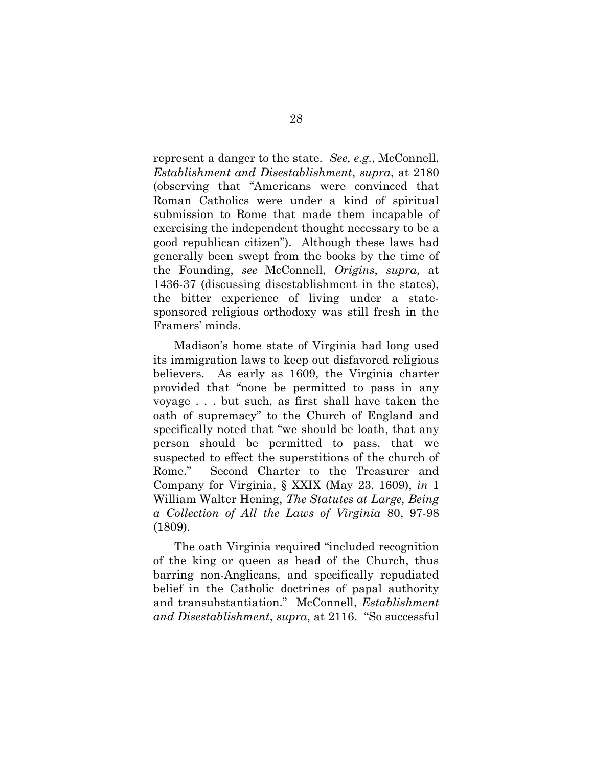represent a danger to the state. *See, e.g.*, McConnell, *Establishment and Disestablishment*, *supra*, at 2180 (observing that "Americans were convinced that Roman Catholics were under a kind of spiritual submission to Rome that made them incapable of exercising the independent thought necessary to be a good republican citizen"). Although these laws had generally been swept from the books by the time of the Founding, *see* McConnell, *Origins*, *supra*, at 1436-37 (discussing disestablishment in the states), the bitter experience of living under a state-sponsored religious orthodoxy was still fresh in the Framers' minds.

Madison's home state of Virginia had long used its immigration laws to keep out disfavored religious believers. As early as 1609, the Virginia charter provided that "none be permitted to pass in any voyage . . . but such, as first shall have taken the oath of supremacy" to the Church of England and specifically noted that "we should be loath, that any person should be permitted to pass, that we suspected to effect the superstitions of the church of Rome." Second Charter to the Treasurer and Company for Virginia, § XXIX (May 23, 1609), *in* 1 William Walter Hening, *The Statutes at Large, Being a Collection of All the Laws of Virginia* 80, 97-98 (1809).

The oath Virginia required "included recognition of the king or queen as head of the Church, thus barring non-Anglicans, and specifically repudiated belief in the Catholic doctrines of papal authority and transubstantiation." McConnell, *Establishment and Disestablishment*, *supra*, at 2116. "So successful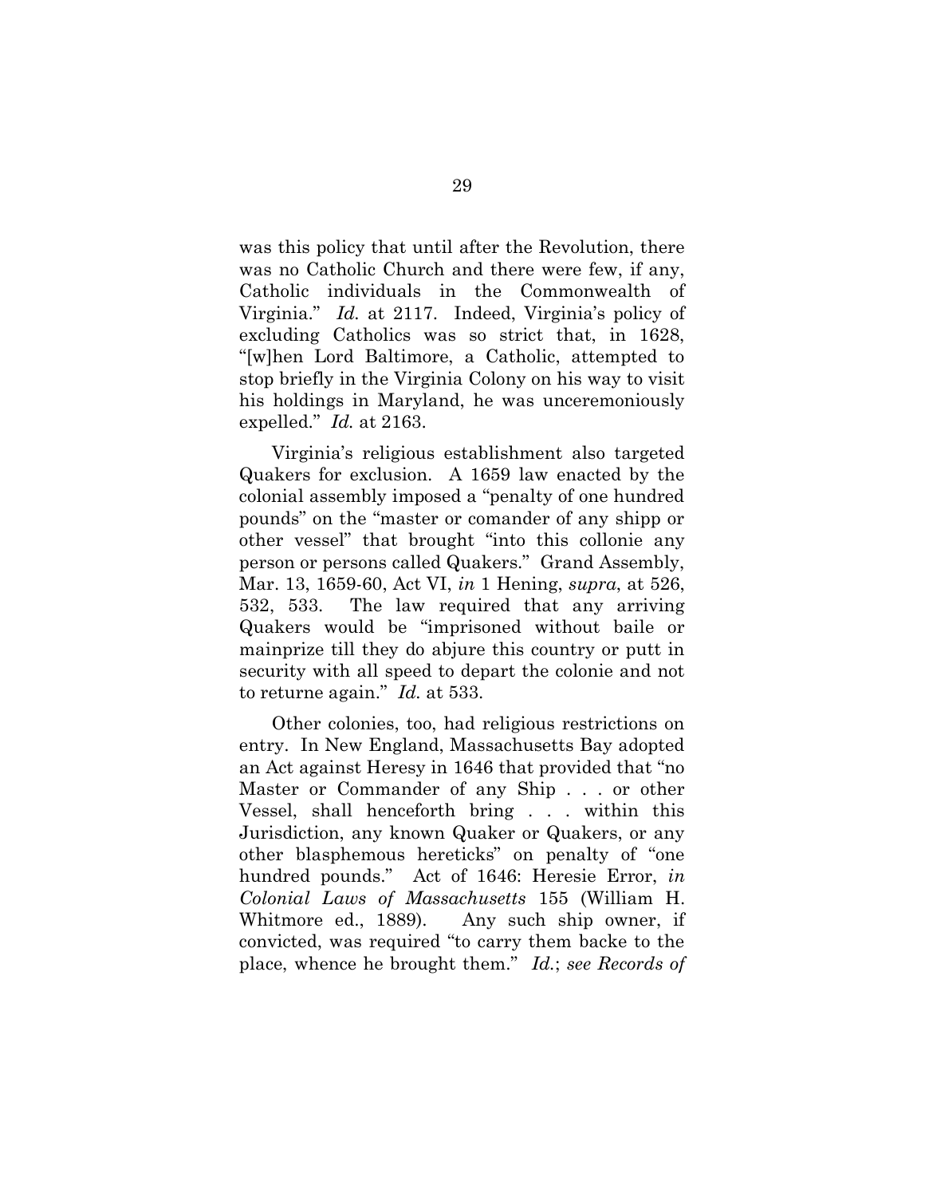was this policy that until after the Revolution, there was no Catholic Church and there were few, if any, Catholic individuals in the Commonwealth of Virginia." *Id.* at 2117. Indeed, Virginia's policy of excluding Catholics was so strict that, in 1628, "[w]hen Lord Baltimore, a Catholic, attempted to stop briefly in the Virginia Colony on his way to visit his holdings in Maryland, he was unceremoniously expelled." *Id.* at 2163.

Virginia's religious establishment also targeted Quakers for exclusion. A 1659 law enacted by the colonial assembly imposed a "penalty of one hundred pounds" on the "master or comander of any shipp or other vessel" that brought "into this collonie any person or persons called Quakers." Grand Assembly, Mar. 13, 1659-60, Act VI, *in* 1 Hening, *supra*, at 526, 532, 533. The law required that any arriving Quakers would be "imprisoned without baile or mainprize till they do abjure this country or putt in security with all speed to depart the colonie and not to returne again." *Id.* at 533.

Other colonies, too, had religious restrictions on entry. In New England, Massachusetts Bay adopted an Act against Heresy in 1646 that provided that "no Master or Commander of any Ship . . . or other Vessel, shall henceforth bring . . . within this Jurisdiction, any known Quaker or Quakers, or any other blasphemous hereticks" on penalty of "one hundred pounds." Act of 1646: Heresie Error, *in Colonial Laws of Massachusetts* 155 (William H. Whitmore ed., 1889). Any such ship owner, if convicted, was required "to carry them backe to the place, whence he brought them." *Id.*; *see Records of*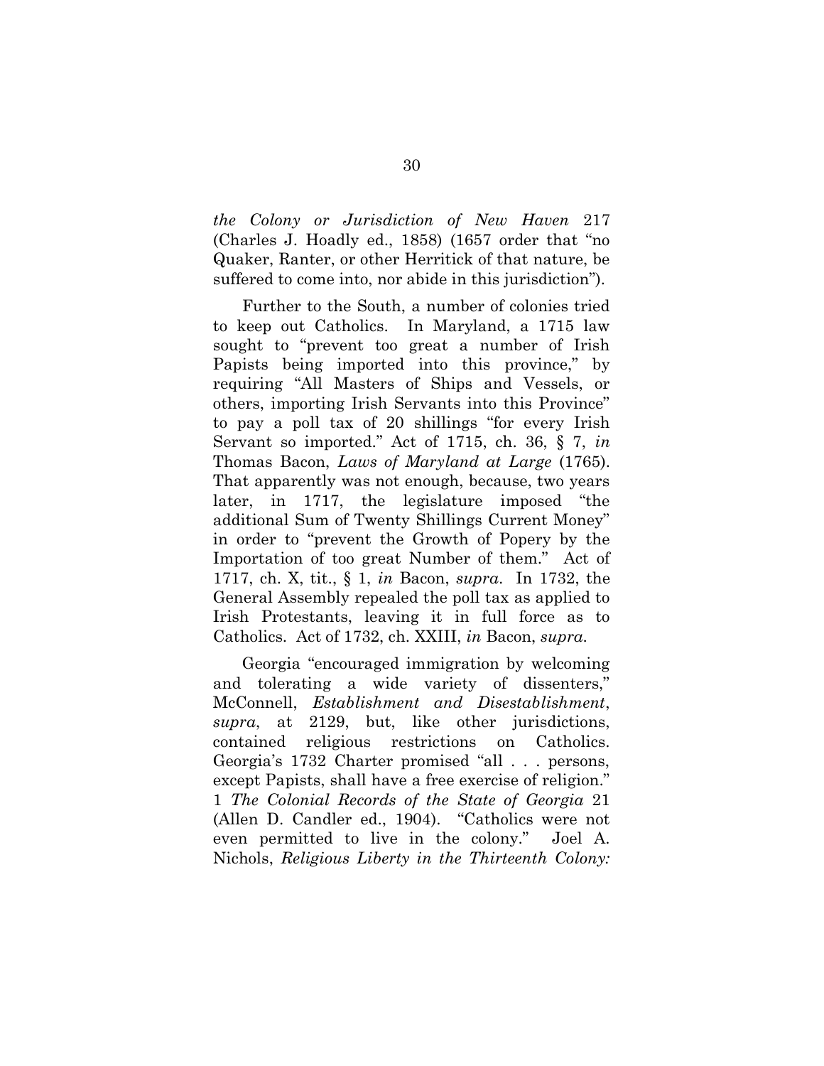*the Colony or Jurisdiction of New Haven* 217 (Charles J. Hoadly ed., 1858) (1657 order that "no Quaker, Ranter, or other Herritick of that nature, be suffered to come into, nor abide in this jurisdiction").

Further to the South, a number of colonies tried to keep out Catholics. In Maryland, a 1715 law sought to "prevent too great a number of Irish Papists being imported into this province," by requiring "All Masters of Ships and Vessels, or others, importing Irish Servants into this Province" to pay a poll tax of 20 shillings "for every Irish Servant so imported." Act of 1715, ch. 36, § 7, *in* Thomas Bacon, *Laws of Maryland at Large* (1765). That apparently was not enough, because, two years later, in 1717, the legislature imposed "the additional Sum of Twenty Shillings Current Money" in order to "prevent the Growth of Popery by the Importation of too great Number of them." Act of 1717, ch. X, tit., § 1, *in* Bacon, *supra*. In 1732, the General Assembly repealed the poll tax as applied to Irish Protestants, leaving it in full force as to Catholics. Act of 1732, ch. XXIII, *in* Bacon, *supra*.

Georgia "encouraged immigration by welcoming and tolerating a wide variety of dissenters," McConnell, *Establishment and Disestablishment*, *supra*, at 2129, but, like other jurisdictions, contained religious restrictions on Catholics. Georgia's 1732 Charter promised "all . . . persons, except Papists, shall have a free exercise of religion." 1 *The Colonial Records of the State of Georgia* 21 (Allen D. Candler ed., 1904). "Catholics were not even permitted to live in the colony." Joel A. Nichols, *Religious Liberty in the Thirteenth Colony:*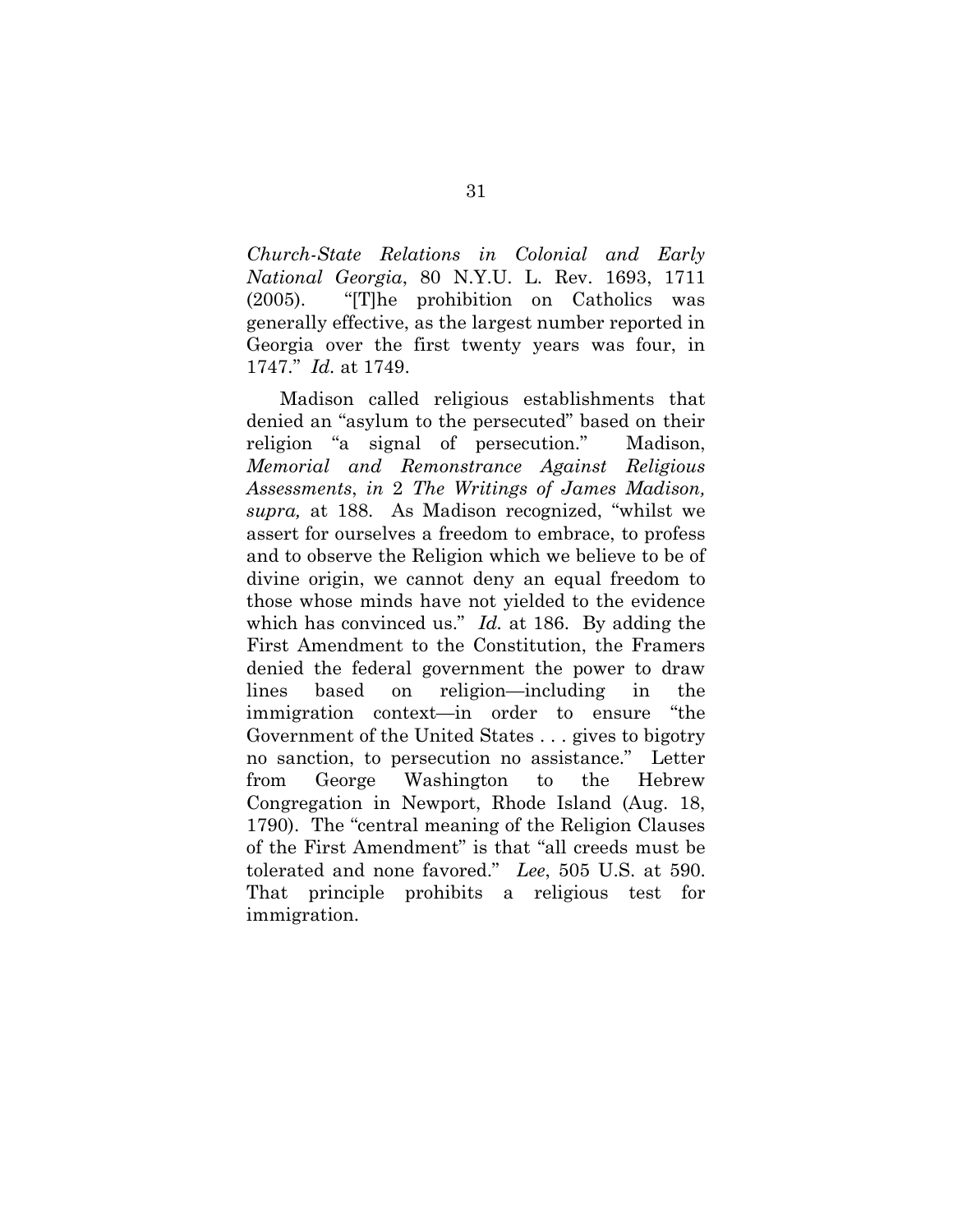*Church-State Relations in Colonial and Early National Georgia*, 80 N.Y.U. L. Rev. 1693, 1711 (2005). "[T]he prohibition on Catholics was generally effective, as the largest number reported in Georgia over the first twenty years was four, in 1747." *Id.* at 1749.

Madison called religious establishments that denied an "asylum to the persecuted" based on their religion "a signal of persecution." Madison, *Memorial and Remonstrance Against Religious Assessments*, *in* 2 *The Writings of James Madison, supra,* at 188. As Madison recognized, "whilst we assert for ourselves a freedom to embrace, to profess and to observe the Religion which we believe to be of divine origin, we cannot deny an equal freedom to those whose minds have not yielded to the evidence which has convinced us." *Id.* at 186. By adding the First Amendment to the Constitution, the Framers denied the federal government the power to draw lines based on religion—including in the immigration context—in order to ensure "the Government of the United States . . . gives to bigotry no sanction, to persecution no assistance." Letter from George Washington to the Hebrew Congregation in Newport, Rhode Island (Aug. 18, 1790). The "central meaning of the Religion Clauses of the First Amendment" is that "all creeds must be tolerated and none favored." *Lee*, 505 U.S. at 590. That principle prohibits a religious test for immigration.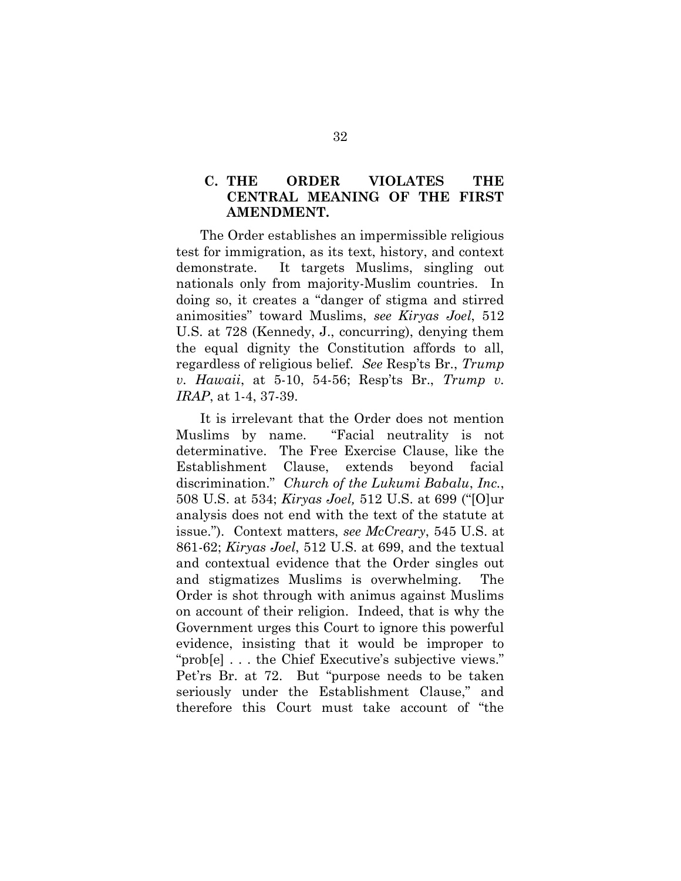### C. THE ORDER VIOLATES THE CENTRAL MEANING OF THE FIRST AMENDMENT.

The Order establishes an impermissible religious test for immigration, as its text, history, and context demonstrate. It targets Muslims, singling out nationals only from majority-Muslim countries. In doing so, it creates a "danger of stigma and stirred animosities" toward Muslims, *see Kiryas Joel*, 512 U.S. at 728 (Kennedy, J., concurring), denying them the equal dignity the Constitution affords to all, regardless of religious belief. *See* Resp'ts Br., *Trump v. Hawaii*, at 5-10, 54-56; Resp'ts Br., *Trump v. IRAP*, at 1-4, 37-39.

It is irrelevant that the Order does not mention Muslims by name. "Facial neutrality is not determinative. The Free Exercise Clause, like the Establishment Clause, extends beyond facial discrimination." *Church of the Lukumi Babalu*, *Inc.*, 508 U.S. at 534; *Kiryas Joel,* 512 U.S. at 699 ("[O]ur analysis does not end with the text of the statute at issue."). Context matters, *see McCreary*, 545 U.S. at 861-62; *Kiryas Joel*, 512 U.S. at 699, and the textual and contextual evidence that the Order singles out and stigmatizes Muslims is overwhelming. The Order is shot through with animus against Muslims on account of their religion. Indeed, that is why the Government urges this Court to ignore this powerful evidence, insisting that it would be improper to "prob[e] . . . the Chief Executive's subjective views." Pet'rs Br. at 72. But "purpose needs to be taken seriously under the Establishment Clause," and therefore this Court must take account of "the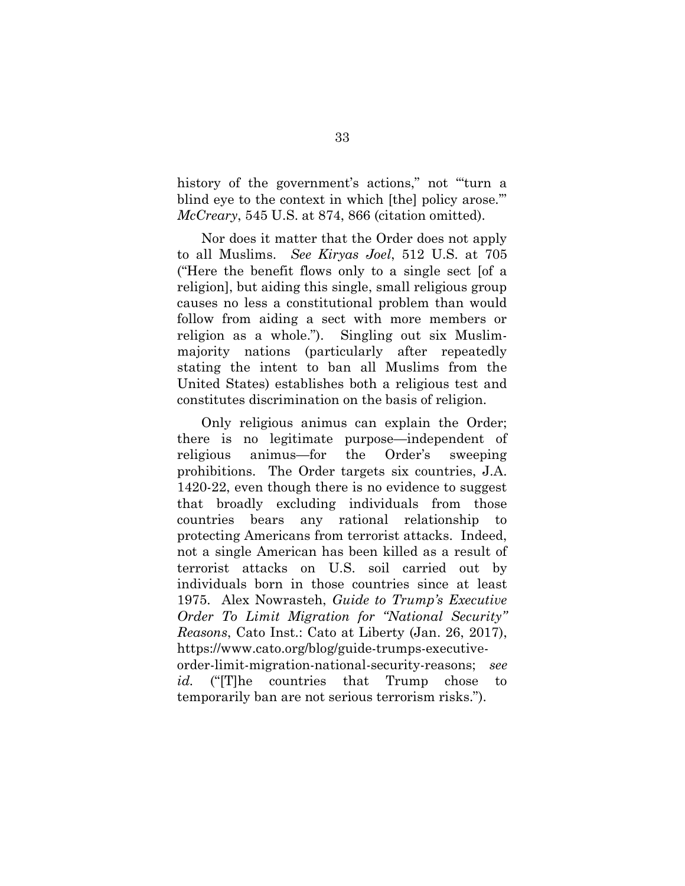history of the government's actions," not "'turn a blind eye to the context in which [the] policy arose.'" *McCreary*, 545 U.S. at 874, 866 (citation omitted).

Nor does it matter that the Order does not apply to all Muslims. *See Kiryas Joel*, 512 U.S. at 705 ("Here the benefit flows only to a single sect [of a religion], but aiding this single, small religious group causes no less a constitutional problem than would follow from aiding a sect with more members or religion as a whole."). Singling out six Muslim-majority nations (particularly after repeatedly stating the intent to ban all Muslims from the United States) establishes both a religious test and constitutes discrimination on the basis of religion.

Only religious animus can explain the Order; there is no legitimate purpose—independent of religious animus—for the Order's sweeping prohibitions. The Order targets six countries, J.A. 1420-22, even though there is no evidence to suggest that broadly excluding individuals from those countries bears any rational relationship to protecting Americans from terrorist attacks. Indeed, not a single American has been killed as a result of terrorist attacks on U.S. soil carried out by individuals born in those countries since at least 1975. Alex Nowrasteh, *Guide to Trump's Executive Order To Limit Migration for "National Security" Reasons*, Cato Inst.: Cato at Liberty (Jan. 26, 2017), https://www.cato.org/blog/guide-trumps-executive-order-limit-migration-national-security-reasons; *see id.* ("[T]he countries that Trump chose to temporarily ban are not serious terrorism risks.").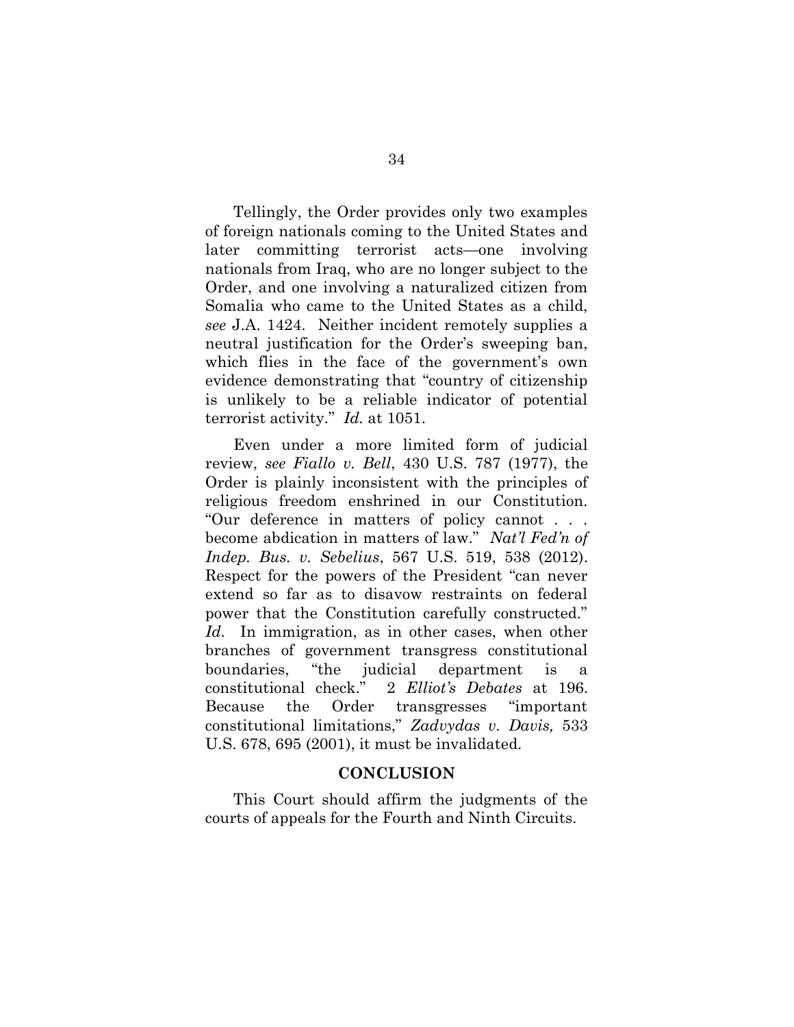Tellingly, the Order provides only two examples of foreign nationals coming to the United States and later committing terrorist acts—one involving nationals from Iraq, who are no longer subject to the Order, and one involving a naturalized citizen from Somalia who came to the United States as a child, *see* J.A. 1424. Neither incident remotely supplies a neutral justification for the Order's sweeping ban, which flies in the face of the government's own evidence demonstrating that "country of citizenship is unlikely to be a reliable indicator of potential terrorist activity." *Id.* at 1051.

Even under a more limited form of judicial review, *see Fiallo v. Bell*, 430 U.S. 787 (1977), the Order is plainly inconsistent with the principles of religious freedom enshrined in our Constitution. "Our deference in matters of policy cannot . . . become abdication in matters of law." *Nat'l Fed'n of Indep. Bus. v. Sebelius*, 567 U.S. 519, 538 (2012). Respect for the powers of the President "can never extend so far as to disavow restraints on federal power that the Constitution carefully constructed." *Id.* In immigration, as in other cases, when other branches of government transgress constitutional boundaries, "the judicial department is a constitutional check." 2 *Elliot's Debates* at 196. Because the Order transgresses "important constitutional limitations," *Zadvydas v. Davis,* 533 U.S. 678, 695 (2001), it must be invalidated.

## CONCLUSION

This Court should affirm the judgments of the courts of appeals for the Fourth and Ninth Circuits.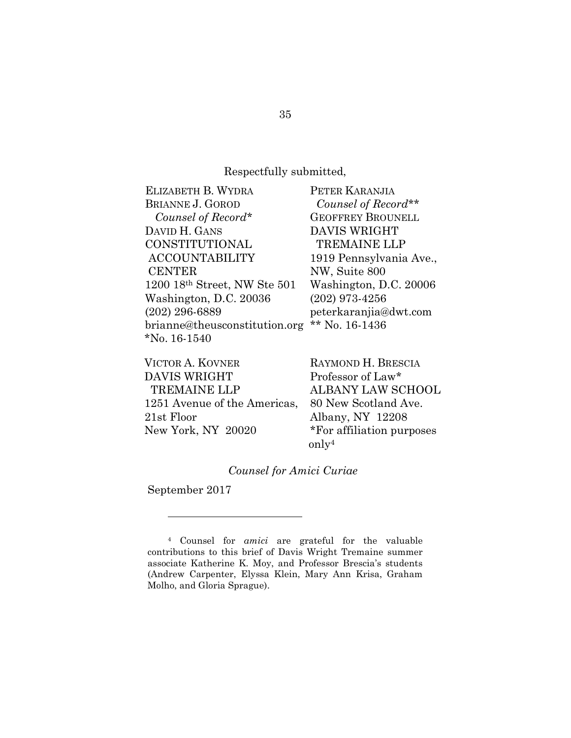Respectfully submitted,

ELIZABETH B. WYDRA
BRIANNE J. GOROD
*Counsel of Record**
DAVID H. GANS
CONSTITUTIONAL ACCOUNTABILITY CENTER
1200 18th Street, NW Ste 501
Washington, D.C. 20036
(202) 296-6889
brianne@theusconstitution.org
*No. 16-1540

PETER KARANJIA
*Counsel of Record***
GEOFFREY BROUNELL
DAVIS WRIGHT TREMAINE LLP
1919 Pennsylvania Ave., NW, Suite 800
Washington, D.C. 20006
(202) 973-4256
peterkaranjia@dwt.com
** No. 16-1436

VICTOR A. KOVNER
DAVIS WRIGHT TREMAINE LLP
1251 Avenue of the Americas, 21st Floor
New York, NY 20020

RAYMOND H. BRESCIA
Professor of Law*
ALBANY LAW SCHOOL
80 New Scotland Ave.
Albany, NY 12208
*For affiliation purposes only[4]

*Counsel for Amici Curiae*

September 2017

---

[4] Counsel for *amici* are grateful for the valuable contributions to this brief of Davis Wright Tremaine summer associate Katherine K. Moy, and Professor Brescia's students (Andrew Carpenter, Elyssa Klein, Mary Ann Krisa, Graham Molho, and Gloria Sprague).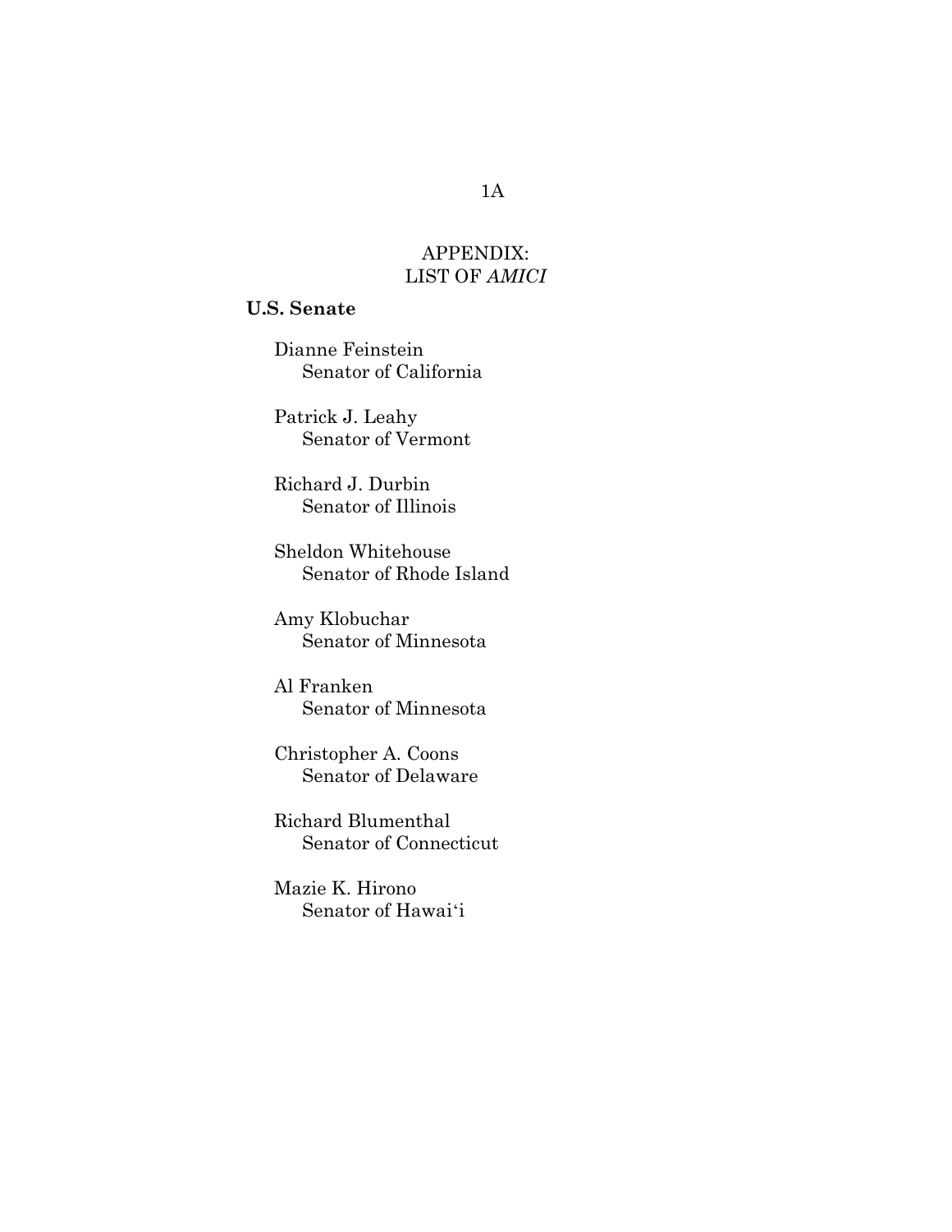# APPENDIX:
# LIST OF *AMICI*

**U.S. Senate**

Dianne Feinstein
Senator of California

Patrick J. Leahy
Senator of Vermont

Richard J. Durbin
Senator of Illinois

Sheldon Whitehouse
Senator of Rhode Island

Amy Klobuchar
Senator of Minnesota

Al Franken
Senator of Minnesota

Christopher A. Coons
Senator of Delaware

Richard Blumenthal
Senator of Connecticut

Mazie K. Hirono
Senator of Hawai'i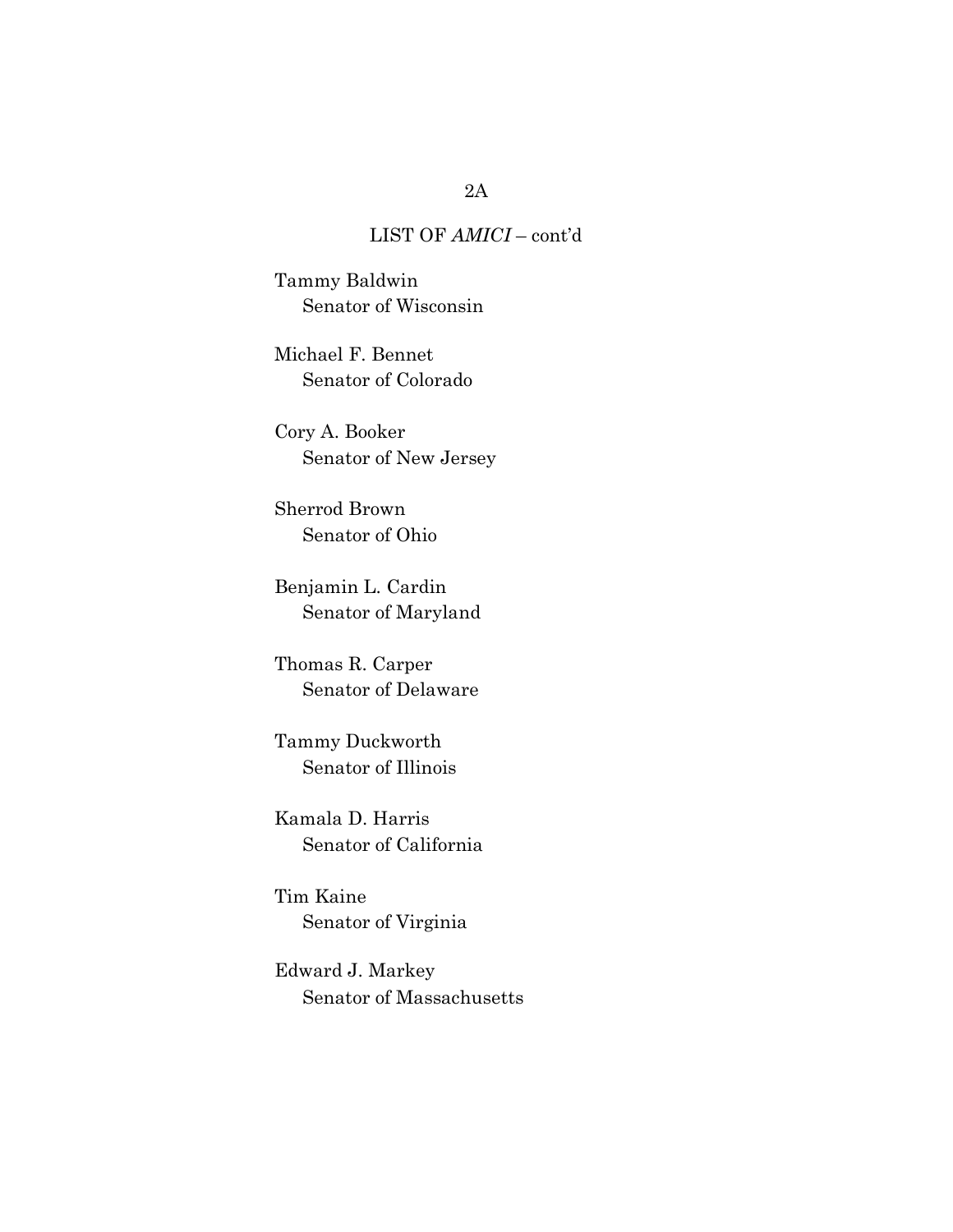LIST OF *AMICI* – cont'd

Tammy Baldwin
Senator of Wisconsin

Michael F. Bennet
Senator of Colorado

Cory A. Booker
Senator of New Jersey

Sherrod Brown
Senator of Ohio

Benjamin L. Cardin
Senator of Maryland

Thomas R. Carper
Senator of Delaware

Tammy Duckworth
Senator of Illinois

Kamala D. Harris
Senator of California

Tim Kaine
Senator of Virginia

Edward J. Markey
Senator of Massachusetts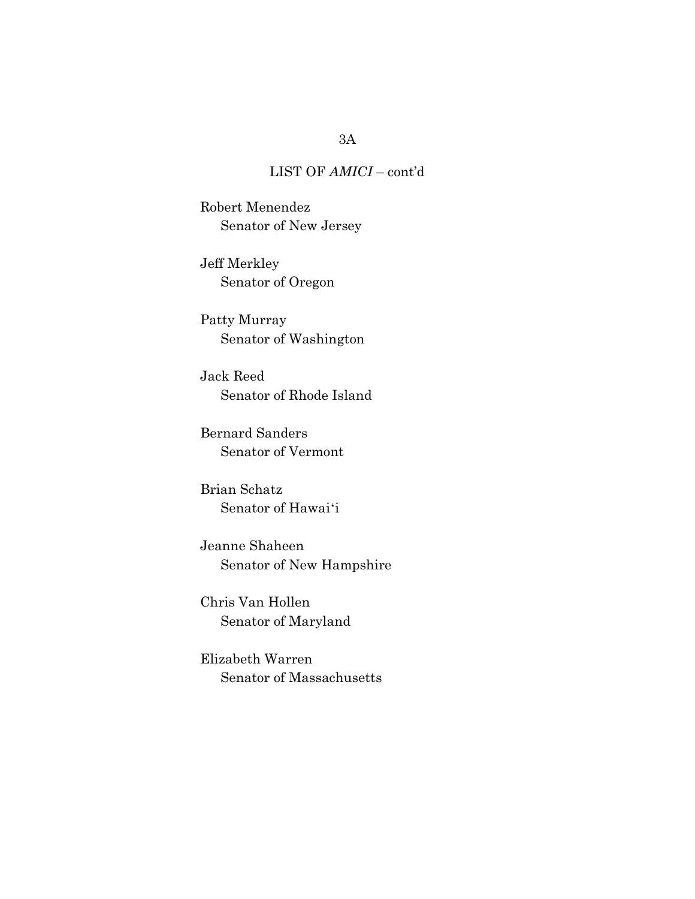LIST OF *AMICI* – cont'd

Robert Menendez
  Senator of New Jersey

Jeff Merkley
  Senator of Oregon

Patty Murray
  Senator of Washington

Jack Reed
  Senator of Rhode Island

Bernard Sanders
  Senator of Vermont

Brian Schatz
  Senator of Hawai'i

Jeanne Shaheen
  Senator of New Hampshire

Chris Van Hollen
  Senator of Maryland

Elizabeth Warren
  Senator of Massachusetts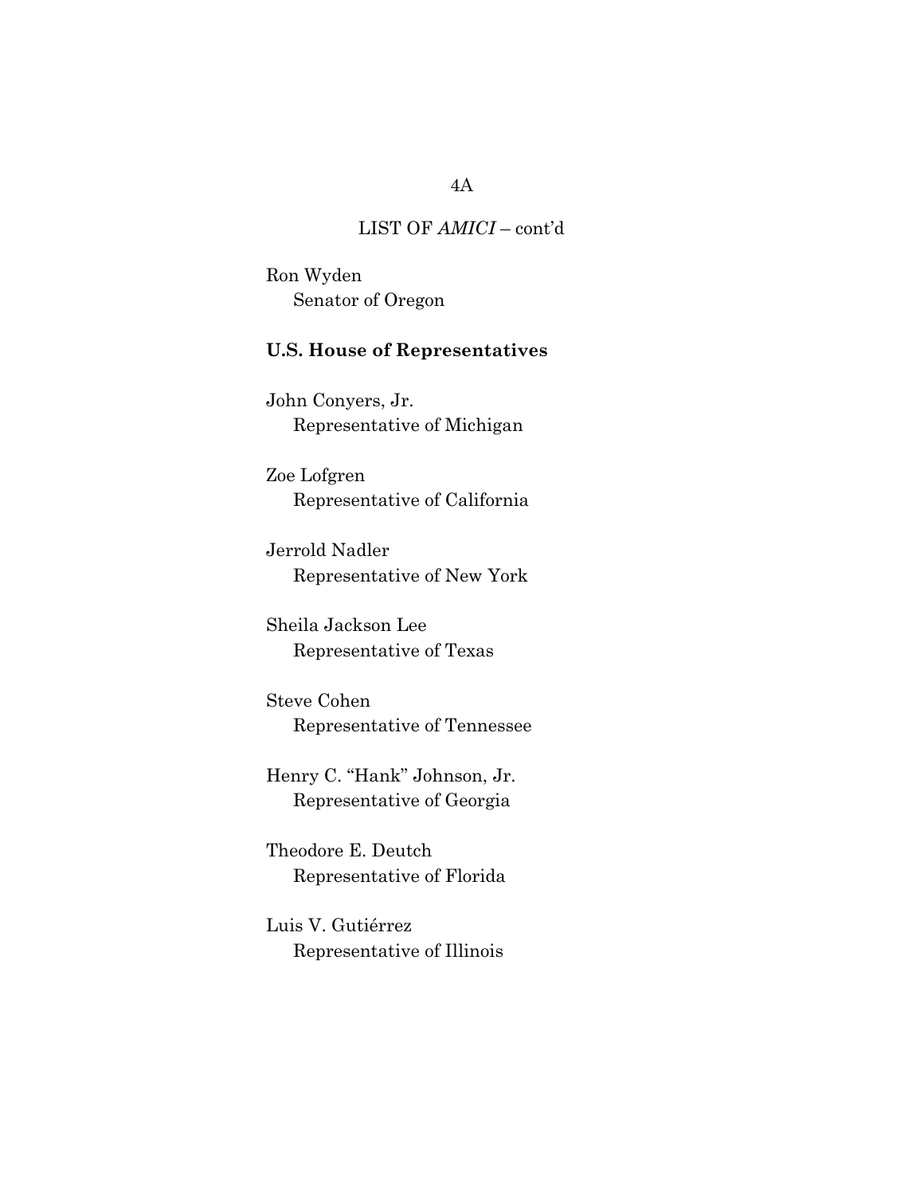LIST OF *AMICI* – cont'd

Ron Wyden
  Senator of Oregon

**U.S. House of Representatives**

John Conyers, Jr.
  Representative of Michigan

Zoe Lofgren
  Representative of California

Jerrold Nadler
  Representative of New York

Sheila Jackson Lee
  Representative of Texas

Steve Cohen
  Representative of Tennessee

Henry C. "Hank" Johnson, Jr.
  Representative of Georgia

Theodore E. Deutch
  Representative of Florida

Luis V. Gutiérrez
  Representative of Illinois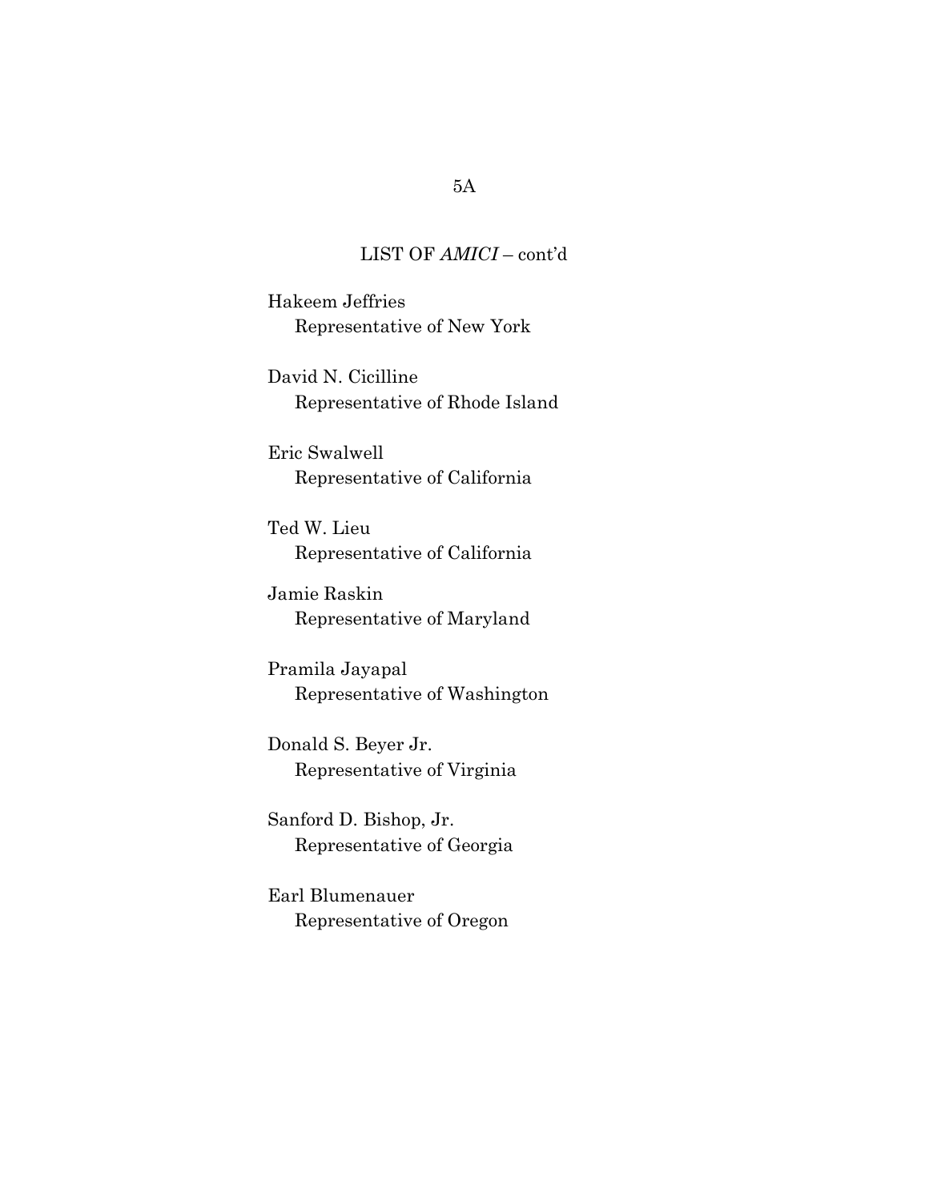## LIST OF *AMICI* – cont'd

Hakeem Jeffries
  Representative of New York

David N. Cicilline
  Representative of Rhode Island

Eric Swalwell
  Representative of California

Ted W. Lieu
  Representative of California

Jamie Raskin
  Representative of Maryland

Pramila Jayapal
  Representative of Washington

Donald S. Beyer Jr.
  Representative of Virginia

Sanford D. Bishop, Jr.
  Representative of Georgia

Earl Blumenauer
  Representative of Oregon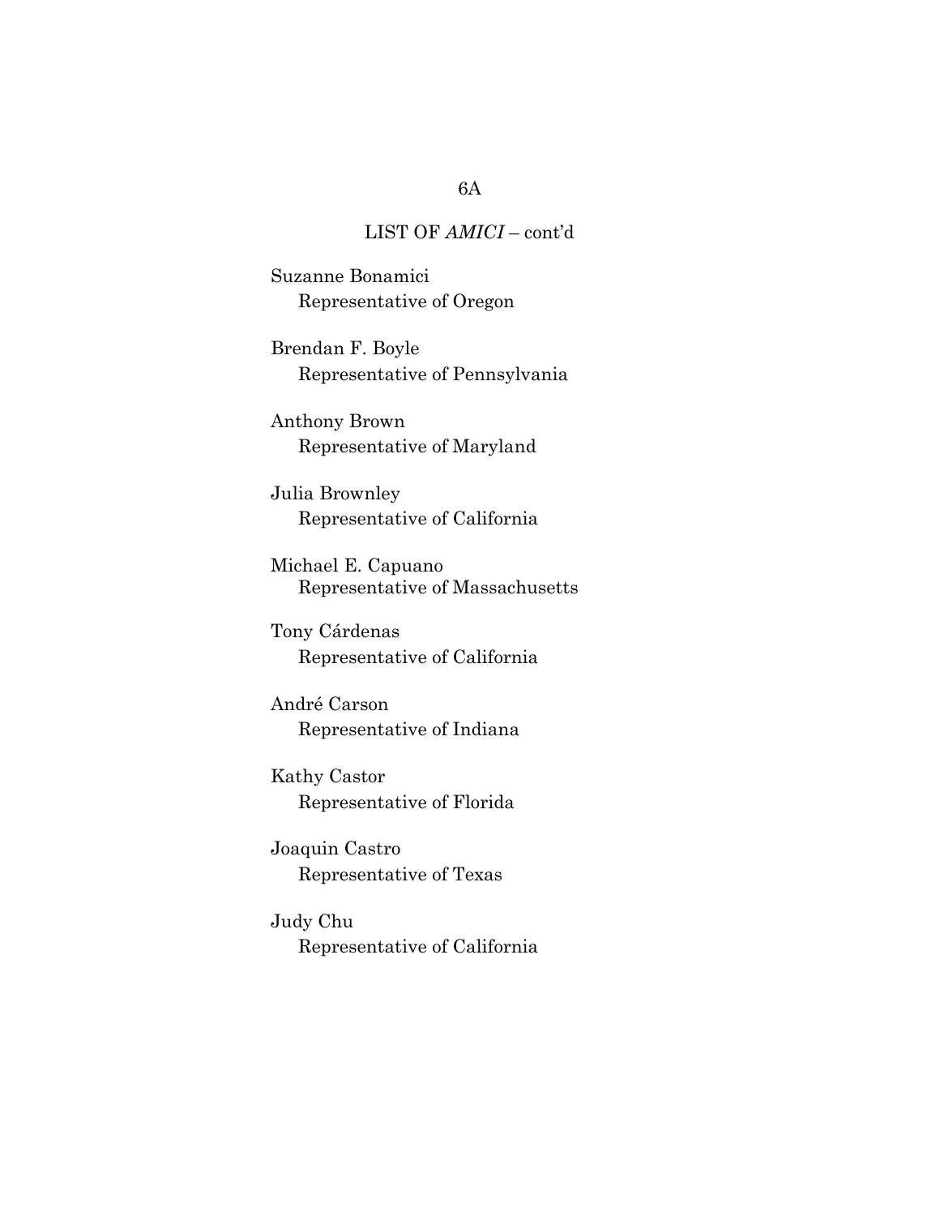LIST OF *AMICI* – cont'd

Suzanne Bonamici
Representative of Oregon

Brendan F. Boyle
Representative of Pennsylvania

Anthony Brown
Representative of Maryland

Julia Brownley
Representative of California

Michael E. Capuano
Representative of Massachusetts

Tony Cárdenas
Representative of California

André Carson
Representative of Indiana

Kathy Castor
Representative of Florida

Joaquin Castro
Representative of Texas

Judy Chu
Representative of California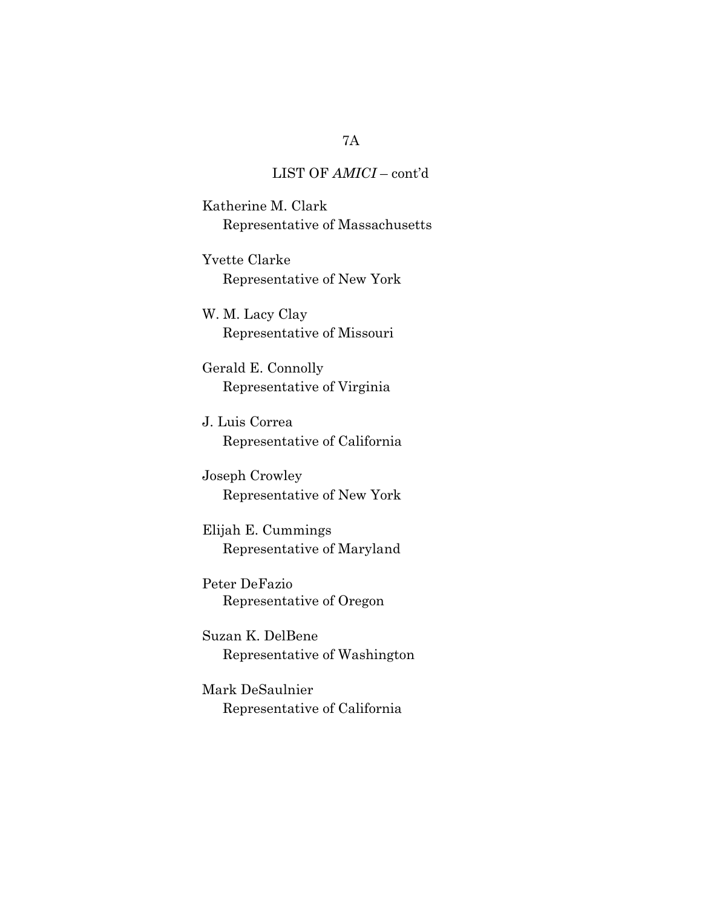LIST OF *AMICI* – cont'd

Katherine M. Clark
Representative of Massachusetts

Yvette Clarke
Representative of New York

W. M. Lacy Clay
Representative of Missouri

Gerald E. Connolly
Representative of Virginia

J. Luis Correa
Representative of California

Joseph Crowley
Representative of New York

Elijah E. Cummings
Representative of Maryland

Peter DeFazio
Representative of Oregon

Suzan K. DelBene
Representative of Washington

Mark DeSaulnier
Representative of California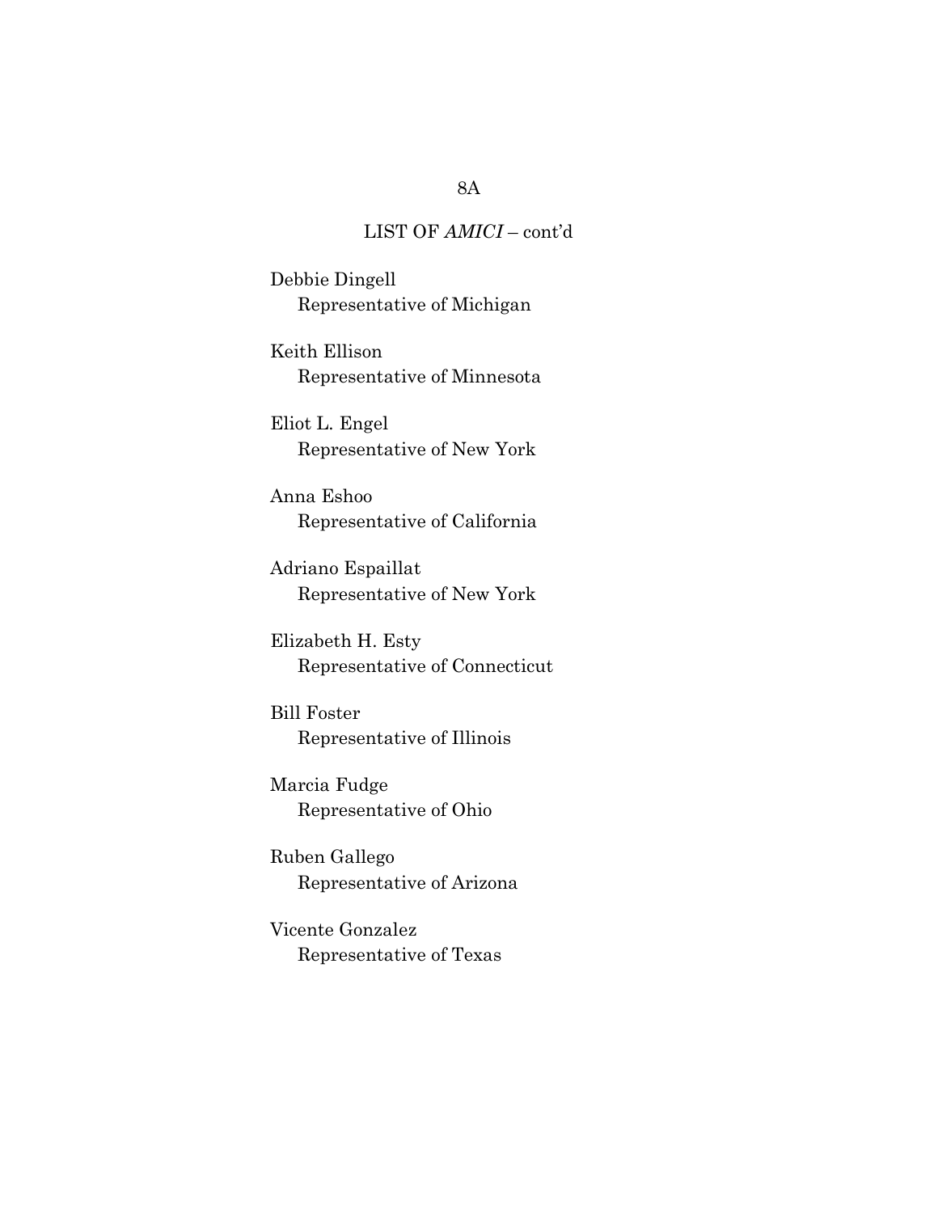LIST OF *AMICI* – cont'd

Debbie Dingell
Representative of Michigan

Keith Ellison
Representative of Minnesota

Eliot L. Engel
Representative of New York

Anna Eshoo
Representative of California

Adriano Espaillat
Representative of New York

Elizabeth H. Esty
Representative of Connecticut

Bill Foster
Representative of Illinois

Marcia Fudge
Representative of Ohio

Ruben Gallego
Representative of Arizona

Vicente Gonzalez
Representative of Texas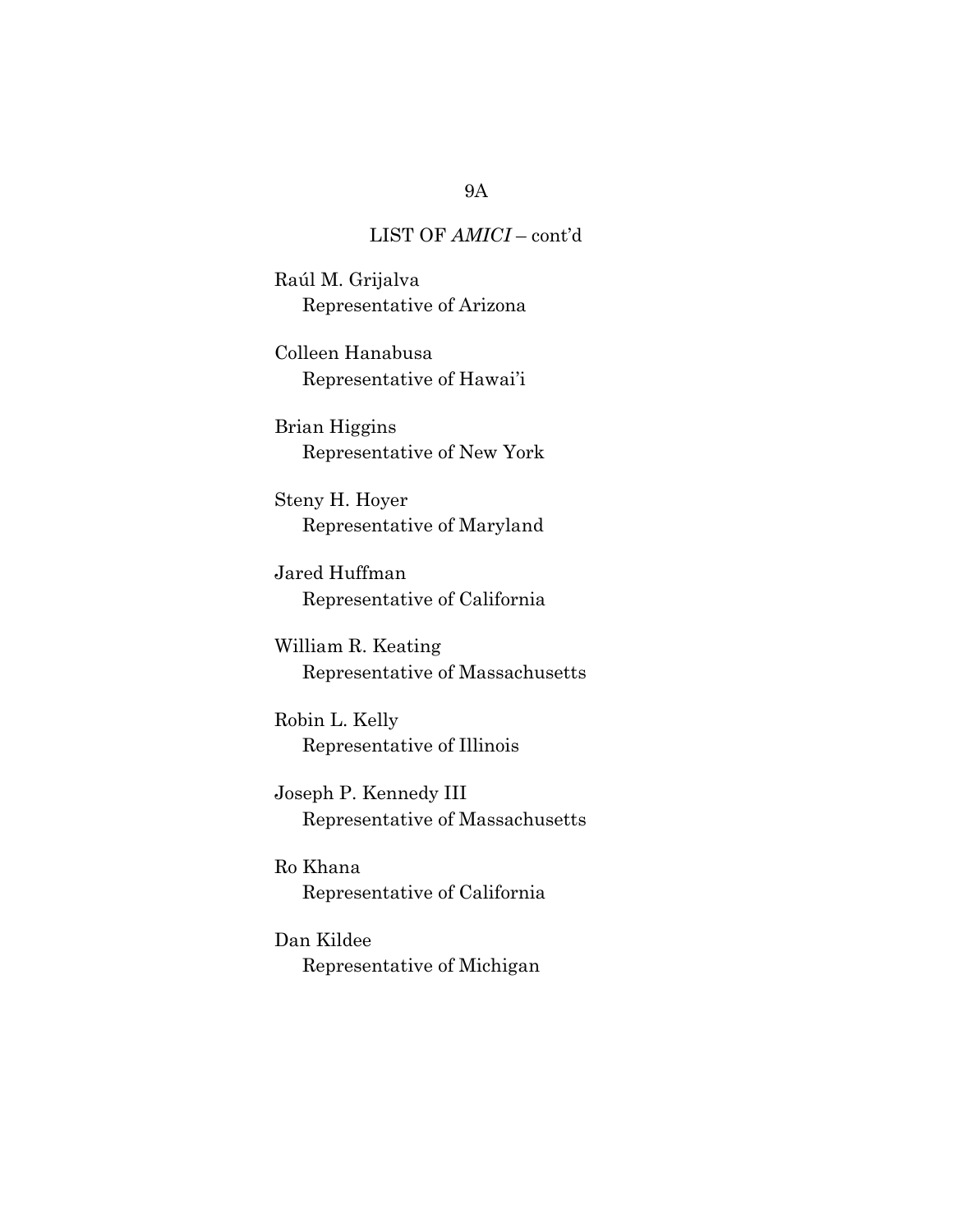LIST OF *AMICI* – cont'd

Raúl M. Grijalva
Representative of Arizona

Colleen Hanabusa
Representative of Hawai'i

Brian Higgins
Representative of New York

Steny H. Hoyer
Representative of Maryland

Jared Huffman
Representative of California

William R. Keating
Representative of Massachusetts

Robin L. Kelly
Representative of Illinois

Joseph P. Kennedy III
Representative of Massachusetts

Ro Khana
Representative of California

Dan Kildee
Representative of Michigan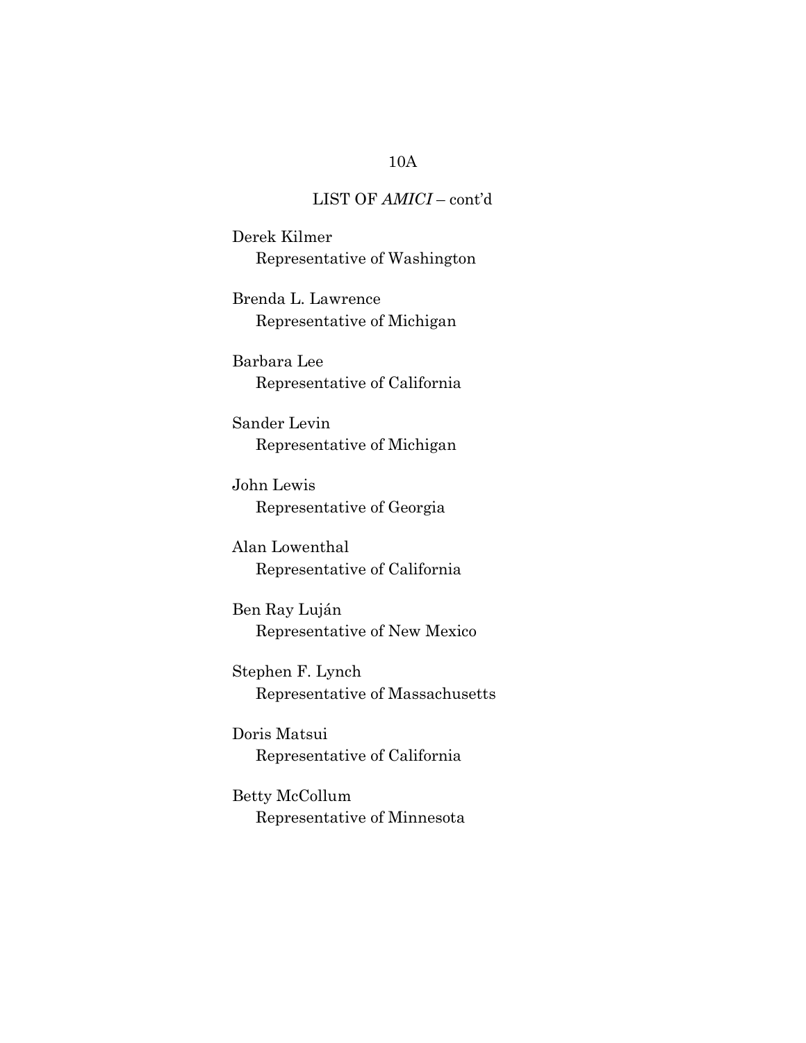LIST OF *AMICI* – cont'd

Derek Kilmer
Representative of Washington

Brenda L. Lawrence
Representative of Michigan

Barbara Lee
Representative of California

Sander Levin
Representative of Michigan

John Lewis
Representative of Georgia

Alan Lowenthal
Representative of California

Ben Ray Luján
Representative of New Mexico

Stephen F. Lynch
Representative of Massachusetts

Doris Matsui
Representative of California

Betty McCollum
Representative of Minnesota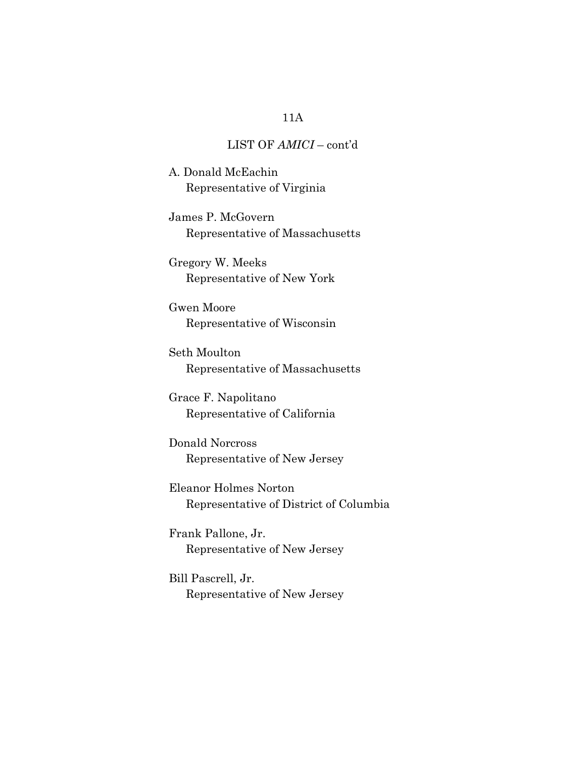LIST OF *AMICI* – cont'd

A. Donald McEachin
Representative of Virginia

James P. McGovern
Representative of Massachusetts

Gregory W. Meeks
Representative of New York

Gwen Moore
Representative of Wisconsin

Seth Moulton
Representative of Massachusetts

Grace F. Napolitano
Representative of California

Donald Norcross
Representative of New Jersey

Eleanor Holmes Norton
Representative of District of Columbia

Frank Pallone, Jr.
Representative of New Jersey

Bill Pascrell, Jr.
Representative of New Jersey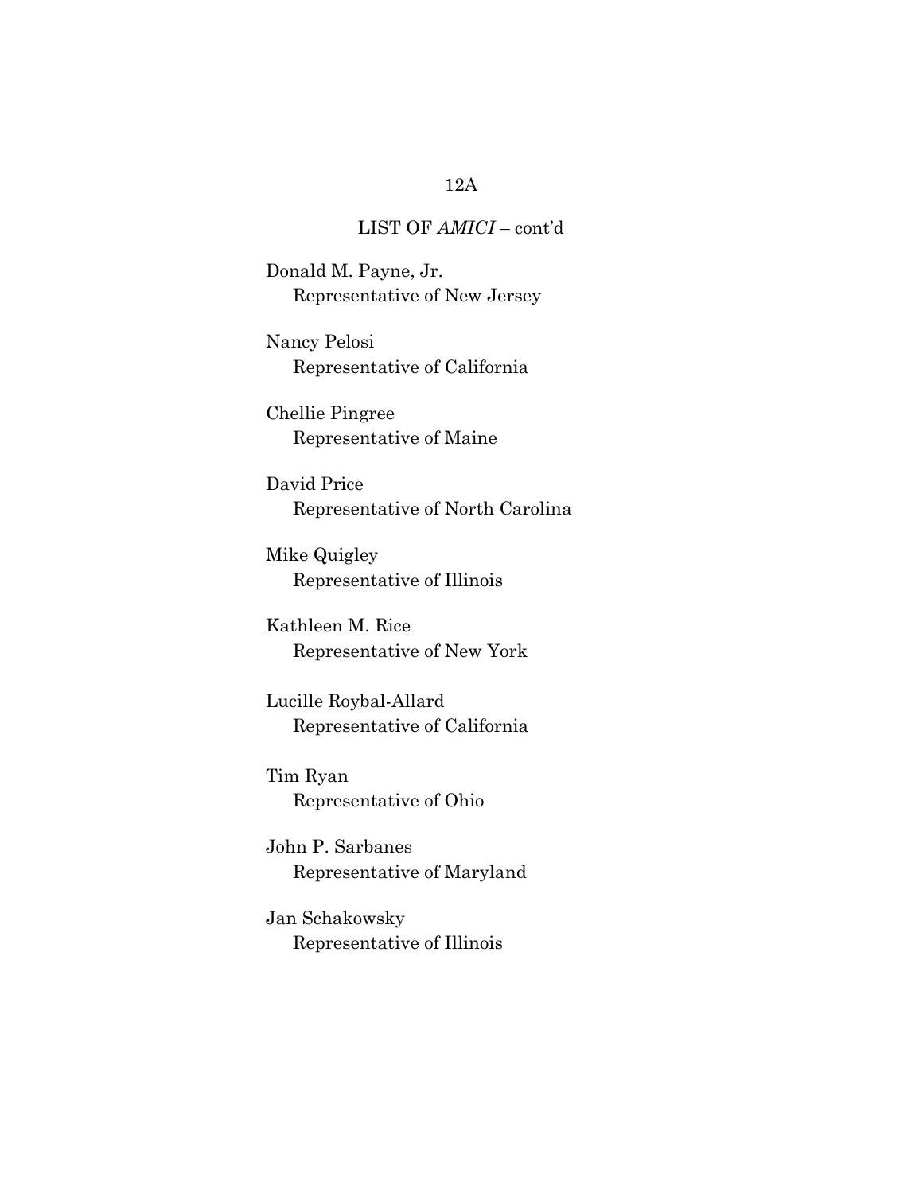LIST OF *AMICI* – cont'd

Donald M. Payne, Jr.
Representative of New Jersey

Nancy Pelosi
Representative of California

Chellie Pingree
Representative of Maine

David Price
Representative of North Carolina

Mike Quigley
Representative of Illinois

Kathleen M. Rice
Representative of New York

Lucille Roybal-Allard
Representative of California

Tim Ryan
Representative of Ohio

John P. Sarbanes
Representative of Maryland

Jan Schakowsky
Representative of Illinois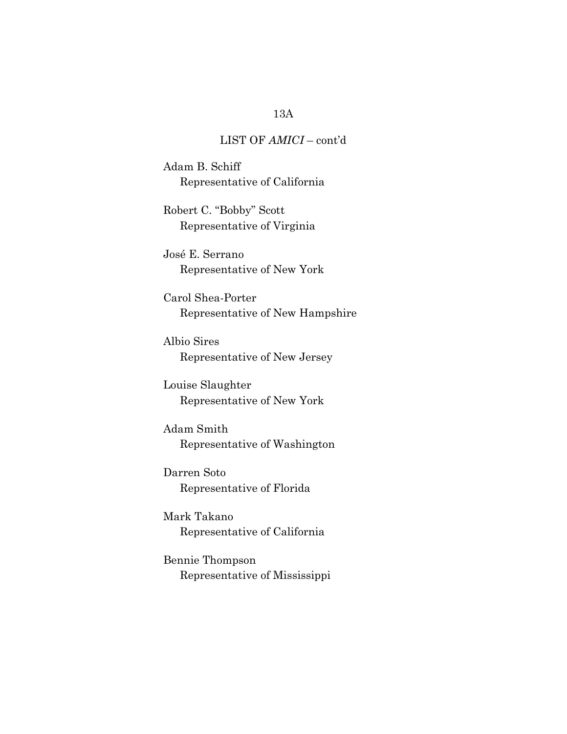LIST OF *AMICI* – cont'd

Adam B. Schiff
Representative of California

Robert C. "Bobby" Scott
Representative of Virginia

José E. Serrano
Representative of New York

Carol Shea-Porter
Representative of New Hampshire

Albio Sires
Representative of New Jersey

Louise Slaughter
Representative of New York

Adam Smith
Representative of Washington

Darren Soto
Representative of Florida

Mark Takano
Representative of California

Bennie Thompson
Representative of Mississippi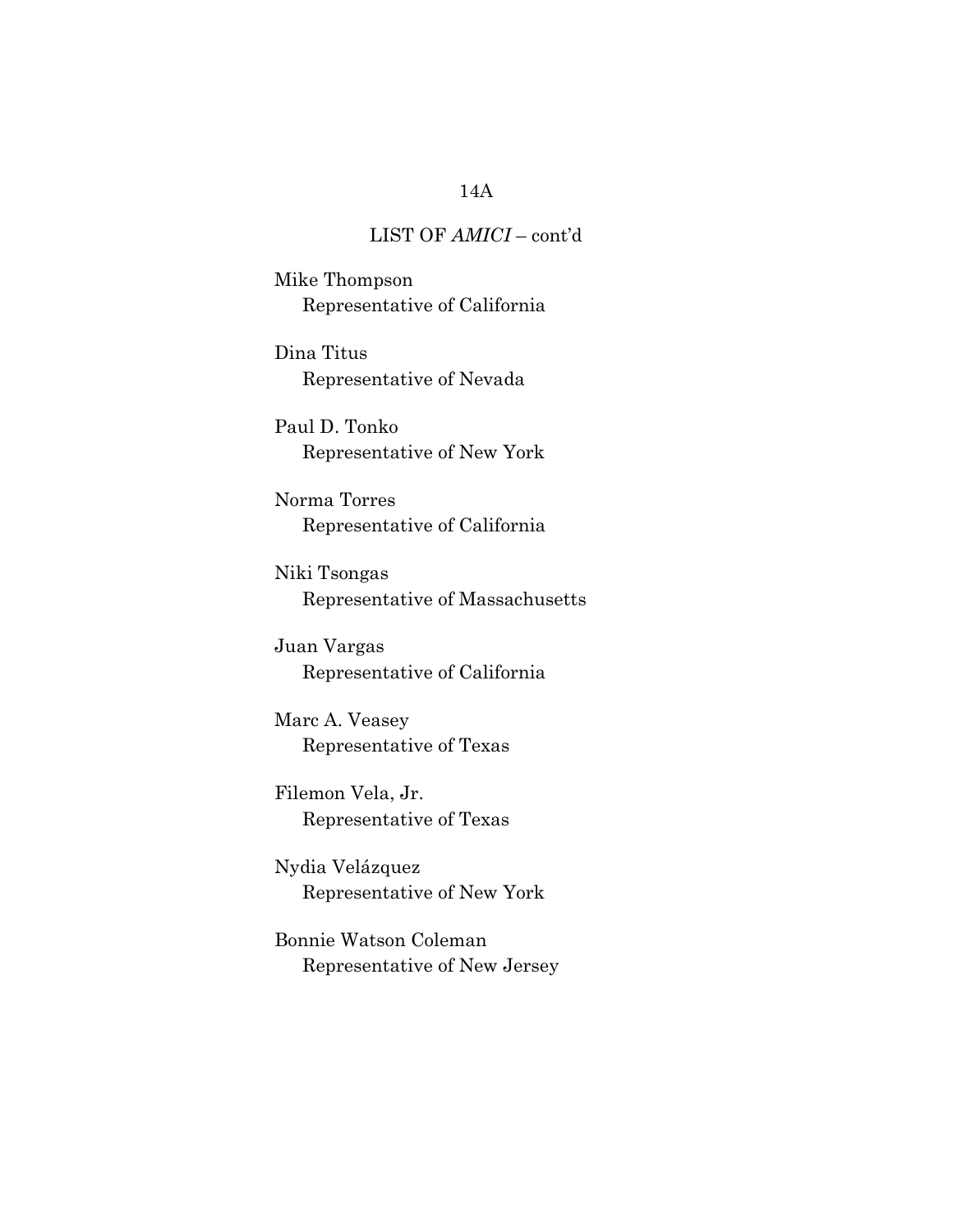LIST OF *AMICI* – cont'd

Mike Thompson
Representative of California

Dina Titus
Representative of Nevada

Paul D. Tonko
Representative of New York

Norma Torres
Representative of California

Niki Tsongas
Representative of Massachusetts

Juan Vargas
Representative of California

Marc A. Veasey
Representative of Texas

Filemon Vela, Jr.
Representative of Texas

Nydia Velázquez
Representative of New York

Bonnie Watson Coleman
Representative of New Jersey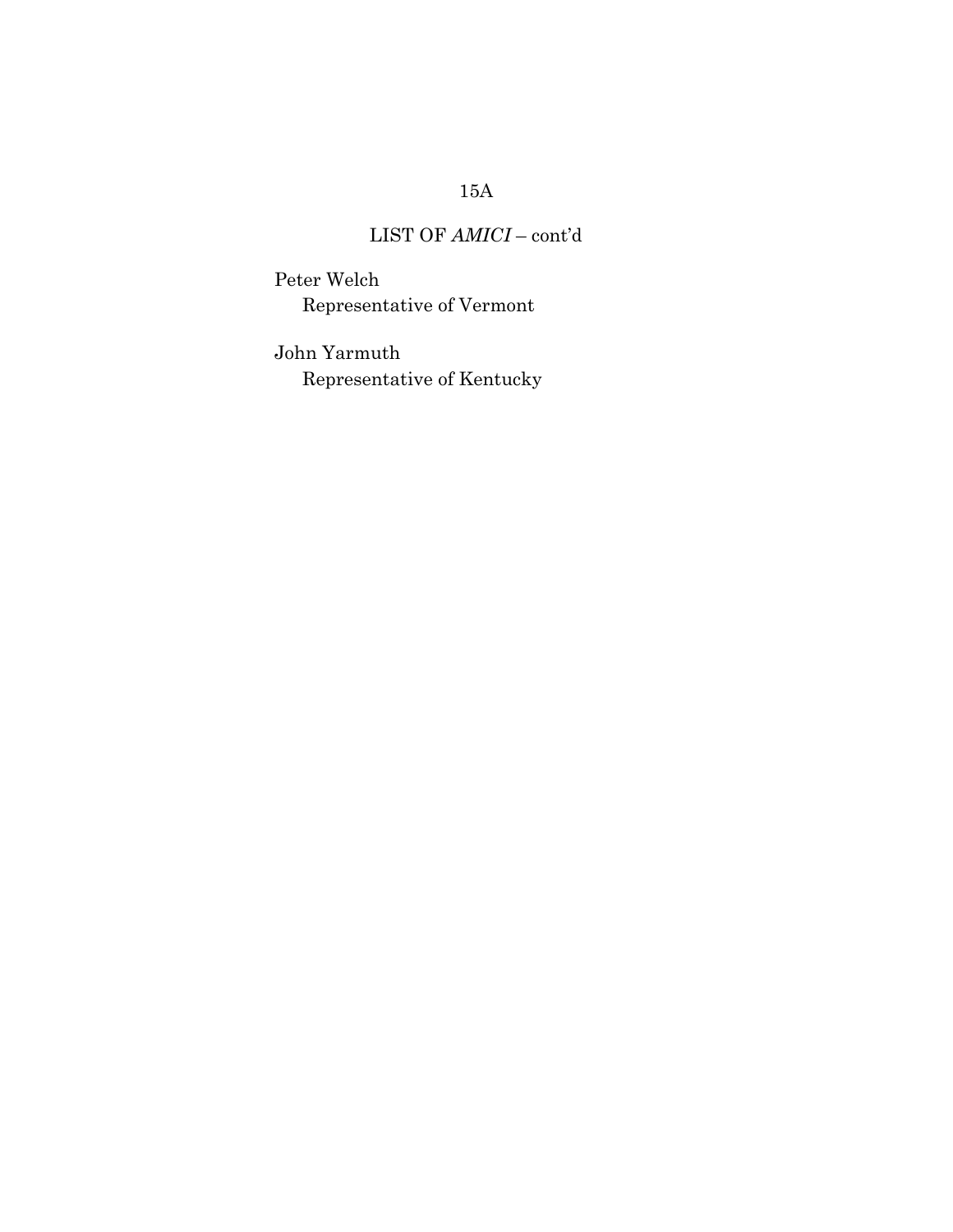LIST OF *AMICI* – cont'd

Peter Welch
Representative of Vermont

John Yarmuth
Representative of Kentucky